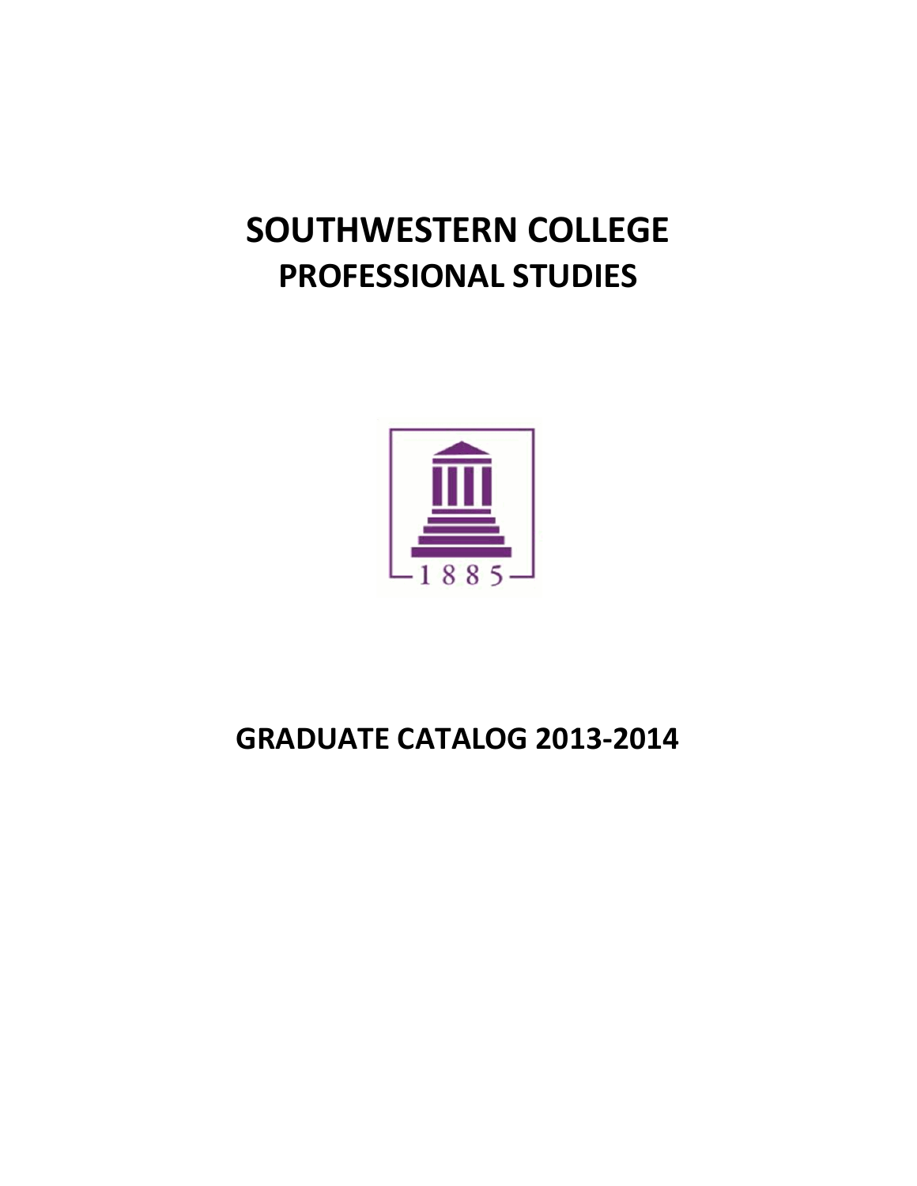# SOUTHWESTERN COLLEGE
# PROFESSIONAL STUDIES

1885

## GRADUATE CATALOG 2013-2014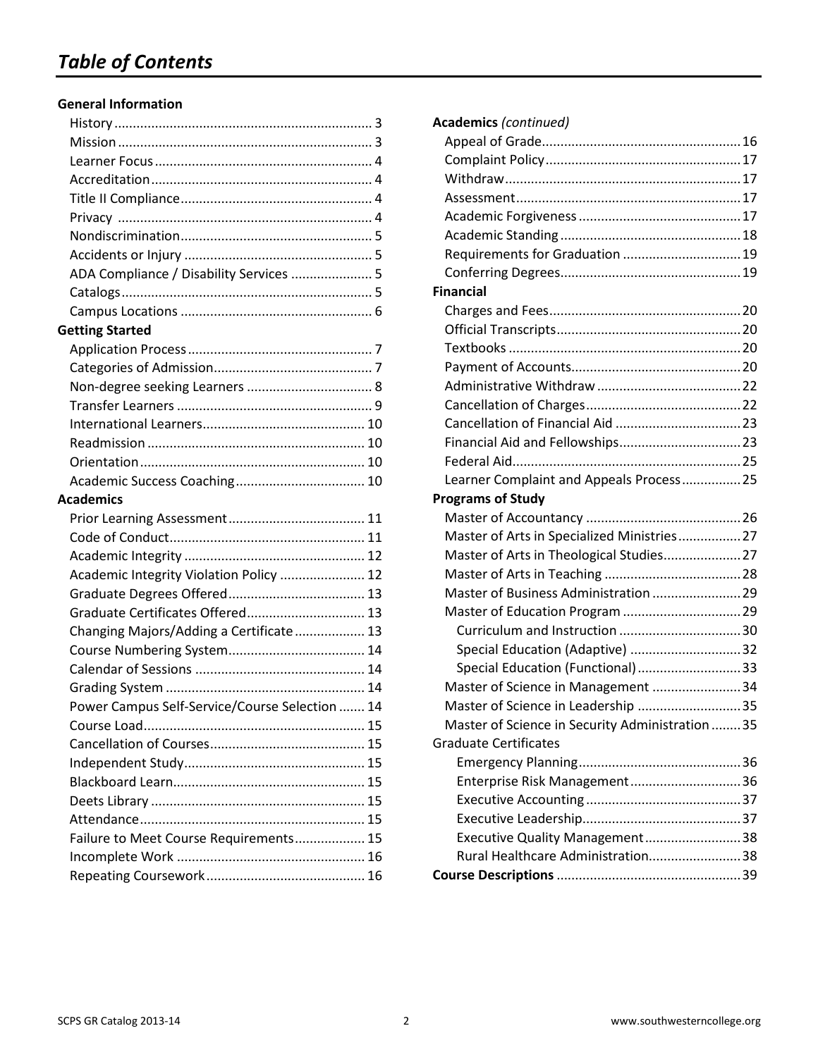# *Table of Contents*

**General Information**

- History ... 3
- Mission ... 3
- Learner Focus ... 4
- Accreditation ... 4
- Title II Compliance ... 4
- Privacy ... 4
- Nondiscrimination ... 5
- Accidents or Injury ... 5
- ADA Compliance / Disability Services ... 5
- Catalogs ... 5
- Campus Locations ... 6

**Getting Started**

- Application Process ... 7
- Categories of Admission ... 7
- Non-degree seeking Learners ... 8
- Transfer Learners ... 9
- International Learners ... 10
- Readmission ... 10
- Orientation ... 10
- Academic Success Coaching ... 10

**Academics**

- Prior Learning Assessment ... 11
- Code of Conduct ... 11
- Academic Integrity ... 12
- Academic Integrity Violation Policy ... 12
- Graduate Degrees Offered ... 13
- Graduate Certificates Offered ... 13
- Changing Majors/Adding a Certificate ... 13
- Course Numbering System ... 14
- Calendar of Sessions ... 14
- Grading System ... 14
- Power Campus Self-Service/Course Selection ... 14
- Course Load ... 15
- Cancellation of Courses ... 15
- Independent Study ... 15
- Blackboard Learn ... 15
- Deets Library ... 15
- Attendance ... 15
- Failure to Meet Course Requirements ... 15
- Incomplete Work ... 16
- Repeating Coursework ... 16

**Academics** *(continued)*

- Appeal of Grade ... 16
- Complaint Policy ... 17
- Withdraw ... 17
- Assessment ... 17
- Academic Forgiveness ... 17
- Academic Standing ... 18
- Requirements for Graduation ... 19
- Conferring Degrees ... 19

**Financial**

- Charges and Fees ... 20
- Official Transcripts ... 20
- Textbooks ... 20
- Payment of Accounts ... 20
- Administrative Withdraw ... 22
- Cancellation of Charges ... 22
- Cancellation of Financial Aid ... 23
- Financial Aid and Fellowships ... 23
- Federal Aid ... 25
- Learner Complaint and Appeals Process ... 25

**Programs of Study**

- Master of Accountancy ... 26
- Master of Arts in Specialized Ministries ... 27
- Master of Arts in Theological Studies ... 27
- Master of Arts in Teaching ... 28
- Master of Business Administration ... 29
- Master of Education Program ... 29
  - Curriculum and Instruction ... 30
  - Special Education (Adaptive) ... 32
  - Special Education (Functional) ... 33
- Master of Science in Management ... 34
- Master of Science in Leadership ... 35
- Master of Science in Security Administration ... 35

Graduate Certificates

- Emergency Planning ... 36
- Enterprise Risk Management ... 36
- Executive Accounting ... 37
- Executive Leadership ... 37
- Executive Quality Management ... 38
- Rural Healthcare Administration ... 38

**Course Descriptions** ... 39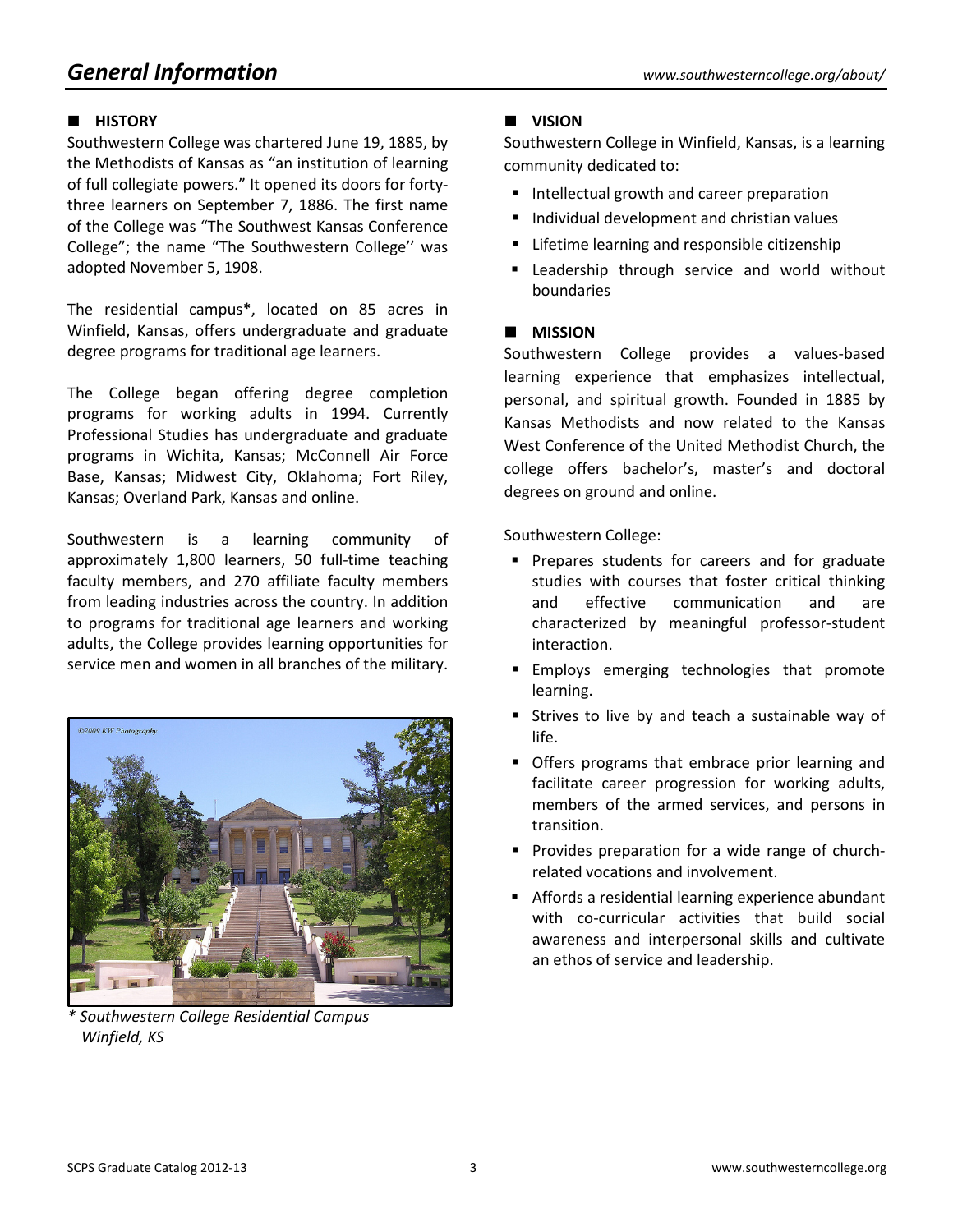# General Information

## HISTORY

Southwestern College was chartered June 19, 1885, by the Methodists of Kansas as "an institution of learning of full collegiate powers." It opened its doors for forty-three learners on September 7, 1886. The first name of the College was "The Southwest Kansas Conference College"; the name "The Southwestern College'' was adopted November 5, 1908.

The residential campus*, located on 85 acres in Winfield, Kansas, offers undergraduate and graduate degree programs for traditional age learners.

The College began offering degree completion programs for working adults in 1994. Currently Professional Studies has undergraduate and graduate programs in Wichita, Kansas; McConnell Air Force Base, Kansas; Midwest City, Oklahoma; Fort Riley, Kansas; Overland Park, Kansas and online.

Southwestern is a learning community of approximately 1,800 learners, 50 full-time teaching faculty members, and 270 affiliate faculty members from leading industries across the country. In addition to programs for traditional age learners and working adults, the College provides learning opportunities for service men and women in all branches of the military.

*\* Southwestern College Residential Campus Winfield, KS*

## VISION

Southwestern College in Winfield, Kansas, is a learning community dedicated to:

- Intellectual growth and career preparation
- Individual development and christian values
- Lifetime learning and responsible citizenship
- Leadership through service and world without boundaries

## MISSION

Southwestern College provides a values-based learning experience that emphasizes intellectual, personal, and spiritual growth. Founded in 1885 by Kansas Methodists and now related to the Kansas West Conference of the United Methodist Church, the college offers bachelor's, master's and doctoral degrees on ground and online.

Southwestern College:

- Prepares students for careers and for graduate studies with courses that foster critical thinking and effective communication and are characterized by meaningful professor-student interaction.
- Employs emerging technologies that promote learning.
- Strives to live by and teach a sustainable way of life.
- Offers programs that embrace prior learning and facilitate career progression for working adults, members of the armed services, and persons in transition.
- Provides preparation for a wide range of church-related vocations and involvement.
- Affords a residential learning experience abundant with co-curricular activities that build social awareness and interpersonal skills and cultivate an ethos of service and leadership.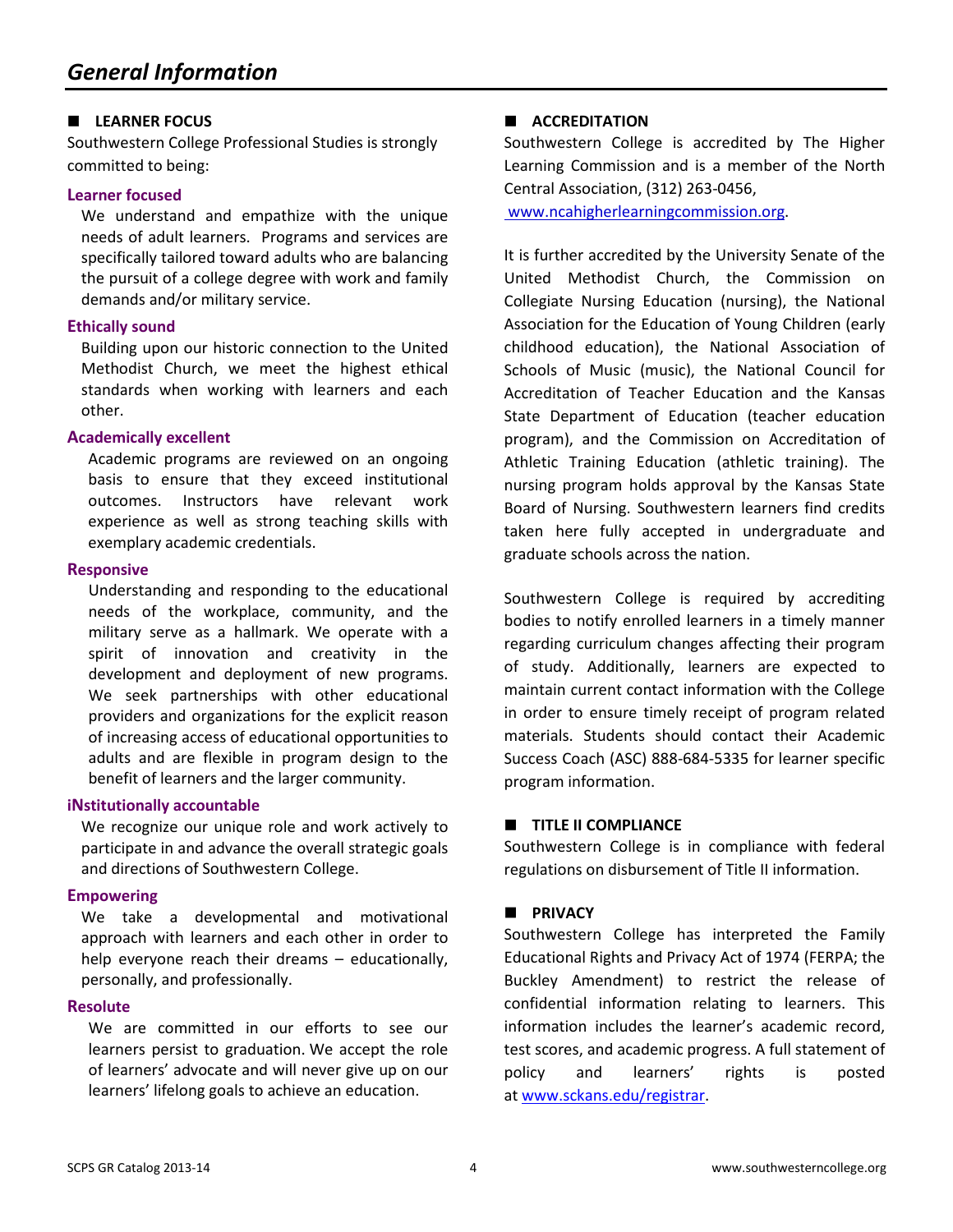# *General Information*

## LEARNER FOCUS

Southwestern College Professional Studies is strongly committed to being:

### Learner focused

We understand and empathize with the unique needs of adult learners. Programs and services are specifically tailored toward adults who are balancing the pursuit of a college degree with work and family demands and/or military service.

### Ethically sound

Building upon our historic connection to the United Methodist Church, we meet the highest ethical standards when working with learners and each other.

### Academically excellent

Academic programs are reviewed on an ongoing basis to ensure that they exceed institutional outcomes. Instructors have relevant work experience as well as strong teaching skills with exemplary academic credentials.

### Responsive

Understanding and responding to the educational needs of the workplace, community, and the military serve as a hallmark. We operate with a spirit of innovation and creativity in the development and deployment of new programs. We seek partnerships with other educational providers and organizations for the explicit reason of increasing access of educational opportunities to adults and are flexible in program design to the benefit of learners and the larger community.

### iNstitutionally accountable

We recognize our unique role and work actively to participate in and advance the overall strategic goals and directions of Southwestern College.

### Empowering

We take a developmental and motivational approach with learners and each other in order to help everyone reach their dreams – educationally, personally, and professionally.

### Resolute

We are committed in our efforts to see our learners persist to graduation. We accept the role of learners' advocate and will never give up on our learners' lifelong goals to achieve an education.

## ACCREDITATION

Southwestern College is accredited by The Higher Learning Commission and is a member of the North Central Association, (312) 263-0456, www.ncahigherlearningcommission.org.

It is further accredited by the University Senate of the United Methodist Church, the Commission on Collegiate Nursing Education (nursing), the National Association for the Education of Young Children (early childhood education), the National Association of Schools of Music (music), the National Council for Accreditation of Teacher Education and the Kansas State Department of Education (teacher education program), and the Commission on Accreditation of Athletic Training Education (athletic training). The nursing program holds approval by the Kansas State Board of Nursing. Southwestern learners find credits taken here fully accepted in undergraduate and graduate schools across the nation.

Southwestern College is required by accrediting bodies to notify enrolled learners in a timely manner regarding curriculum changes affecting their program of study. Additionally, learners are expected to maintain current contact information with the College in order to ensure timely receipt of program related materials. Students should contact their Academic Success Coach (ASC) 888-684-5335 for learner specific program information.

## TITLE II COMPLIANCE

Southwestern College is in compliance with federal regulations on disbursement of Title II information.

## PRIVACY

Southwestern College has interpreted the Family Educational Rights and Privacy Act of 1974 (FERPA; the Buckley Amendment) to restrict the release of confidential information relating to learners. This information includes the learner's academic record, test scores, and academic progress. A full statement of policy and learners' rights is posted at www.sckans.edu/registrar.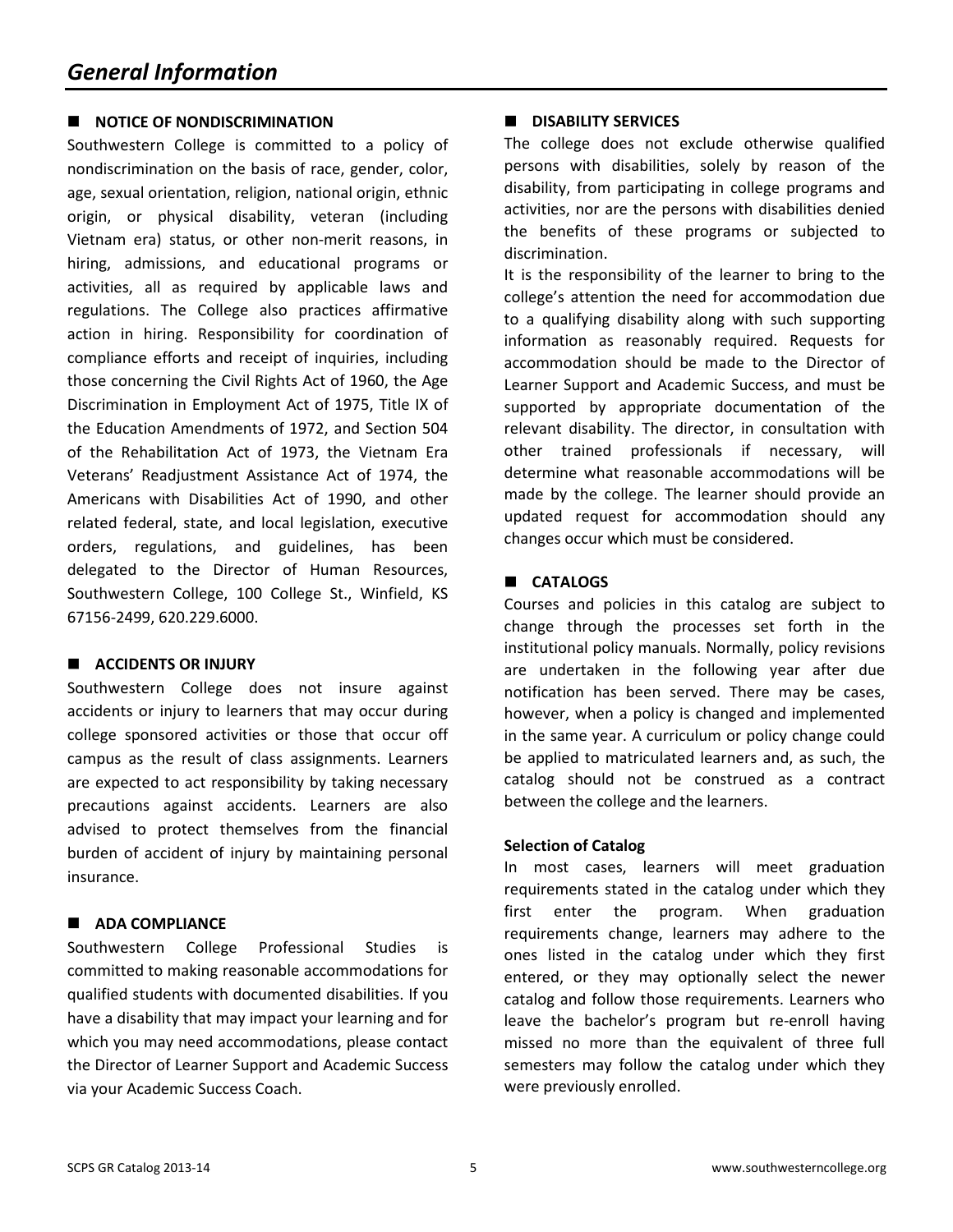# *General Information*

## NOTICE OF NONDISCRIMINATION

Southwestern College is committed to a policy of nondiscrimination on the basis of race, gender, color, age, sexual orientation, religion, national origin, ethnic origin, or physical disability, veteran (including Vietnam era) status, or other non-merit reasons, in hiring, admissions, and educational programs or activities, all as required by applicable laws and regulations. The College also practices affirmative action in hiring. Responsibility for coordination of compliance efforts and receipt of inquiries, including those concerning the Civil Rights Act of 1960, the Age Discrimination in Employment Act of 1975, Title IX of the Education Amendments of 1972, and Section 504 of the Rehabilitation Act of 1973, the Vietnam Era Veterans' Readjustment Assistance Act of 1974, the Americans with Disabilities Act of 1990, and other related federal, state, and local legislation, executive orders, regulations, and guidelines, has been delegated to the Director of Human Resources, Southwestern College, 100 College St., Winfield, KS 67156-2499, 620.229.6000.

## ACCIDENTS OR INJURY

Southwestern College does not insure against accidents or injury to learners that may occur during college sponsored activities or those that occur off campus as the result of class assignments. Learners are expected to act responsibility by taking necessary precautions against accidents. Learners are also advised to protect themselves from the financial burden of accident of injury by maintaining personal insurance.

## ADA COMPLIANCE

Southwestern College Professional Studies is committed to making reasonable accommodations for qualified students with documented disabilities. If you have a disability that may impact your learning and for which you may need accommodations, please contact the Director of Learner Support and Academic Success via your Academic Success Coach.

## DISABILITY SERVICES

The college does not exclude otherwise qualified persons with disabilities, solely by reason of the disability, from participating in college programs and activities, nor are the persons with disabilities denied the benefits of these programs or subjected to discrimination.

It is the responsibility of the learner to bring to the college's attention the need for accommodation due to a qualifying disability along with such supporting information as reasonably required. Requests for accommodation should be made to the Director of Learner Support and Academic Success, and must be supported by appropriate documentation of the relevant disability. The director, in consultation with other trained professionals if necessary, will determine what reasonable accommodations will be made by the college. The learner should provide an updated request for accommodation should any changes occur which must be considered.

## CATALOGS

Courses and policies in this catalog are subject to change through the processes set forth in the institutional policy manuals. Normally, policy revisions are undertaken in the following year after due notification has been served. There may be cases, however, when a policy is changed and implemented in the same year. A curriculum or policy change could be applied to matriculated learners and, as such, the catalog should not be construed as a contract between the college and the learners.

### Selection of Catalog

In most cases, learners will meet graduation requirements stated in the catalog under which they first enter the program. When graduation requirements change, learners may adhere to the ones listed in the catalog under which they first entered, or they may optionally select the newer catalog and follow those requirements. Learners who leave the bachelor's program but re-enroll having missed no more than the equivalent of three full semesters may follow the catalog under which they were previously enrolled.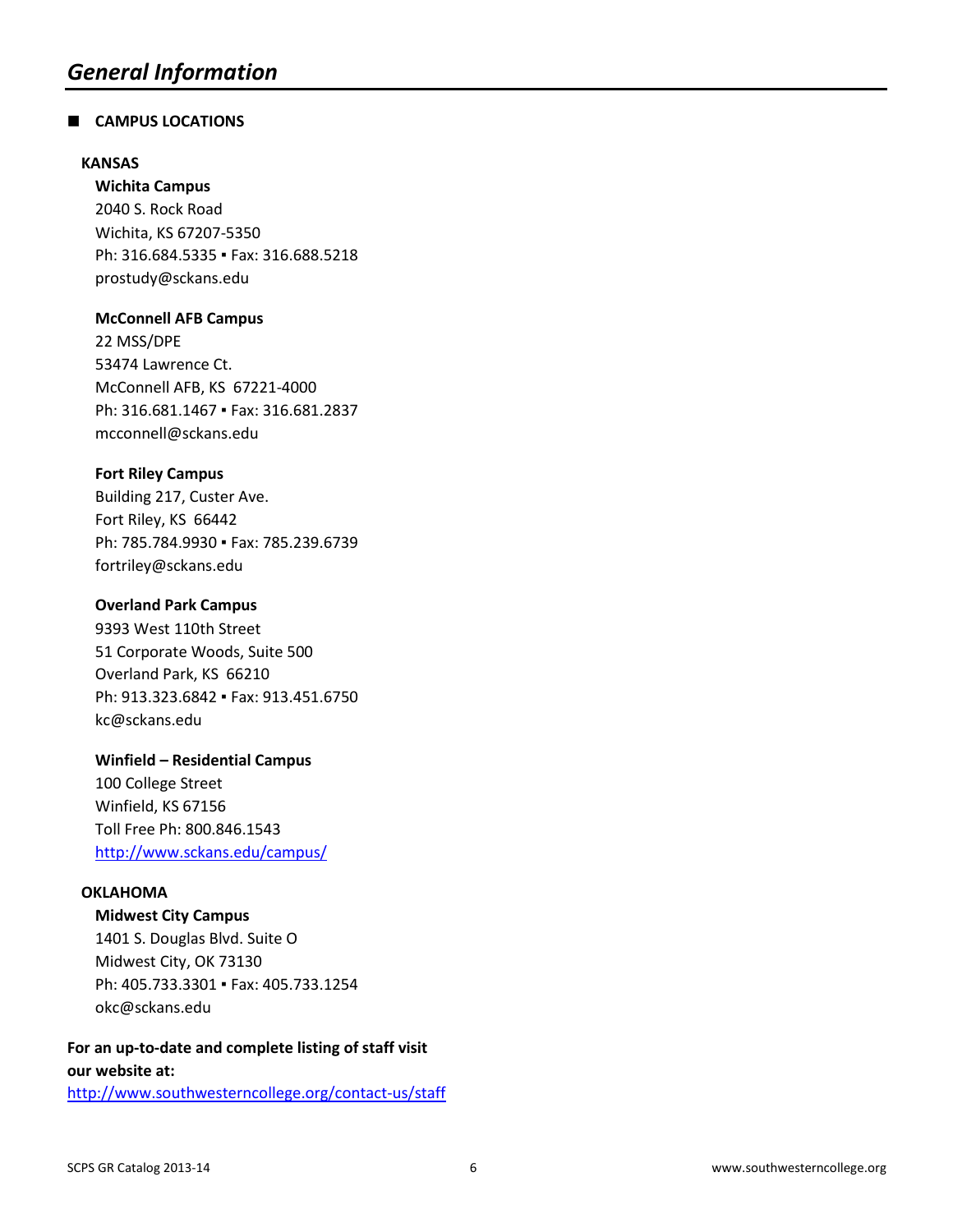# *General Information*

## ■ CAMPUS LOCATIONS

### KANSAS

**Wichita Campus**
2040 S. Rock Road
Wichita, KS 67207-5350
Ph: 316.684.5335 ▪ Fax: 316.688.5218
prostudy@sckans.edu

**McConnell AFB Campus**
22 MSS/DPE
53474 Lawrence Ct.
McConnell AFB, KS 67221-4000
Ph: 316.681.1467 ▪ Fax: 316.681.2837
mcconnell@sckans.edu

**Fort Riley Campus**
Building 217, Custer Ave.
Fort Riley, KS 66442
Ph: 785.784.9930 ▪ Fax: 785.239.6739
fortriley@sckans.edu

**Overland Park Campus**
9393 West 110th Street
51 Corporate Woods, Suite 500
Overland Park, KS 66210
Ph: 913.323.6842 ▪ Fax: 913.451.6750
kc@sckans.edu

**Winfield – Residential Campus**
100 College Street
Winfield, KS 67156
Toll Free Ph: 800.846.1543
http://www.sckans.edu/campus/

### OKLAHOMA

**Midwest City Campus**
1401 S. Douglas Blvd. Suite O
Midwest City, OK 73130
Ph: 405.733.3301 ▪ Fax: 405.733.1254
okc@sckans.edu

**For an up-to-date and complete listing of staff visit our website at:**
http://www.southwesterncollege.org/contact-us/staff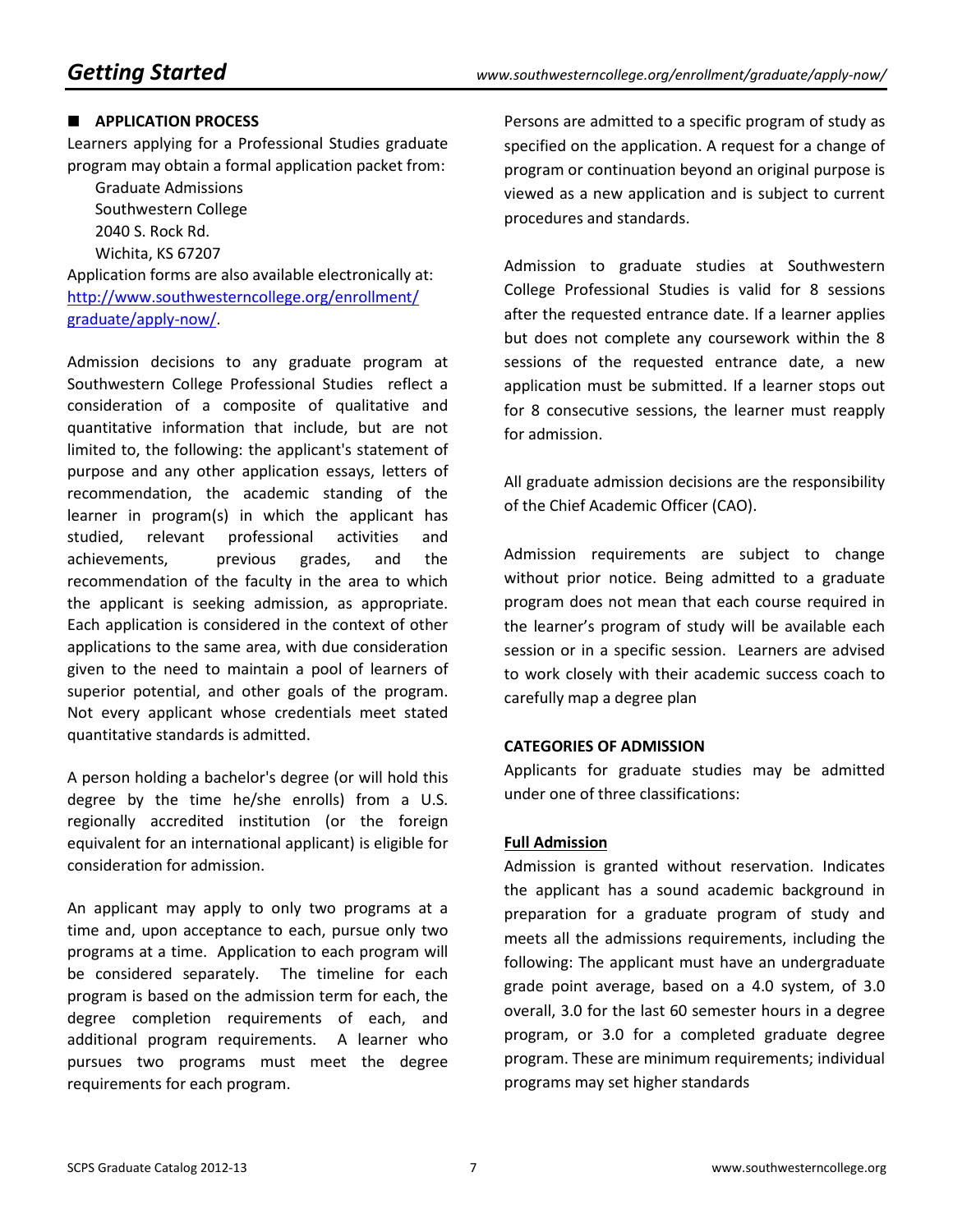## APPLICATION PROCESS

Learners applying for a Professional Studies graduate program may obtain a formal application packet from:

Graduate Admissions  
Southwestern College  
2040 S. Rock Rd.  
Wichita, KS 67207

Application forms are also available electronically at: [http://www.southwesterncollege.org/enrollment/graduate/apply-now/](http://www.southwesterncollege.org/enrollment/graduate/apply-now/).

Admission decisions to any graduate program at Southwestern College Professional Studies reflect a consideration of a composite of qualitative and quantitative information that include, but are not limited to, the following: the applicant's statement of purpose and any other application essays, letters of recommendation, the academic standing of the learner in program(s) in which the applicant has studied, relevant professional activities and achievements, previous grades, and the recommendation of the faculty in the area to which the applicant is seeking admission, as appropriate. Each application is considered in the context of other applications to the same area, with due consideration given to the need to maintain a pool of learners of superior potential, and other goals of the program. Not every applicant whose credentials meet stated quantitative standards is admitted.

A person holding a bachelor's degree (or will hold this degree by the time he/she enrolls) from a U.S. regionally accredited institution (or the foreign equivalent for an international applicant) is eligible for consideration for admission.

An applicant may apply to only two programs at a time and, upon acceptance to each, pursue only two programs at a time. Application to each program will be considered separately. The timeline for each program is based on the admission term for each, the degree completion requirements of each, and additional program requirements. A learner who pursues two programs must meet the degree requirements for each program.

Persons are admitted to a specific program of study as specified on the application. A request for a change of program or continuation beyond an original purpose is viewed as a new application and is subject to current procedures and standards.

Admission to graduate studies at Southwestern College Professional Studies is valid for 8 sessions after the requested entrance date. If a learner applies but does not complete any coursework within the 8 sessions of the requested entrance date, a new application must be submitted. If a learner stops out for 8 consecutive sessions, the learner must reapply for admission.

All graduate admission decisions are the responsibility of the Chief Academic Officer (CAO).

Admission requirements are subject to change without prior notice. Being admitted to a graduate program does not mean that each course required in the learner's program of study will be available each session or in a specific session. Learners are advised to work closely with their academic success coach to carefully map a degree plan

### CATEGORIES OF ADMISSION

Applicants for graduate studies may be admitted under one of three classifications:

**Full Admission**

Admission is granted without reservation. Indicates the applicant has a sound academic background in preparation for a graduate program of study and meets all the admissions requirements, including the following: The applicant must have an undergraduate grade point average, based on a 4.0 system, of 3.0 overall, 3.0 for the last 60 semester hours in a degree program, or 3.0 for a completed graduate degree program. These are minimum requirements; individual programs may set higher standards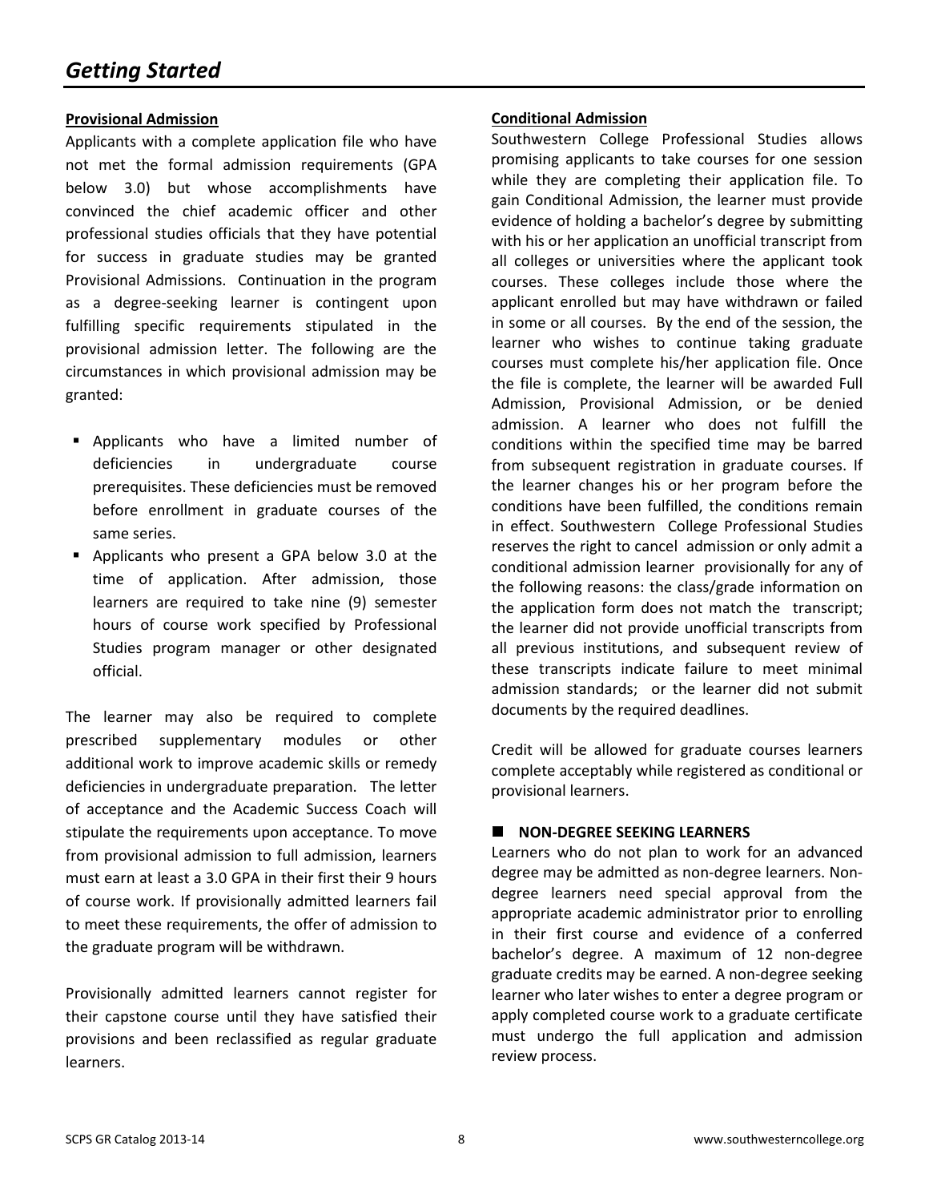# Getting Started

**Provisional Admission**

Applicants with a complete application file who have not met the formal admission requirements (GPA below 3.0) but whose accomplishments have convinced the chief academic officer and other professional studies officials that they have potential for success in graduate studies may be granted Provisional Admissions. Continuation in the program as a degree-seeking learner is contingent upon fulfilling specific requirements stipulated in the provisional admission letter. The following are the circumstances in which provisional admission may be granted:

- Applicants who have a limited number of deficiencies in undergraduate course prerequisites. These deficiencies must be removed before enrollment in graduate courses of the same series.
- Applicants who present a GPA below 3.0 at the time of application. After admission, those learners are required to take nine (9) semester hours of course work specified by Professional Studies program manager or other designated official.

The learner may also be required to complete prescribed supplementary modules or other additional work to improve academic skills or remedy deficiencies in undergraduate preparation. The letter of acceptance and the Academic Success Coach will stipulate the requirements upon acceptance. To move from provisional admission to full admission, learners must earn at least a 3.0 GPA in their first their 9 hours of course work. If provisionally admitted learners fail to meet these requirements, the offer of admission to the graduate program will be withdrawn.

Provisionally admitted learners cannot register for their capstone course until they have satisfied their provisions and been reclassified as regular graduate learners.

**Conditional Admission**

Southwestern College Professional Studies allows promising applicants to take courses for one session while they are completing their application file. To gain Conditional Admission, the learner must provide evidence of holding a bachelor's degree by submitting with his or her application an unofficial transcript from all colleges or universities where the applicant took courses. These colleges include those where the applicant enrolled but may have withdrawn or failed in some or all courses. By the end of the session, the learner who wishes to continue taking graduate courses must complete his/her application file. Once the file is complete, the learner will be awarded Full Admission, Provisional Admission, or be denied admission. A learner who does not fulfill the conditions within the specified time may be barred from subsequent registration in graduate courses. If the learner changes his or her program before the conditions have been fulfilled, the conditions remain in effect. Southwestern College Professional Studies reserves the right to cancel admission or only admit a conditional admission learner provisionally for any of the following reasons: the class/grade information on the application form does not match the transcript; the learner did not provide unofficial transcripts from all previous institutions, and subsequent review of these transcripts indicate failure to meet minimal admission standards; or the learner did not submit documents by the required deadlines.

Credit will be allowed for graduate courses learners complete acceptably while registered as conditional or provisional learners.

## NON-DEGREE SEEKING LEARNERS

Learners who do not plan to work for an advanced degree may be admitted as non-degree learners. Non-degree learners need special approval from the appropriate academic administrator prior to enrolling in their first course and evidence of a conferred bachelor's degree. A maximum of 12 non-degree graduate credits may be earned. A non-degree seeking learner who later wishes to enter a degree program or apply completed course work to a graduate certificate must undergo the full application and admission review process.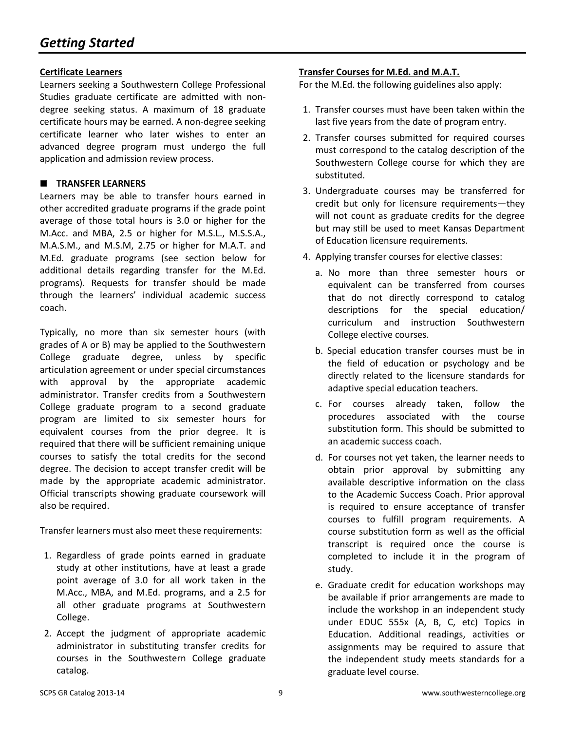# Getting Started

**Certificate Learners**

Learners seeking a Southwestern College Professional Studies graduate certificate are admitted with non-degree seeking status. A maximum of 18 graduate certificate hours may be earned. A non-degree seeking certificate learner who later wishes to enter an advanced degree program must undergo the full application and admission review process.

## TRANSFER LEARNERS

Learners may be able to transfer hours earned in other accredited graduate programs if the grade point average of those total hours is 3.0 or higher for the M.Acc. and MBA, 2.5 or higher for M.S.L., M.S.S.A., M.A.S.M., and M.S.M, 2.75 or higher for M.A.T. and M.Ed. graduate programs (see section below for additional details regarding transfer for the M.Ed. programs). Requests for transfer should be made through the learners' individual academic success coach.

Typically, no more than six semester hours (with grades of A or B) may be applied to the Southwestern College graduate degree, unless by specific articulation agreement or under special circumstances with approval by the appropriate academic administrator. Transfer credits from a Southwestern College graduate program to a second graduate program are limited to six semester hours for equivalent courses from the prior degree. It is required that there will be sufficient remaining unique courses to satisfy the total credits for the second degree. The decision to accept transfer credit will be made by the appropriate academic administrator. Official transcripts showing graduate coursework will also be required.

Transfer learners must also meet these requirements:

1. Regardless of grade points earned in graduate study at other institutions, have at least a grade point average of 3.0 for all work taken in the M.Acc., MBA, and M.Ed. programs, and a 2.5 for all other graduate programs at Southwestern College.
2. Accept the judgment of appropriate academic administrator in substituting transfer credits for courses in the Southwestern College graduate catalog.

**Transfer Courses for M.Ed. and M.A.T.**

For the M.Ed. the following guidelines also apply:

1. Transfer courses must have been taken within the last five years from the date of program entry.
2. Transfer courses submitted for required courses must correspond to the catalog description of the Southwestern College course for which they are substituted.
3. Undergraduate courses may be transferred for credit but only for licensure requirements—they will not count as graduate credits for the degree but may still be used to meet Kansas Department of Education licensure requirements.
4. Applying transfer courses for elective classes:
   a. No more than three semester hours or equivalent can be transferred from courses that do not directly correspond to catalog descriptions for the special education/ curriculum and instruction Southwestern College elective courses.
   b. Special education transfer courses must be in the field of education or psychology and be directly related to the licensure standards for adaptive special education teachers.
   c. For courses already taken, follow the procedures associated with the course substitution form. This should be submitted to an academic success coach.
   d. For courses not yet taken, the learner needs to obtain prior approval by submitting any available descriptive information on the class to the Academic Success Coach. Prior approval is required to ensure acceptance of transfer courses to fulfill program requirements. A course substitution form as well as the official transcript is required once the course is completed to include it in the program of study.
   e. Graduate credit for education workshops may be available if prior arrangements are made to include the workshop in an independent study under EDUC 555x (A, B, C, etc) Topics in Education. Additional readings, activities or assignments may be required to assure that the independent study meets standards for a graduate level course.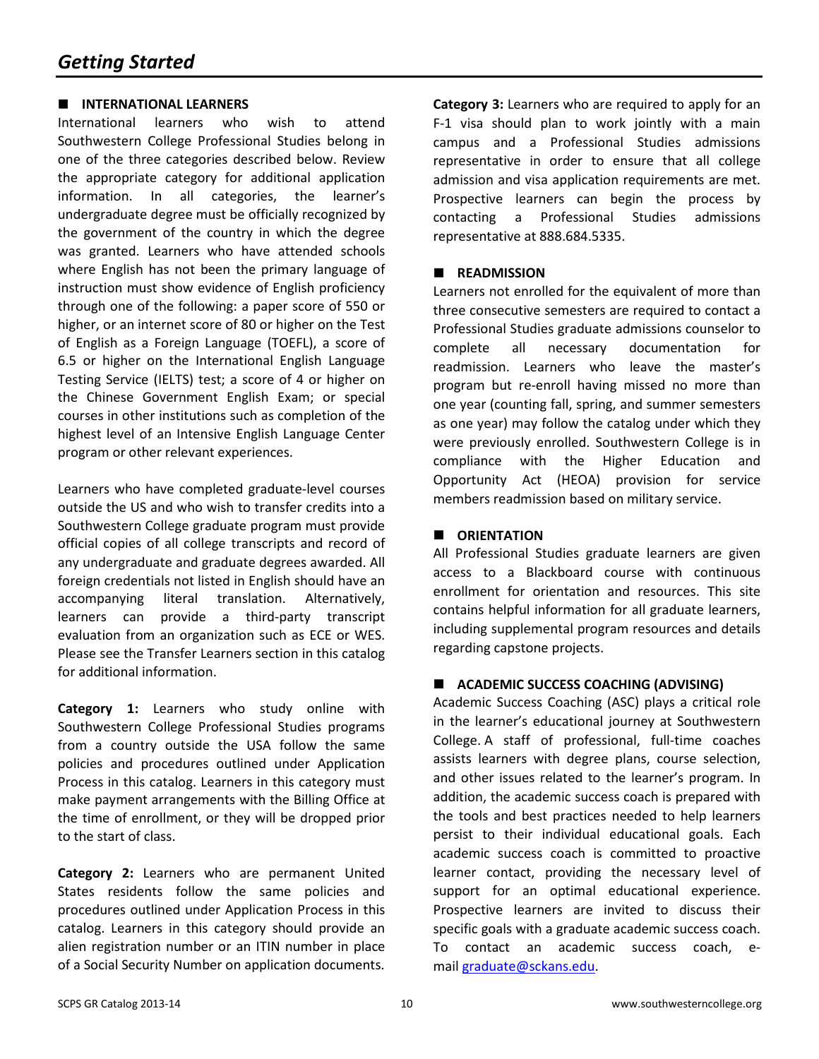# Getting Started

## INTERNATIONAL LEARNERS

International learners who wish to attend Southwestern College Professional Studies belong in one of the three categories described below. Review the appropriate category for additional application information. In all categories, the learner's undergraduate degree must be officially recognized by the government of the country in which the degree was granted. Learners who have attended schools where English has not been the primary language of instruction must show evidence of English proficiency through one of the following: a paper score of 550 or higher, or an internet score of 80 or higher on the Test of English as a Foreign Language (TOEFL), a score of 6.5 or higher on the International English Language Testing Service (IELTS) test; a score of 4 or higher on the Chinese Government English Exam; or special courses in other institutions such as completion of the highest level of an Intensive English Language Center program or other relevant experiences.

Learners who have completed graduate-level courses outside the US and who wish to transfer credits into a Southwestern College graduate program must provide official copies of all college transcripts and record of any undergraduate and graduate degrees awarded. All foreign credentials not listed in English should have an accompanying literal translation. Alternatively, learners can provide a third-party transcript evaluation from an organization such as ECE or WES. Please see the Transfer Learners section in this catalog for additional information.

**Category 1:** Learners who study online with Southwestern College Professional Studies programs from a country outside the USA follow the same policies and procedures outlined under Application Process in this catalog. Learners in this category must make payment arrangements with the Billing Office at the time of enrollment, or they will be dropped prior to the start of class.

**Category 2:** Learners who are permanent United States residents follow the same policies and procedures outlined under Application Process in this catalog. Learners in this category should provide an alien registration number or an ITIN number in place of a Social Security Number on application documents.

**Category 3:** Learners who are required to apply for an F-1 visa should plan to work jointly with a main campus and a Professional Studies admissions representative in order to ensure that all college admission and visa application requirements are met. Prospective learners can begin the process by contacting a Professional Studies admissions representative at 888.684.5335.

## READMISSION

Learners not enrolled for the equivalent of more than three consecutive semesters are required to contact a Professional Studies graduate admissions counselor to complete all necessary documentation for readmission. Learners who leave the master's program but re-enroll having missed no more than one year (counting fall, spring, and summer semesters as one year) may follow the catalog under which they were previously enrolled. Southwestern College is in compliance with the Higher Education and Opportunity Act (HEOA) provision for service members readmission based on military service.

## ORIENTATION

All Professional Studies graduate learners are given access to a Blackboard course with continuous enrollment for orientation and resources. This site contains helpful information for all graduate learners, including supplemental program resources and details regarding capstone projects.

## ACADEMIC SUCCESS COACHING (ADVISING)

Academic Success Coaching (ASC) plays a critical role in the learner's educational journey at Southwestern College. A staff of professional, full-time coaches assists learners with degree plans, course selection, and other issues related to the learner's program. In addition, the academic success coach is prepared with the tools and best practices needed to help learners persist to their individual educational goals. Each academic success coach is committed to proactive learner contact, providing the necessary level of support for an optimal educational experience. Prospective learners are invited to discuss their specific goals with a graduate academic success coach. To contact an academic success coach, e-mail graduate@sckans.edu.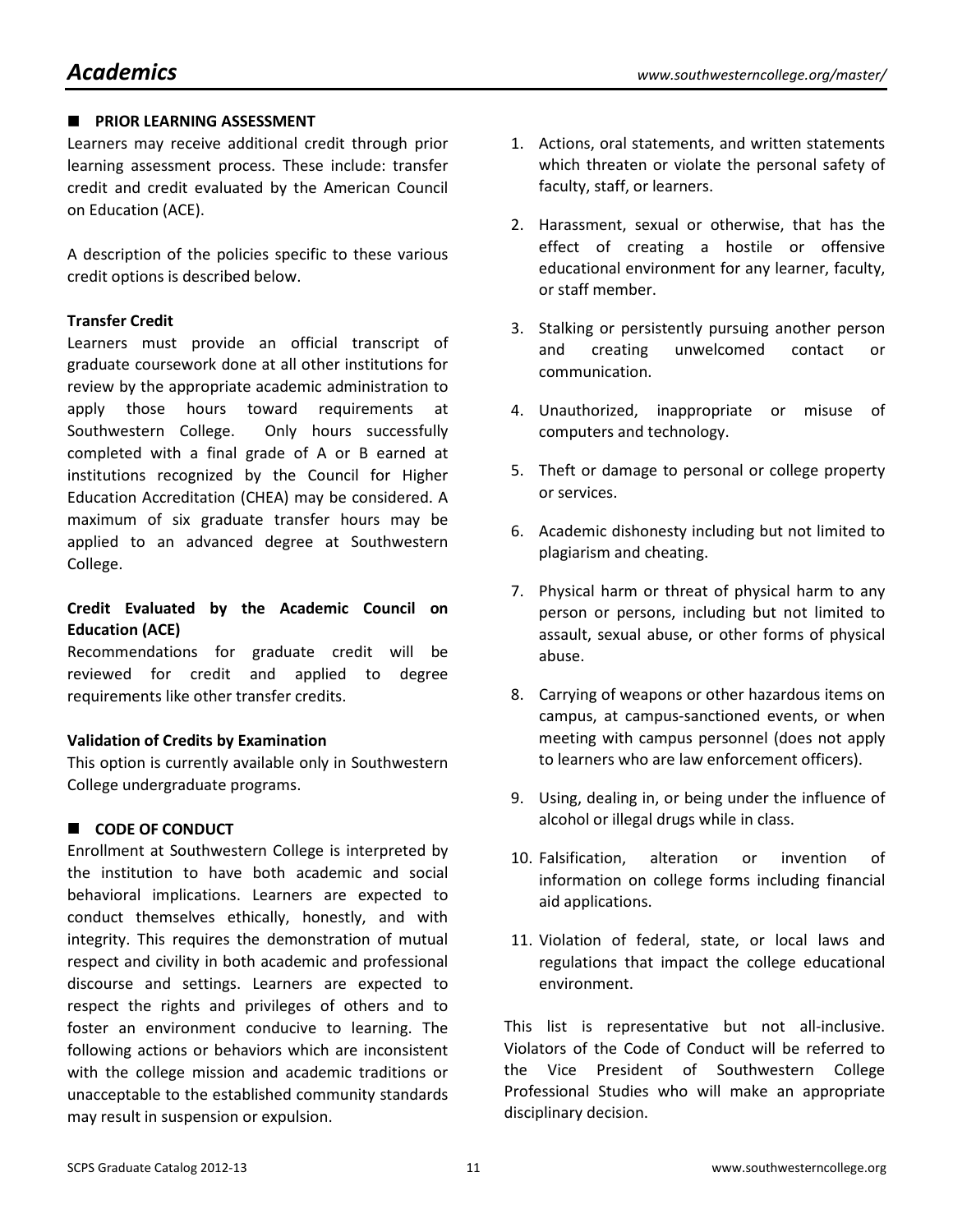## PRIOR LEARNING ASSESSMENT

Learners may receive additional credit through prior learning assessment process. These include: transfer credit and credit evaluated by the American Council on Education (ACE).

A description of the policies specific to these various credit options is described below.

### Transfer Credit

Learners must provide an official transcript of graduate coursework done at all other institutions for review by the appropriate academic administration to apply those hours toward requirements at Southwestern College. Only hours successfully completed with a final grade of A or B earned at institutions recognized by the Council for Higher Education Accreditation (CHEA) may be considered. A maximum of six graduate transfer hours may be applied to an advanced degree at Southwestern College.

### Credit Evaluated by the Academic Council on Education (ACE)

Recommendations for graduate credit will be reviewed for credit and applied to degree requirements like other transfer credits.

### Validation of Credits by Examination

This option is currently available only in Southwestern College undergraduate programs.

## CODE OF CONDUCT

Enrollment at Southwestern College is interpreted by the institution to have both academic and social behavioral implications. Learners are expected to conduct themselves ethically, honestly, and with integrity. This requires the demonstration of mutual respect and civility in both academic and professional discourse and settings. Learners are expected to respect the rights and privileges of others and to foster an environment conducive to learning. The following actions or behaviors which are inconsistent with the college mission and academic traditions or unacceptable to the established community standards may result in suspension or expulsion.

1. Actions, oral statements, and written statements which threaten or violate the personal safety of faculty, staff, or learners.
2. Harassment, sexual or otherwise, that has the effect of creating a hostile or offensive educational environment for any learner, faculty, or staff member.
3. Stalking or persistently pursuing another person and creating unwelcomed contact or communication.
4. Unauthorized, inappropriate or misuse of computers and technology.
5. Theft or damage to personal or college property or services.
6. Academic dishonesty including but not limited to plagiarism and cheating.
7. Physical harm or threat of physical harm to any person or persons, including but not limited to assault, sexual abuse, or other forms of physical abuse.
8. Carrying of weapons or other hazardous items on campus, at campus-sanctioned events, or when meeting with campus personnel (does not apply to learners who are law enforcement officers).
9. Using, dealing in, or being under the influence of alcohol or illegal drugs while in class.
10. Falsification, alteration or invention of information on college forms including financial aid applications.
11. Violation of federal, state, or local laws and regulations that impact the college educational environment.

This list is representative but not all-inclusive. Violators of the Code of Conduct will be referred to the Vice President of Southwestern College Professional Studies who will make an appropriate disciplinary decision.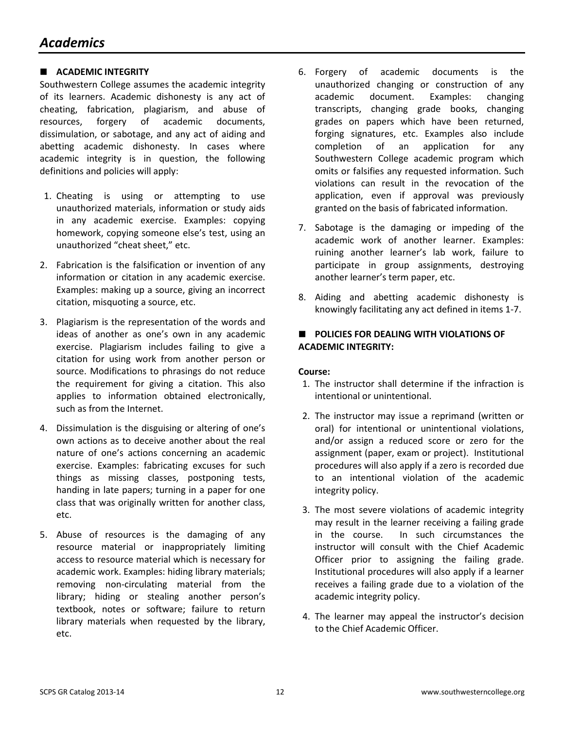# *Academics*

## ACADEMIC INTEGRITY

Southwestern College assumes the academic integrity of its learners. Academic dishonesty is any act of cheating, fabrication, plagiarism, and abuse of resources, forgery of academic documents, dissimulation, or sabotage, and any act of aiding and abetting academic dishonesty. In cases where academic integrity is in question, the following definitions and policies will apply:

1. Cheating is using or attempting to use unauthorized materials, information or study aids in any academic exercise. Examples: copying homework, copying someone else's test, using an unauthorized "cheat sheet," etc.

2. Fabrication is the falsification or invention of any information or citation in any academic exercise. Examples: making up a source, giving an incorrect citation, misquoting a source, etc.

3. Plagiarism is the representation of the words and ideas of another as one's own in any academic exercise. Plagiarism includes failing to give a citation for using work from another person or source. Modifications to phrasings do not reduce the requirement for giving a citation. This also applies to information obtained electronically, such as from the Internet.

4. Dissimulation is the disguising or altering of one's own actions as to deceive another about the real nature of one's actions concerning an academic exercise. Examples: fabricating excuses for such things as missing classes, postponing tests, handing in late papers; turning in a paper for one class that was originally written for another class, etc.

5. Abuse of resources is the damaging of any resource material or inappropriately limiting access to resource material which is necessary for academic work. Examples: hiding library materials; removing non-circulating material from the library; hiding or stealing another person's textbook, notes or software; failure to return library materials when requested by the library, etc.

6. Forgery of academic documents is the unauthorized changing or construction of any academic document. Examples: changing transcripts, changing grade books, changing grades on papers which have been returned, forging signatures, etc. Examples also include completion of an application for any Southwestern College academic program which omits or falsifies any requested information. Such violations can result in the revocation of the application, even if approval was previously granted on the basis of fabricated information.

7. Sabotage is the damaging or impeding of the academic work of another learner. Examples: ruining another learner's lab work, failure to participate in group assignments, destroying another learner's term paper, etc.

8. Aiding and abetting academic dishonesty is knowingly facilitating any act defined in items 1-7.

## POLICIES FOR DEALING WITH VIOLATIONS OF ACADEMIC INTEGRITY:

**Course:**

1. The instructor shall determine if the infraction is intentional or unintentional.

2. The instructor may issue a reprimand (written or oral) for intentional or unintentional violations, and/or assign a reduced score or zero for the assignment (paper, exam or project). Institutional procedures will also apply if a zero is recorded due to an intentional violation of the academic integrity policy.

3. The most severe violations of academic integrity may result in the learner receiving a failing grade in the course. In such circumstances the instructor will consult with the Chief Academic Officer prior to assigning the failing grade. Institutional procedures will also apply if a learner receives a failing grade due to a violation of the academic integrity policy.

4. The learner may appeal the instructor's decision to the Chief Academic Officer.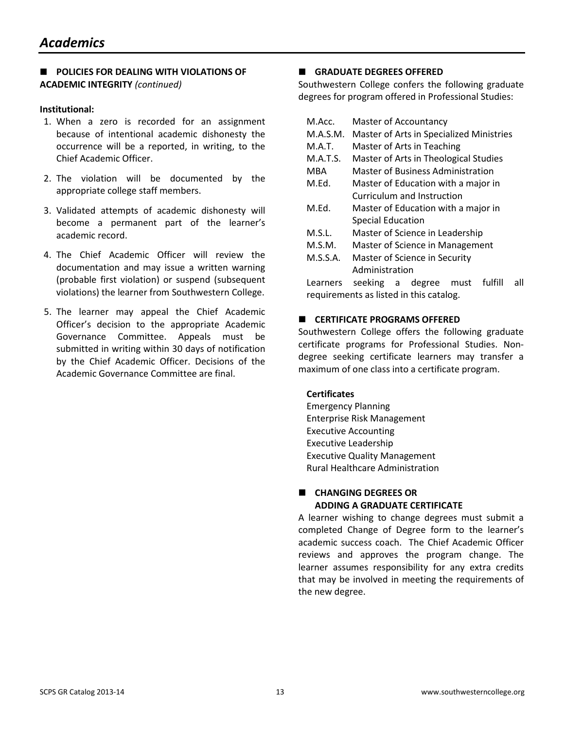# Academics

## POLICIES FOR DEALING WITH VIOLATIONS OF ACADEMIC INTEGRITY *(continued)*

**Institutional:**

1. When a zero is recorded for an assignment because of intentional academic dishonesty the occurrence will be a reported, in writing, to the Chief Academic Officer.
2. The violation will be documented by the appropriate college staff members.
3. Validated attempts of academic dishonesty will become a permanent part of the learner's academic record.
4. The Chief Academic Officer will review the documentation and may issue a written warning (probable first violation) or suspend (subsequent violations) the learner from Southwestern College.
5. The learner may appeal the Chief Academic Officer's decision to the appropriate Academic Governance Committee. Appeals must be submitted in writing within 30 days of notification by the Chief Academic Officer. Decisions of the Academic Governance Committee are final.

## GRADUATE DEGREES OFFERED

Southwestern College confers the following graduate degrees for program offered in Professional Studies:

| | |
|---|---|
| M.Acc. | Master of Accountancy |
| M.A.S.M. | Master of Arts in Specialized Ministries |
| M.A.T. | Master of Arts in Teaching |
| M.A.T.S. | Master of Arts in Theological Studies |
| MBA | Master of Business Administration |
| M.Ed. | Master of Education with a major in Curriculum and Instruction |
| M.Ed. | Master of Education with a major in Special Education |
| M.S.L. | Master of Science in Leadership |
| M.S.M. | Master of Science in Management |
| M.S.S.A. | Master of Science in Security Administration |

Learners seeking a degree must fulfill all requirements as listed in this catalog.

## CERTIFICATE PROGRAMS OFFERED

Southwestern College offers the following graduate certificate programs for Professional Studies. Non-degree seeking certificate learners may transfer a maximum of one class into a certificate program.

**Certificates**

Emergency Planning
Enterprise Risk Management
Executive Accounting
Executive Leadership
Executive Quality Management
Rural Healthcare Administration

## CHANGING DEGREES OR ADDING A GRADUATE CERTIFICATE

A learner wishing to change degrees must submit a completed Change of Degree form to the learner's academic success coach. The Chief Academic Officer reviews and approves the program change. The learner assumes responsibility for any extra credits that may be involved in meeting the requirements of the new degree.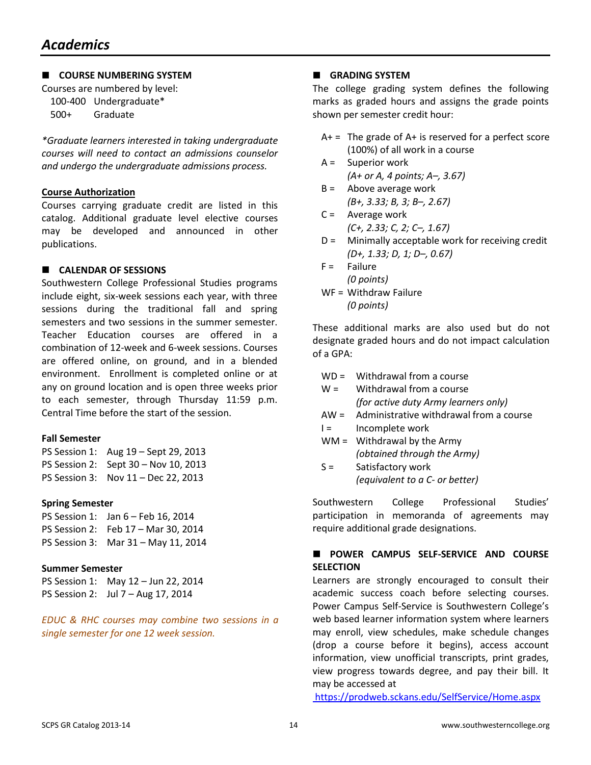# Academics

## COURSE NUMBERING SYSTEM

Courses are numbered by level:

100-400 Undergraduate*
500+ Graduate

*\*Graduate learners interested in taking undergraduate courses will need to contact an admissions counselor and undergo the undergraduate admissions process.*

### Course Authorization

Courses carrying graduate credit are listed in this catalog. Additional graduate level elective courses may be developed and announced in other publications.

## CALENDAR OF SESSIONS

Southwestern College Professional Studies programs include eight, six-week sessions each year, with three sessions during the traditional fall and spring semesters and two sessions in the summer semester. Teacher Education courses are offered in a combination of 12-week and 6-week sessions. Courses are offered online, on ground, and in a blended environment. Enrollment is completed online or at any on ground location and is open three weeks prior to each semester, through Thursday 11:59 p.m. Central Time before the start of the session.

**Fall Semester**

PS Session 1: Aug 19 – Sept 29, 2013
PS Session 2: Sept 30 – Nov 10, 2013
PS Session 3: Nov 11 – Dec 22, 2013

**Spring Semester**

PS Session 1: Jan 6 – Feb 16, 2014
PS Session 2: Feb 17 – Mar 30, 2014
PS Session 3: Mar 31 – May 11, 2014

**Summer Semester**

PS Session 1: May 12 – Jun 22, 2014
PS Session 2: Jul 7 – Aug 17, 2014

*EDUC & RHC courses may combine two sessions in a single semester for one 12 week session.*

## GRADING SYSTEM

The college grading system defines the following marks as graded hours and assigns the grade points shown per semester credit hour:

- A+ = The grade of A+ is reserved for a perfect score (100%) of all work in a course
- A = Superior work
  *(A+ or A, 4 points; A–, 3.67)*
- B = Above average work
  *(B+, 3.33; B, 3; B–, 2.67)*
- C = Average work
  *(C+, 2.33; C, 2; C–, 1.67)*
- D = Minimally acceptable work for receiving credit
  *(D+, 1.33; D, 1; D–, 0.67)*
- F = Failure
  *(0 points)*
- WF = Withdraw Failure
  *(0 points)*

These additional marks are also used but do not designate graded hours and do not impact calculation of a GPA:

- WD = Withdrawal from a course
- W = Withdrawal from a course
  *(for active duty Army learners only)*
- AW = Administrative withdrawal from a course
- I = Incomplete work
- WM = Withdrawal by the Army
  *(obtained through the Army)*
- S = Satisfactory work
  *(equivalent to a C- or better)*

Southwestern College Professional Studies' participation in memoranda of agreements may require additional grade designations.

## POWER CAMPUS SELF-SERVICE AND COURSE SELECTION

Learners are strongly encouraged to consult their academic success coach before selecting courses. Power Campus Self-Service is Southwestern College's web based learner information system where learners may enroll, view schedules, make schedule changes (drop a course before it begins), access account information, view unofficial transcripts, print grades, view progress towards degree, and pay their bill. It may be accessed at https://prodweb.sckans.edu/SelfService/Home.aspx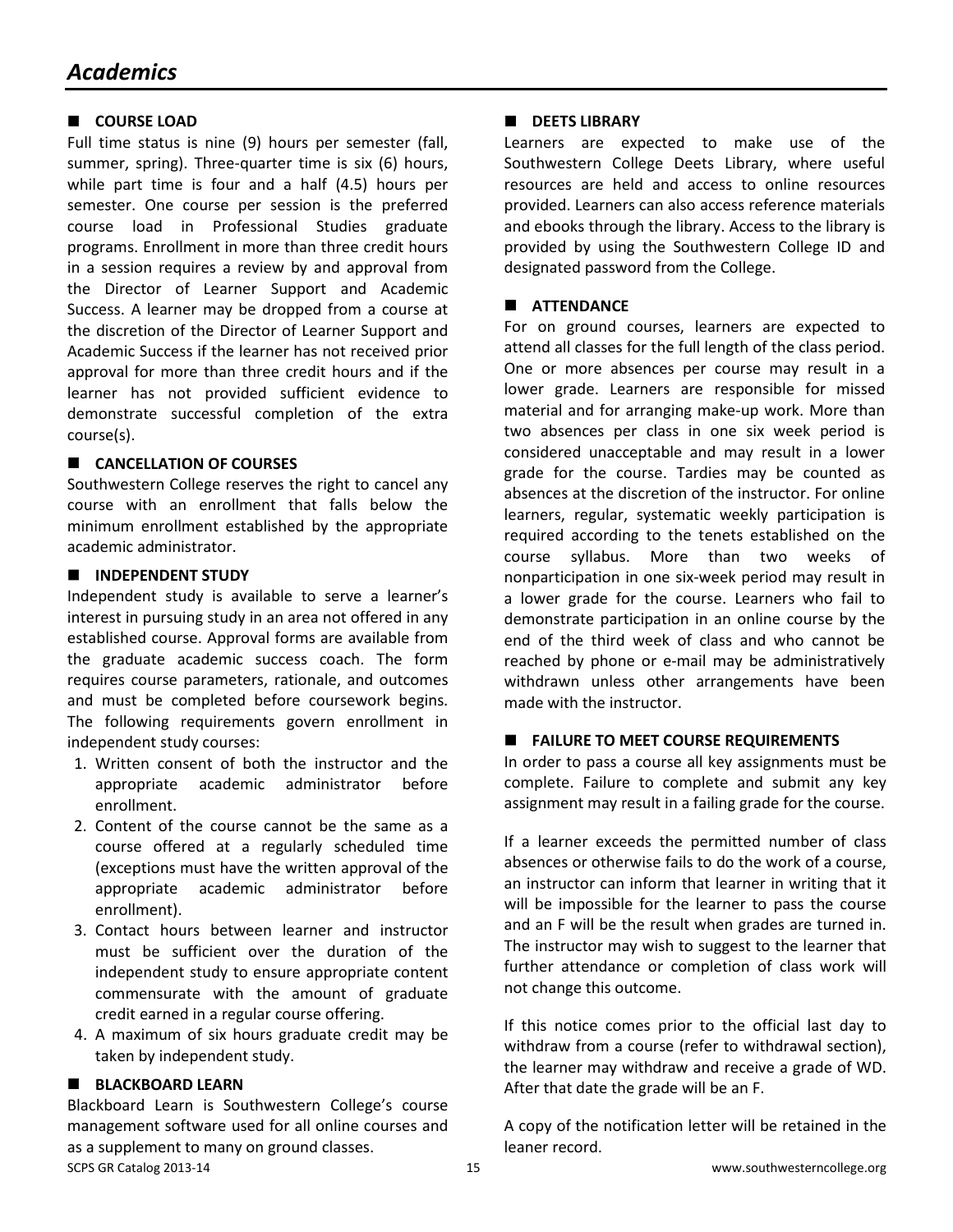# Academics

## ■ COURSE LOAD

Full time status is nine (9) hours per semester (fall, summer, spring). Three-quarter time is six (6) hours, while part time is four and a half (4.5) hours per semester. One course per session is the preferred course load in Professional Studies graduate programs. Enrollment in more than three credit hours in a session requires a review by and approval from the Director of Learner Support and Academic Success. A learner may be dropped from a course at the discretion of the Director of Learner Support and Academic Success if the learner has not received prior approval for more than three credit hours and if the learner has not provided sufficient evidence to demonstrate successful completion of the extra course(s).

## ■ CANCELLATION OF COURSES

Southwestern College reserves the right to cancel any course with an enrollment that falls below the minimum enrollment established by the appropriate academic administrator.

## ■ INDEPENDENT STUDY

Independent study is available to serve a learner's interest in pursuing study in an area not offered in any established course. Approval forms are available from the graduate academic success coach. The form requires course parameters, rationale, and outcomes and must be completed before coursework begins. The following requirements govern enrollment in independent study courses:

1. Written consent of both the instructor and the appropriate academic administrator before enrollment.
2. Content of the course cannot be the same as a course offered at a regularly scheduled time (exceptions must have the written approval of the appropriate academic administrator before enrollment).
3. Contact hours between learner and instructor must be sufficient over the duration of the independent study to ensure appropriate content commensurate with the amount of graduate credit earned in a regular course offering.
4. A maximum of six hours graduate credit may be taken by independent study.

## ■ BLACKBOARD LEARN

Blackboard Learn is Southwestern College's course management software used for all online courses and as a supplement to many on ground classes.

## ■ DEETS LIBRARY

Learners are expected to make use of the Southwestern College Deets Library, where useful resources are held and access to online resources provided. Learners can also access reference materials and ebooks through the library. Access to the library is provided by using the Southwestern College ID and designated password from the College.

## ■ ATTENDANCE

For on ground courses, learners are expected to attend all classes for the full length of the class period. One or more absences per course may result in a lower grade. Learners are responsible for missed material and for arranging make-up work. More than two absences per class in one six week period is considered unacceptable and may result in a lower grade for the course. Tardies may be counted as absences at the discretion of the instructor. For online learners, regular, systematic weekly participation is required according to the tenets established on the course syllabus. More than two weeks of nonparticipation in one six-week period may result in a lower grade for the course. Learners who fail to demonstrate participation in an online course by the end of the third week of class and who cannot be reached by phone or e-mail may be administratively withdrawn unless other arrangements have been made with the instructor.

## ■ FAILURE TO MEET COURSE REQUIREMENTS

In order to pass a course all key assignments must be complete. Failure to complete and submit any key assignment may result in a failing grade for the course.

If a learner exceeds the permitted number of class absences or otherwise fails to do the work of a course, an instructor can inform that learner in writing that it will be impossible for the learner to pass the course and an F will be the result when grades are turned in. The instructor may wish to suggest to the learner that further attendance or completion of class work will not change this outcome.

If this notice comes prior to the official last day to withdraw from a course (refer to withdrawal section), the learner may withdraw and receive a grade of WD. After that date the grade will be an F.

A copy of the notification letter will be retained in the leaner record.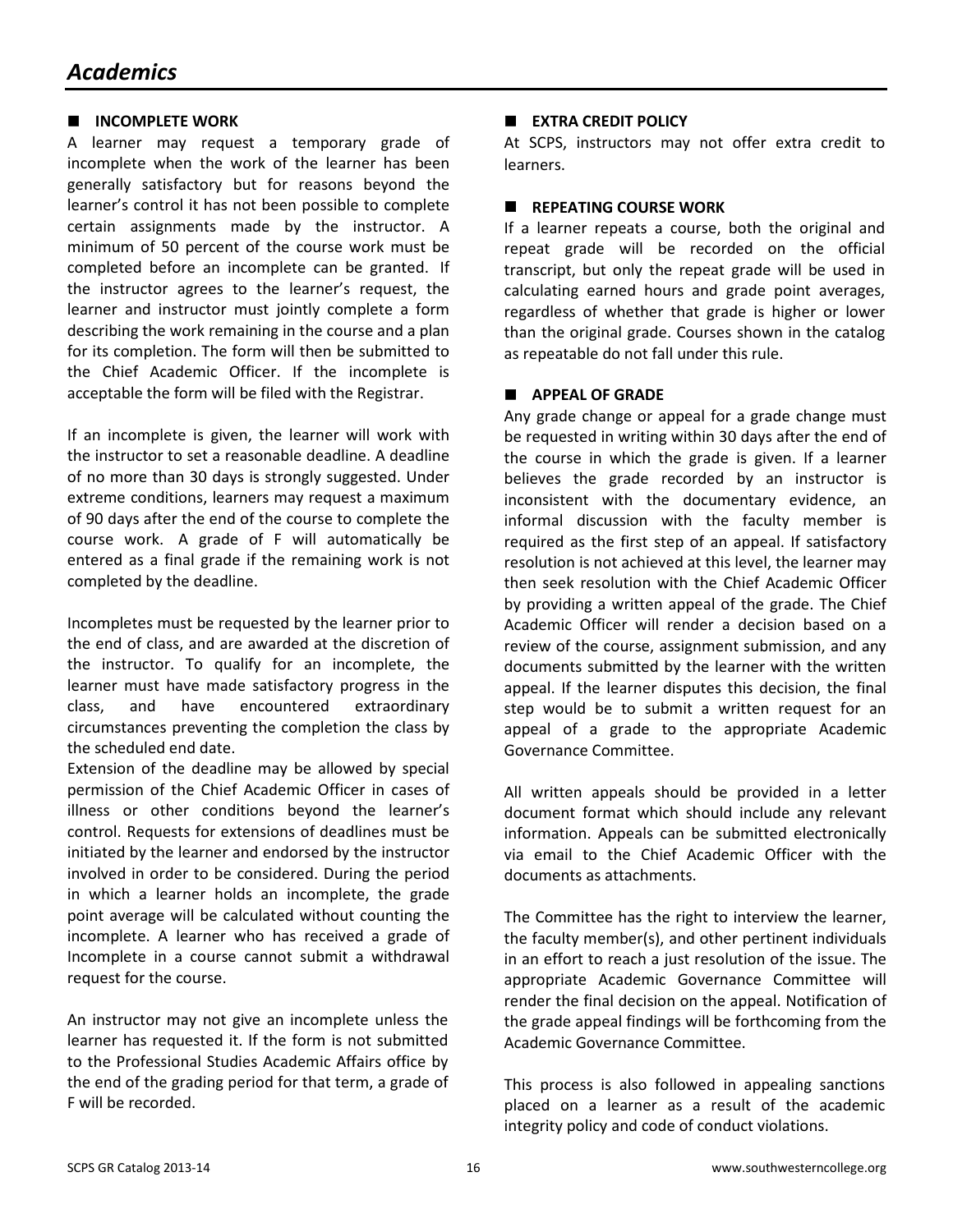# Academics

## INCOMPLETE WORK

A learner may request a temporary grade of incomplete when the work of the learner has been generally satisfactory but for reasons beyond the learner's control it has not been possible to complete certain assignments made by the instructor. A minimum of 50 percent of the course work must be completed before an incomplete can be granted. If the instructor agrees to the learner's request, the learner and instructor must jointly complete a form describing the work remaining in the course and a plan for its completion. The form will then be submitted to the Chief Academic Officer. If the incomplete is acceptable the form will be filed with the Registrar.

If an incomplete is given, the learner will work with the instructor to set a reasonable deadline. A deadline of no more than 30 days is strongly suggested. Under extreme conditions, learners may request a maximum of 90 days after the end of the course to complete the course work. A grade of F will automatically be entered as a final grade if the remaining work is not completed by the deadline.

Incompletes must be requested by the learner prior to the end of class, and are awarded at the discretion of the instructor. To qualify for an incomplete, the learner must have made satisfactory progress in the class, and have encountered extraordinary circumstances preventing the completion the class by the scheduled end date.

Extension of the deadline may be allowed by special permission of the Chief Academic Officer in cases of illness or other conditions beyond the learner's control. Requests for extensions of deadlines must be initiated by the learner and endorsed by the instructor involved in order to be considered. During the period in which a learner holds an incomplete, the grade point average will be calculated without counting the incomplete. A learner who has received a grade of Incomplete in a course cannot submit a withdrawal request for the course.

An instructor may not give an incomplete unless the learner has requested it. If the form is not submitted to the Professional Studies Academic Affairs office by the end of the grading period for that term, a grade of F will be recorded.

## EXTRA CREDIT POLICY

At SCPS, instructors may not offer extra credit to learners.

## REPEATING COURSE WORK

If a learner repeats a course, both the original and repeat grade will be recorded on the official transcript, but only the repeat grade will be used in calculating earned hours and grade point averages, regardless of whether that grade is higher or lower than the original grade. Courses shown in the catalog as repeatable do not fall under this rule.

## APPEAL OF GRADE

Any grade change or appeal for a grade change must be requested in writing within 30 days after the end of the course in which the grade is given. If a learner believes the grade recorded by an instructor is inconsistent with the documentary evidence, an informal discussion with the faculty member is required as the first step of an appeal. If satisfactory resolution is not achieved at this level, the learner may then seek resolution with the Chief Academic Officer by providing a written appeal of the grade. The Chief Academic Officer will render a decision based on a review of the course, assignment submission, and any documents submitted by the learner with the written appeal. If the learner disputes this decision, the final step would be to submit a written request for an appeal of a grade to the appropriate Academic Governance Committee.

All written appeals should be provided in a letter document format which should include any relevant information. Appeals can be submitted electronically via email to the Chief Academic Officer with the documents as attachments.

The Committee has the right to interview the learner, the faculty member(s), and other pertinent individuals in an effort to reach a just resolution of the issue. The appropriate Academic Governance Committee will render the final decision on the appeal. Notification of the grade appeal findings will be forthcoming from the Academic Governance Committee.

This process is also followed in appealing sanctions placed on a learner as a result of the academic integrity policy and code of conduct violations.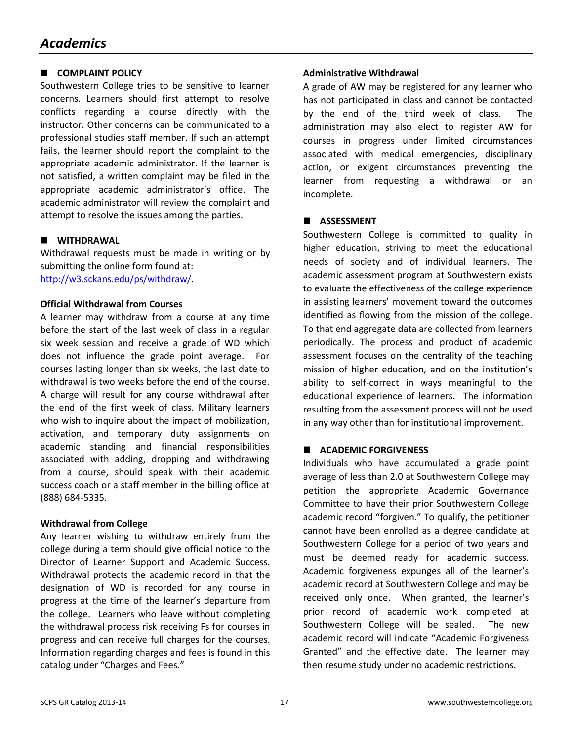# Academics

## COMPLAINT POLICY

Southwestern College tries to be sensitive to learner concerns. Learners should first attempt to resolve conflicts regarding a course directly with the instructor. Other concerns can be communicated to a professional studies staff member. If such an attempt fails, the learner should report the complaint to the appropriate academic administrator. If the learner is not satisfied, a written complaint may be filed in the appropriate academic administrator's office. The academic administrator will review the complaint and attempt to resolve the issues among the parties.

## WITHDRAWAL

Withdrawal requests must be made in writing or by submitting the online form found at: [http://w3.sckans.edu/ps/withdraw/](http://w3.sckans.edu/ps/withdraw/).

### Official Withdrawal from Courses

A learner may withdraw from a course at any time before the start of the last week of class in a regular six week session and receive a grade of WD which does not influence the grade point average. For courses lasting longer than six weeks, the last date to withdrawal is two weeks before the end of the course. A charge will result for any course withdrawal after the end of the first week of class. Military learners who wish to inquire about the impact of mobilization, activation, and temporary duty assignments on academic standing and financial responsibilities associated with adding, dropping and withdrawing from a course, should speak with their academic success coach or a staff member in the billing office at (888) 684-5335.

### Withdrawal from College

Any learner wishing to withdraw entirely from the college during a term should give official notice to the Director of Learner Support and Academic Success. Withdrawal protects the academic record in that the designation of WD is recorded for any course in progress at the time of the learner's departure from the college. Learners who leave without completing the withdrawal process risk receiving Fs for courses in progress and can receive full charges for the courses. Information regarding charges and fees is found in this catalog under "Charges and Fees."

### Administrative Withdrawal

A grade of AW may be registered for any learner who has not participated in class and cannot be contacted by the end of the third week of class. The administration may also elect to register AW for courses in progress under limited circumstances associated with medical emergencies, disciplinary action, or exigent circumstances preventing the learner from requesting a withdrawal or an incomplete.

## ASSESSMENT

Southwestern College is committed to quality in higher education, striving to meet the educational needs of society and of individual learners. The academic assessment program at Southwestern exists to evaluate the effectiveness of the college experience in assisting learners' movement toward the outcomes identified as flowing from the mission of the college. To that end aggregate data are collected from learners periodically. The process and product of academic assessment focuses on the centrality of the teaching mission of higher education, and on the institution's ability to self-correct in ways meaningful to the educational experience of learners. The information resulting from the assessment process will not be used in any way other than for institutional improvement.

## ACADEMIC FORGIVENESS

Individuals who have accumulated a grade point average of less than 2.0 at Southwestern College may petition the appropriate Academic Governance Committee to have their prior Southwestern College academic record "forgiven." To qualify, the petitioner cannot have been enrolled as a degree candidate at Southwestern College for a period of two years and must be deemed ready for academic success. Academic forgiveness expunges all of the learner's academic record at Southwestern College and may be received only once. When granted, the learner's prior record of academic work completed at Southwestern College will be sealed. The new academic record will indicate "Academic Forgiveness Granted" and the effective date. The learner may then resume study under no academic restrictions.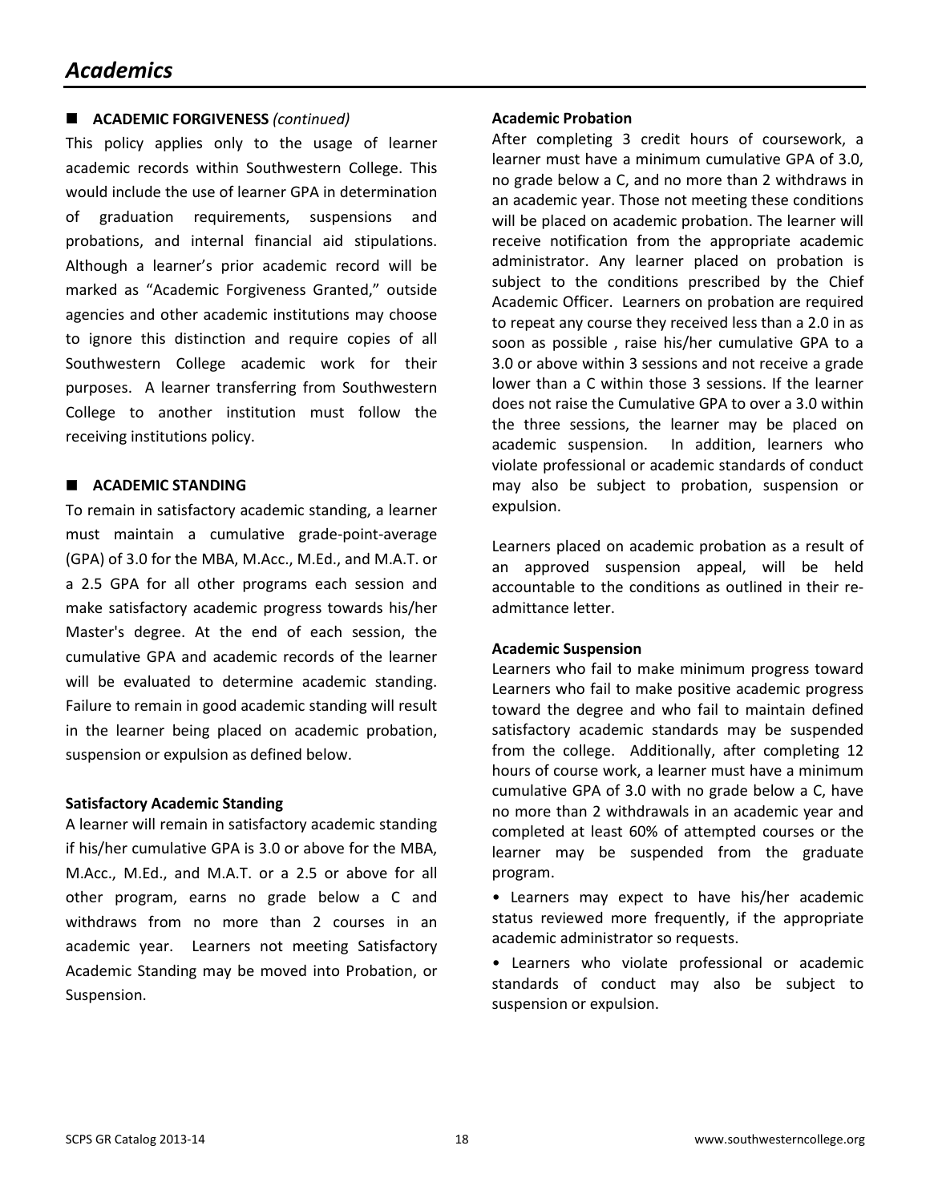# Academics

## ■ ACADEMIC FORGIVENESS *(continued)*

This policy applies only to the usage of learner academic records within Southwestern College. This would include the use of learner GPA in determination of graduation requirements, suspensions and probations, and internal financial aid stipulations. Although a learner's prior academic record will be marked as "Academic Forgiveness Granted," outside agencies and other academic institutions may choose to ignore this distinction and require copies of all Southwestern College academic work for their purposes. A learner transferring from Southwestern College to another institution must follow the receiving institutions policy.

## ■ ACADEMIC STANDING

To remain in satisfactory academic standing, a learner must maintain a cumulative grade-point-average (GPA) of 3.0 for the MBA, M.Acc., M.Ed., and M.A.T. or a 2.5 GPA for all other programs each session and make satisfactory academic progress towards his/her Master's degree. At the end of each session, the cumulative GPA and academic records of the learner will be evaluated to determine academic standing. Failure to remain in good academic standing will result in the learner being placed on academic probation, suspension or expulsion as defined below.

**Satisfactory Academic Standing**

A learner will remain in satisfactory academic standing if his/her cumulative GPA is 3.0 or above for the MBA, M.Acc., M.Ed., and M.A.T. or a 2.5 or above for all other program, earns no grade below a C and withdraws from no more than 2 courses in an academic year. Learners not meeting Satisfactory Academic Standing may be moved into Probation, or Suspension.

**Academic Probation**

After completing 3 credit hours of coursework, a learner must have a minimum cumulative GPA of 3.0, no grade below a C, and no more than 2 withdraws in an academic year. Those not meeting these conditions will be placed on academic probation. The learner will receive notification from the appropriate academic administrator. Any learner placed on probation is subject to the conditions prescribed by the Chief Academic Officer. Learners on probation are required to repeat any course they received less than a 2.0 in as soon as possible , raise his/her cumulative GPA to a 3.0 or above within 3 sessions and not receive a grade lower than a C within those 3 sessions. If the learner does not raise the Cumulative GPA to over a 3.0 within the three sessions, the learner may be placed on academic suspension. In addition, learners who violate professional or academic standards of conduct may also be subject to probation, suspension or expulsion.

Learners placed on academic probation as a result of an approved suspension appeal, will be held accountable to the conditions as outlined in their re-admittance letter.

**Academic Suspension**

Learners who fail to make minimum progress toward Learners who fail to make positive academic progress toward the degree and who fail to maintain defined satisfactory academic standards may be suspended from the college. Additionally, after completing 12 hours of course work, a learner must have a minimum cumulative GPA of 3.0 with no grade below a C, have no more than 2 withdrawals in an academic year and completed at least 60% of attempted courses or the learner may be suspended from the graduate program.

- Learners may expect to have his/her academic status reviewed more frequently, if the appropriate academic administrator so requests.
- Learners who violate professional or academic standards of conduct may also be subject to suspension or expulsion.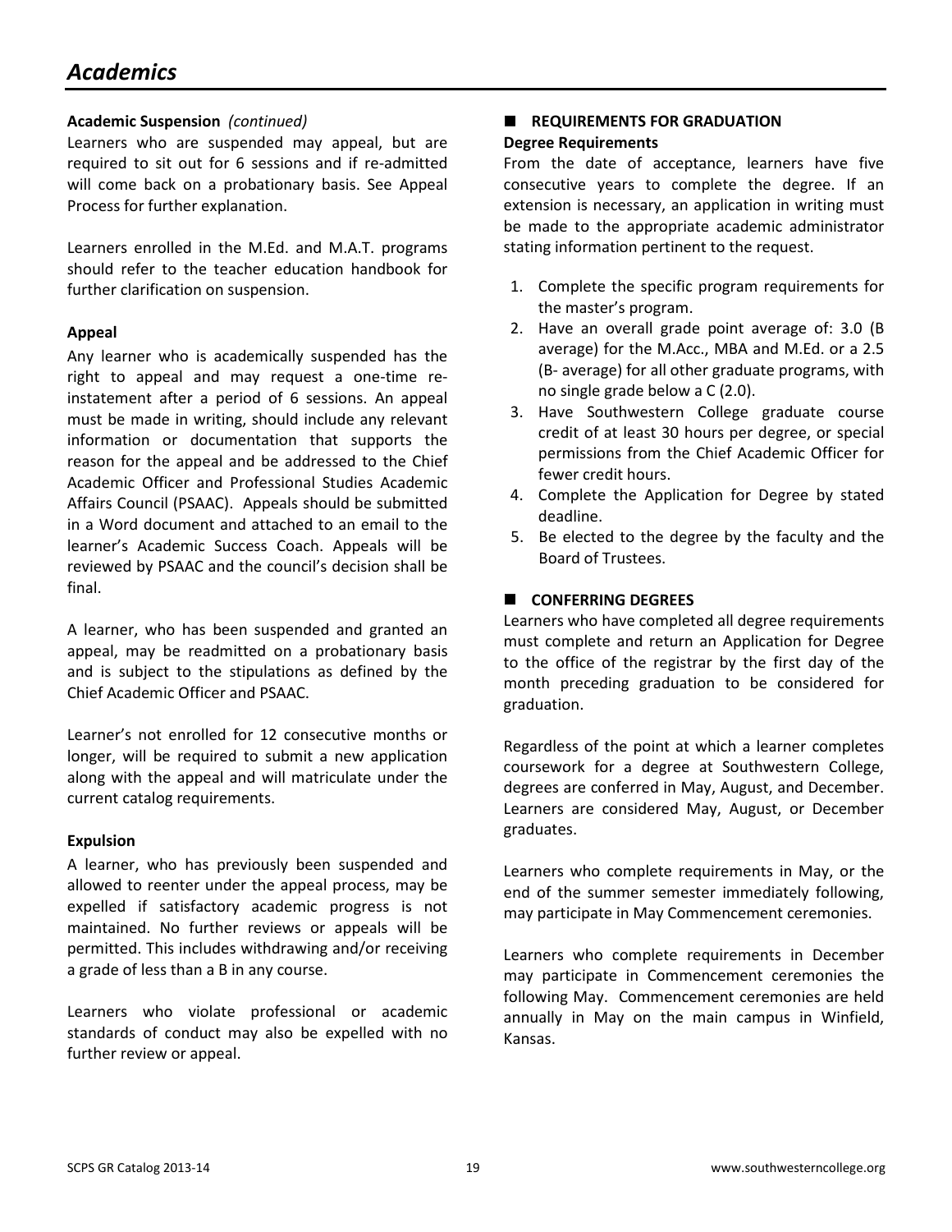# Academics

**Academic Suspension** *(continued)*

Learners who are suspended may appeal, but are required to sit out for 6 sessions and if re-admitted will come back on a probationary basis. See Appeal Process for further explanation.

Learners enrolled in the M.Ed. and M.A.T. programs should refer to the teacher education handbook for further clarification on suspension.

**Appeal**

Any learner who is academically suspended has the right to appeal and may request a one-time re-instatement after a period of 6 sessions. An appeal must be made in writing, should include any relevant information or documentation that supports the reason for the appeal and be addressed to the Chief Academic Officer and Professional Studies Academic Affairs Council (PSAAC). Appeals should be submitted in a Word document and attached to an email to the learner's Academic Success Coach. Appeals will be reviewed by PSAAC and the council's decision shall be final.

A learner, who has been suspended and granted an appeal, may be readmitted on a probationary basis and is subject to the stipulations as defined by the Chief Academic Officer and PSAAC.

Learner's not enrolled for 12 consecutive months or longer, will be required to submit a new application along with the appeal and will matriculate under the current catalog requirements.

**Expulsion**

A learner, who has previously been suspended and allowed to reenter under the appeal process, may be expelled if satisfactory academic progress is not maintained. No further reviews or appeals will be permitted. This includes withdrawing and/or receiving a grade of less than a B in any course.

Learners who violate professional or academic standards of conduct may also be expelled with no further review or appeal.

## REQUIREMENTS FOR GRADUATION

**Degree Requirements**

From the date of acceptance, learners have five consecutive years to complete the degree. If an extension is necessary, an application in writing must be made to the appropriate academic administrator stating information pertinent to the request.

1. Complete the specific program requirements for the master's program.
2. Have an overall grade point average of: 3.0 (B average) for the M.Acc., MBA and M.Ed. or a 2.5 (B- average) for all other graduate programs, with no single grade below a C (2.0).
3. Have Southwestern College graduate course credit of at least 30 hours per degree, or special permissions from the Chief Academic Officer for fewer credit hours.
4. Complete the Application for Degree by stated deadline.
5. Be elected to the degree by the faculty and the Board of Trustees.

## CONFERRING DEGREES

Learners who have completed all degree requirements must complete and return an Application for Degree to the office of the registrar by the first day of the month preceding graduation to be considered for graduation.

Regardless of the point at which a learner completes coursework for a degree at Southwestern College, degrees are conferred in May, August, and December. Learners are considered May, August, or December graduates.

Learners who complete requirements in May, or the end of the summer semester immediately following, may participate in May Commencement ceremonies.

Learners who complete requirements in December may participate in Commencement ceremonies the following May. Commencement ceremonies are held annually in May on the main campus in Winfield, Kansas.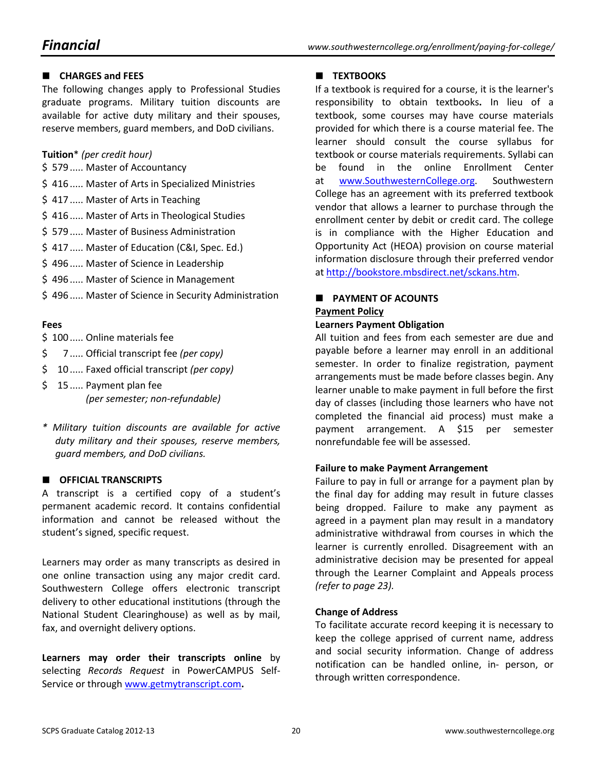# Financial

## CHARGES and FEES

The following changes apply to Professional Studies graduate programs. Military tuition discounts are available for active duty military and their spouses, reserve members, guard members, and DoD civilians.

**Tuition*** *(per credit hour)*

- $ 579 ..... Master of Accountancy
- $ 416 ..... Master of Arts in Specialized Ministries
- $ 417 ..... Master of Arts in Teaching
- $ 416 ..... Master of Arts in Theological Studies
- $ 579 ..... Master of Business Administration
- $ 417 ..... Master of Education (C&I, Spec. Ed.)
- $ 496 ..... Master of Science in Leadership
- $ 496 ..... Master of Science in Management
- $ 496 ..... Master of Science in Security Administration

**Fees**

- $ 100 ..... Online materials fee
- $ 7 ..... Official transcript fee *(per copy)*
- $ 10 ..... Faxed official transcript *(per copy)*
- $ 15 ..... Payment plan fee *(per semester; non-refundable)*

*\* Military tuition discounts are available for active duty military and their spouses, reserve members, guard members, and DoD civilians.*

## OFFICIAL TRANSCRIPTS

A transcript is a certified copy of a student's permanent academic record. It contains confidential information and cannot be released without the student's signed, specific request.

Learners may order as many transcripts as desired in one online transaction using any major credit card. Southwestern College offers electronic transcript delivery to other educational institutions (through the National Student Clearinghouse) as well as by mail, fax, and overnight delivery options.

**Learners may order their transcripts online** by selecting *Records Request* in PowerCAMPUS Self-Service or through [www.getmytranscript.com](http://www.getmytranscript.com)**.**

## TEXTBOOKS

If a textbook is required for a course, it is the learner's responsibility to obtain textbooks**.** In lieu of a textbook, some courses may have course materials provided for which there is a course material fee. The learner should consult the course syllabus for textbook or course materials requirements. Syllabi can be found in the online Enrollment Center at [www.SouthwesternCollege.org](http://www.SouthwesternCollege.org). Southwestern College has an agreement with its preferred textbook vendor that allows a learner to purchase through the enrollment center by debit or credit card. The college is in compliance with the Higher Education and Opportunity Act (HEOA) provision on course material information disclosure through their preferred vendor at [http://bookstore.mbsdirect.net/sckans.htm](http://bookstore.mbsdirect.net/sckans.htm).

## PAYMENT OF ACOUNTS

**<u>Payment Policy</u>**

**Learners Payment Obligation**

All tuition and fees from each semester are due and payable before a learner may enroll in an additional semester. In order to finalize registration, payment arrangements must be made before classes begin. Any learner unable to make payment in full before the first day of classes (including those learners who have not completed the financial aid process) must make a payment arrangement. A $15 per semester nonrefundable fee will be assessed.

**Failure to make Payment Arrangement**

Failure to pay in full or arrange for a payment plan by the final day for adding may result in future classes being dropped. Failure to make any payment as agreed in a payment plan may result in a mandatory administrative withdrawal from courses in which the learner is currently enrolled. Disagreement with an administrative decision may be presented for appeal through the Learner Complaint and Appeals process *(refer to page 23).*

**Change of Address**

To facilitate accurate record keeping it is necessary to keep the college apprised of current name, address and social security information. Change of address notification can be handled online, in- person, or through written correspondence.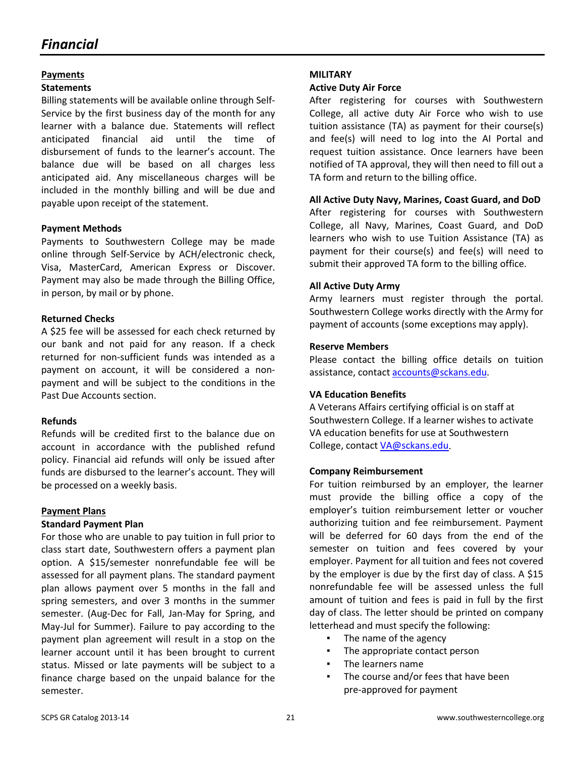# *Financial*

## Payments

### Statements

Billing statements will be available online through Self-Service by the first business day of the month for any learner with a balance due. Statements will reflect anticipated financial aid until the time of disbursement of funds to the learner's account. The balance due will be based on all charges less anticipated aid. Any miscellaneous charges will be included in the monthly billing and will be due and payable upon receipt of the statement.

### Payment Methods

Payments to Southwestern College may be made online through Self-Service by ACH/electronic check, Visa, MasterCard, American Express or Discover. Payment may also be made through the Billing Office, in person, by mail or by phone.

### Returned Checks

A $25 fee will be assessed for each check returned by our bank and not paid for any reason. If a check returned for non-sufficient funds was intended as a payment on account, it will be considered a non-payment and will be subject to the conditions in the Past Due Accounts section.

### Refunds

Refunds will be credited first to the balance due on account in accordance with the published refund policy. Financial aid refunds will only be issued after funds are disbursed to the learner's account. They will be processed on a weekly basis.

## Payment Plans

### Standard Payment Plan

For those who are unable to pay tuition in full prior to class start date, Southwestern offers a payment plan option. A $15/semester nonrefundable fee will be assessed for all payment plans. The standard payment plan allows payment over 5 months in the fall and spring semesters, and over 3 months in the summer semester. (Aug-Dec for Fall, Jan-May for Spring, and May-Jul for Summer). Failure to pay according to the payment plan agreement will result in a stop on the learner account until it has been brought to current status. Missed or late payments will be subject to a finance charge based on the unpaid balance for the semester.

## MILITARY

### Active Duty Air Force

After registering for courses with Southwestern College, all active duty Air Force who wish to use tuition assistance (TA) as payment for their course(s) and fee(s) will need to log into the AI Portal and request tuition assistance. Once learners have been notified of TA approval, they will then need to fill out a TA form and return to the billing office.

### All Active Duty Navy, Marines, Coast Guard, and DoD

After registering for courses with Southwestern College, all Navy, Marines, Coast Guard, and DoD learners who wish to use Tuition Assistance (TA) as payment for their course(s) and fee(s) will need to submit their approved TA form to the billing office.

### All Active Duty Army

Army learners must register through the portal. Southwestern College works directly with the Army for payment of accounts (some exceptions may apply).

### Reserve Members

Please contact the billing office details on tuition assistance, contact accounts@sckans.edu.

### VA Education Benefits

A Veterans Affairs certifying official is on staff at Southwestern College. If a learner wishes to activate VA education benefits for use at Southwestern College, contact VA@sckans.edu.

### Company Reimbursement

For tuition reimbursed by an employer, the learner must provide the billing office a copy of the employer's tuition reimbursement letter or voucher authorizing tuition and fee reimbursement. Payment will be deferred for 60 days from the end of the semester on tuition and fees covered by your employer. Payment for all tuition and fees not covered by the employer is due by the first day of class. A $15 nonrefundable fee will be assessed unless the full amount of tuition and fees is paid in full by the first day of class. The letter should be printed on company letterhead and must specify the following:

- The name of the agency
- The appropriate contact person
- The learners name
- The course and/or fees that have been pre-approved for payment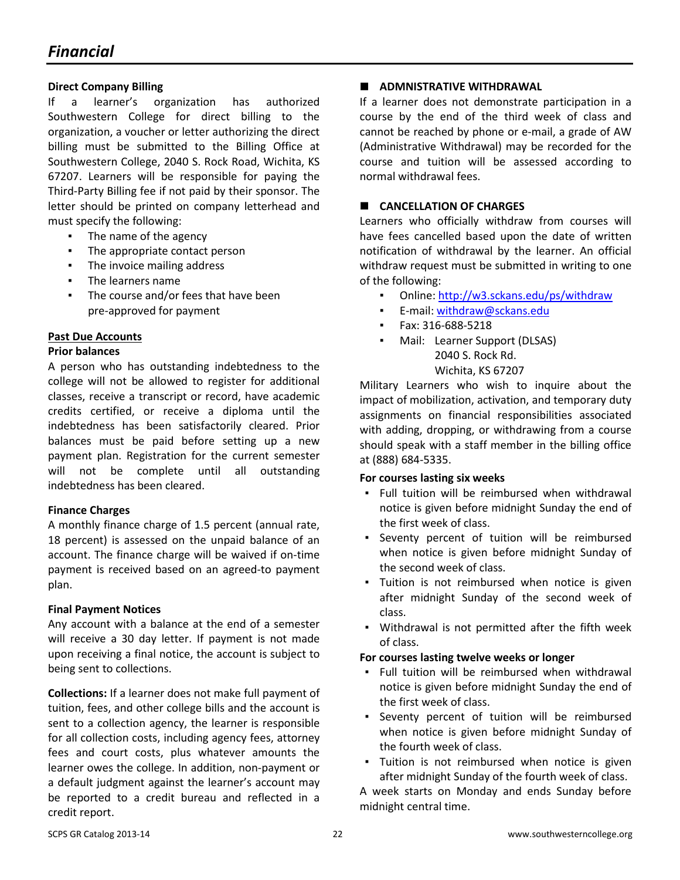# *Financial*

**Direct Company Billing**

If a learner's organization has authorized Southwestern College for direct billing to the organization, a voucher or letter authorizing the direct billing must be submitted to the Billing Office at Southwestern College, 2040 S. Rock Road, Wichita, KS 67207. Learners will be responsible for paying the Third-Party Billing fee if not paid by their sponsor. The letter should be printed on company letterhead and must specify the following:

- The name of the agency
- The appropriate contact person
- The invoice mailing address
- The learners name
- The course and/or fees that have been pre-approved for payment

**Past Due Accounts**

**Prior balances**

A person who has outstanding indebtedness to the college will not be allowed to register for additional classes, receive a transcript or record, have academic credits certified, or receive a diploma until the indebtedness has been satisfactorily cleared. Prior balances must be paid before setting up a new payment plan. Registration for the current semester will not be complete until all outstanding indebtedness has been cleared.

**Finance Charges**

A monthly finance charge of 1.5 percent (annual rate, 18 percent) is assessed on the unpaid balance of an account. The finance charge will be waived if on-time payment is received based on an agreed-to payment plan.

**Final Payment Notices**

Any account with a balance at the end of a semester will receive a 30 day letter. If payment is not made upon receiving a final notice, the account is subject to being sent to collections.

**Collections:** If a learner does not make full payment of tuition, fees, and other college bills and the account is sent to a collection agency, the learner is responsible for all collection costs, including agency fees, attorney fees and court costs, plus whatever amounts the learner owes the college. In addition, non-payment or a default judgment against the learner's account may be reported to a credit bureau and reflected in a credit report.

**ADMNISTRATIVE WITHDRAWAL**

If a learner does not demonstrate participation in a course by the end of the third week of class and cannot be reached by phone or e-mail, a grade of AW (Administrative Withdrawal) may be recorded for the course and tuition will be assessed according to normal withdrawal fees.

**CANCELLATION OF CHARGES**

Learners who officially withdraw from courses will have fees cancelled based upon the date of written notification of withdrawal by the learner. An official withdraw request must be submitted in writing to one of the following:

- Online: http://w3.sckans.edu/ps/withdraw
- E-mail: withdraw@sckans.edu
- Fax: 316-688-5218
- Mail: Learner Support (DLSAS)
  2040 S. Rock Rd.
  Wichita, KS 67207

Military Learners who wish to inquire about the impact of mobilization, activation, and temporary duty assignments on financial responsibilities associated with adding, dropping, or withdrawing from a course should speak with a staff member in the billing office at (888) 684-5335.

**For courses lasting six weeks**

- Full tuition will be reimbursed when withdrawal notice is given before midnight Sunday the end of the first week of class.
- Seventy percent of tuition will be reimbursed when notice is given before midnight Sunday of the second week of class.
- Tuition is not reimbursed when notice is given after midnight Sunday of the second week of class.
- Withdrawal is not permitted after the fifth week of class.

**For courses lasting twelve weeks or longer**

- Full tuition will be reimbursed when withdrawal notice is given before midnight Sunday the end of the first week of class.
- Seventy percent of tuition will be reimbursed when notice is given before midnight Sunday of the fourth week of class.
- Tuition is not reimbursed when notice is given after midnight Sunday of the fourth week of class.

A week starts on Monday and ends Sunday before midnight central time.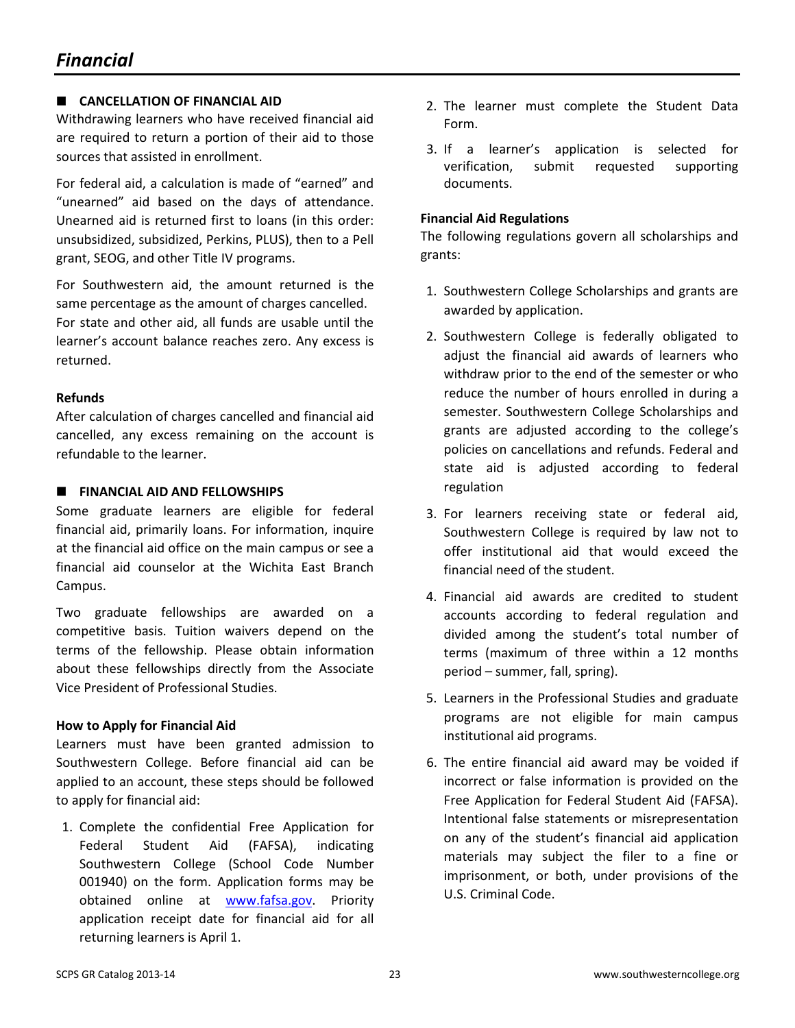# *Financial*

## CANCELLATION OF FINANCIAL AID

Withdrawing learners who have received financial aid are required to return a portion of their aid to those sources that assisted in enrollment.

For federal aid, a calculation is made of "earned" and "unearned" aid based on the days of attendance. Unearned aid is returned first to loans (in this order: unsubsidized, subsidized, Perkins, PLUS), then to a Pell grant, SEOG, and other Title IV programs.

For Southwestern aid, the amount returned is the same percentage as the amount of charges cancelled. For state and other aid, all funds are usable until the learner's account balance reaches zero. Any excess is returned.

### Refunds

After calculation of charges cancelled and financial aid cancelled, any excess remaining on the account is refundable to the learner.

## FINANCIAL AID AND FELLOWSHIPS

Some graduate learners are eligible for federal financial aid, primarily loans. For information, inquire at the financial aid office on the main campus or see a financial aid counselor at the Wichita East Branch Campus.

Two graduate fellowships are awarded on a competitive basis. Tuition waivers depend on the terms of the fellowship. Please obtain information about these fellowships directly from the Associate Vice President of Professional Studies.

### How to Apply for Financial Aid

Learners must have been granted admission to Southwestern College. Before financial aid can be applied to an account, these steps should be followed to apply for financial aid:

1. Complete the confidential Free Application for Federal Student Aid (FAFSA), indicating Southwestern College (School Code Number 001940) on the form. Application forms may be obtained online at www.fafsa.gov. Priority application receipt date for financial aid for all returning learners is April 1.
2. The learner must complete the Student Data Form.
3. If a learner's application is selected for verification, submit requested supporting documents.

### Financial Aid Regulations

The following regulations govern all scholarships and grants:

1. Southwestern College Scholarships and grants are awarded by application.
2. Southwestern College is federally obligated to adjust the financial aid awards of learners who withdraw prior to the end of the semester or who reduce the number of hours enrolled in during a semester. Southwestern College Scholarships and grants are adjusted according to the college's policies on cancellations and refunds. Federal and state aid is adjusted according to federal regulation
3. For learners receiving state or federal aid, Southwestern College is required by law not to offer institutional aid that would exceed the financial need of the student.
4. Financial aid awards are credited to student accounts according to federal regulation and divided among the student's total number of terms (maximum of three within a 12 months period – summer, fall, spring).
5. Learners in the Professional Studies and graduate programs are not eligible for main campus institutional aid programs.
6. The entire financial aid award may be voided if incorrect or false information is provided on the Free Application for Federal Student Aid (FAFSA). Intentional false statements or misrepresentation on any of the student's financial aid application materials may subject the filer to a fine or imprisonment, or both, under provisions of the U.S. Criminal Code.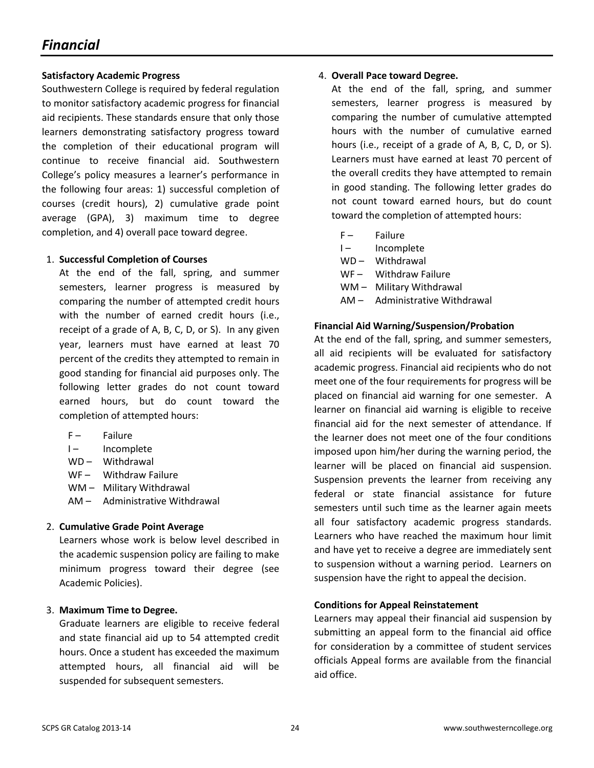# *Financial*

**Satisfactory Academic Progress**

Southwestern College is required by federal regulation to monitor satisfactory academic progress for financial aid recipients. These standards ensure that only those learners demonstrating satisfactory progress toward the completion of their educational program will continue to receive financial aid. Southwestern College's policy measures a learner's performance in the following four areas: 1) successful completion of courses (credit hours), 2) cumulative grade point average (GPA), 3) maximum time to degree completion, and 4) overall pace toward degree.

1. **Successful Completion of Courses**

   At the end of the fall, spring, and summer semesters, learner progress is measured by comparing the number of attempted credit hours with the number of earned credit hours (i.e., receipt of a grade of A, B, C, D, or S). In any given year, learners must have earned at least 70 percent of the credits they attempted to remain in good standing for financial aid purposes only. The following letter grades do not count toward earned hours, but do count toward the completion of attempted hours:

   - F – Failure
   - I – Incomplete
   - WD – Withdrawal
   - WF – Withdraw Failure
   - WM – Military Withdrawal
   - AM – Administrative Withdrawal

2. **Cumulative Grade Point Average**

   Learners whose work is below level described in the academic suspension policy are failing to make minimum progress toward their degree (see Academic Policies).

3. **Maximum Time to Degree.**

   Graduate learners are eligible to receive federal and state financial aid up to 54 attempted credit hours. Once a student has exceeded the maximum attempted hours, all financial aid will be suspended for subsequent semesters.

4. **Overall Pace toward Degree.**

   At the end of the fall, spring, and summer semesters, learner progress is measured by comparing the number of cumulative attempted hours with the number of cumulative earned hours (i.e., receipt of a grade of A, B, C, D, or S). Learners must have earned at least 70 percent of the overall credits they have attempted to remain in good standing. The following letter grades do not count toward earned hours, but do count toward the completion of attempted hours:

   - F – Failure
   - I – Incomplete
   - WD – Withdrawal
   - WF – Withdraw Failure
   - WM – Military Withdrawal
   - AM – Administrative Withdrawal

**Financial Aid Warning/Suspension/Probation**

At the end of the fall, spring, and summer semesters, all aid recipients will be evaluated for satisfactory academic progress. Financial aid recipients who do not meet one of the four requirements for progress will be placed on financial aid warning for one semester. A learner on financial aid warning is eligible to receive financial aid for the next semester of attendance. If the learner does not meet one of the four conditions imposed upon him/her during the warning period, the learner will be placed on financial aid suspension. Suspension prevents the learner from receiving any federal or state financial assistance for future semesters until such time as the learner again meets all four satisfactory academic progress standards. Learners who have reached the maximum hour limit and have yet to receive a degree are immediately sent to suspension without a warning period. Learners on suspension have the right to appeal the decision.

**Conditions for Appeal Reinstatement**

Learners may appeal their financial aid suspension by submitting an appeal form to the financial aid office for consideration by a committee of student services officials Appeal forms are available from the financial aid office.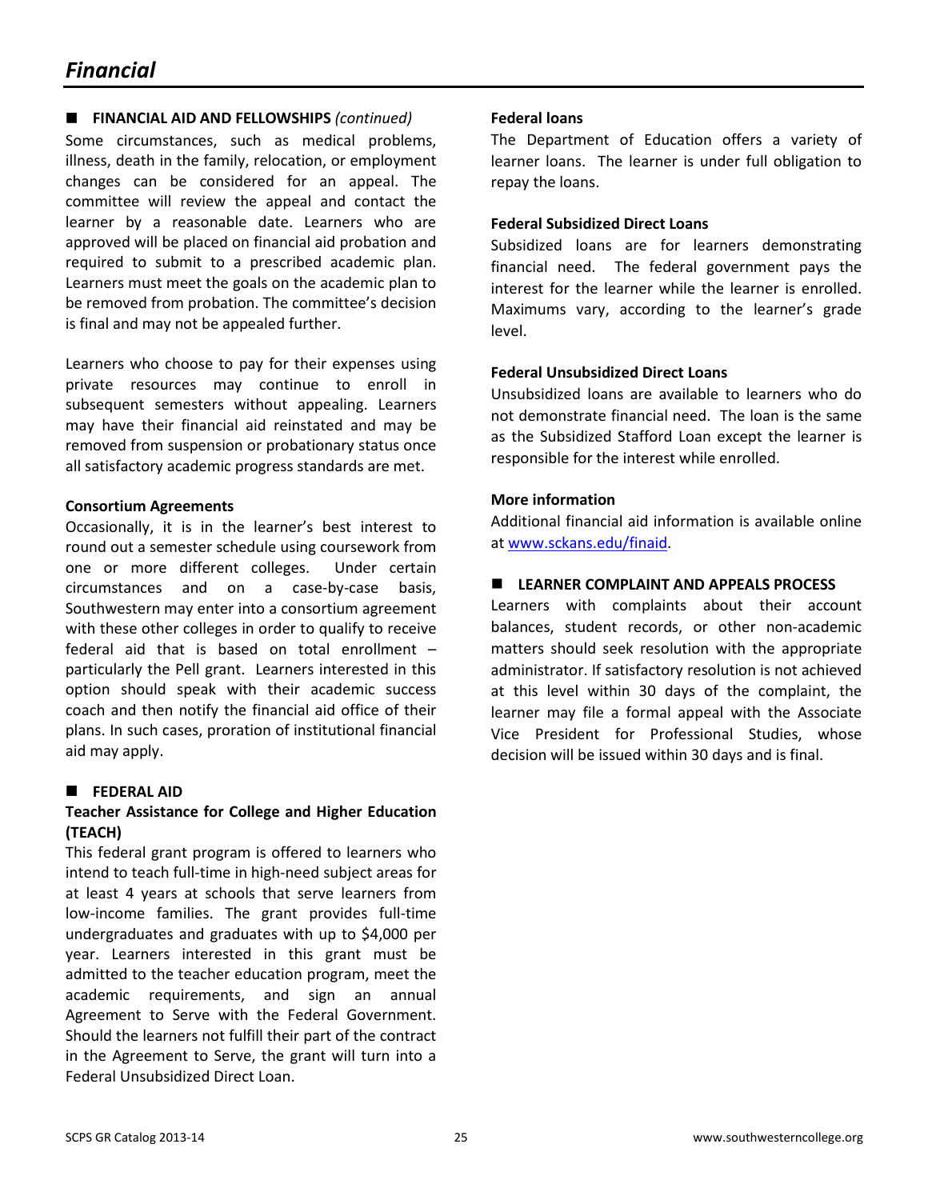## Financial

### FINANCIAL AID AND FELLOWSHIPS *(continued)*

Some circumstances, such as medical problems, illness, death in the family, relocation, or employment changes can be considered for an appeal. The committee will review the appeal and contact the learner by a reasonable date. Learners who are approved will be placed on financial aid probation and required to submit to a prescribed academic plan. Learners must meet the goals on the academic plan to be removed from probation. The committee's decision is final and may not be appealed further.

Learners who choose to pay for their expenses using private resources may continue to enroll in subsequent semesters without appealing. Learners may have their financial aid reinstated and may be removed from suspension or probationary status once all satisfactory academic progress standards are met.

**Consortium Agreements**

Occasionally, it is in the learner's best interest to round out a semester schedule using coursework from one or more different colleges. Under certain circumstances and on a case-by-case basis, Southwestern may enter into a consortium agreement with these other colleges in order to qualify to receive federal aid that is based on total enrollment – particularly the Pell grant. Learners interested in this option should speak with their academic success coach and then notify the financial aid office of their plans. In such cases, proration of institutional financial aid may apply.

### FEDERAL AID

**Teacher Assistance for College and Higher Education (TEACH)**

This federal grant program is offered to learners who intend to teach full-time in high-need subject areas for at least 4 years at schools that serve learners from low-income families. The grant provides full-time undergraduates and graduates with up to $4,000 per year. Learners interested in this grant must be admitted to the teacher education program, meet the academic requirements, and sign an annual Agreement to Serve with the Federal Government. Should the learners not fulfill their part of the contract in the Agreement to Serve, the grant will turn into a Federal Unsubsidized Direct Loan.

**Federal loans**

The Department of Education offers a variety of learner loans. The learner is under full obligation to repay the loans.

**Federal Subsidized Direct Loans**

Subsidized loans are for learners demonstrating financial need. The federal government pays the interest for the learner while the learner is enrolled. Maximums vary, according to the learner's grade level.

**Federal Unsubsidized Direct Loans**

Unsubsidized loans are available to learners who do not demonstrate financial need. The loan is the same as the Subsidized Stafford Loan except the learner is responsible for the interest while enrolled.

**More information**

Additional financial aid information is available online at [www.sckans.edu/finaid](http://www.sckans.edu/finaid).

### LEARNER COMPLAINT AND APPEALS PROCESS

Learners with complaints about their account balances, student records, or other non-academic matters should seek resolution with the appropriate administrator. If satisfactory resolution is not achieved at this level within 30 days of the complaint, the learner may file a formal appeal with the Associate Vice President for Professional Studies, whose decision will be issued within 30 days and is final.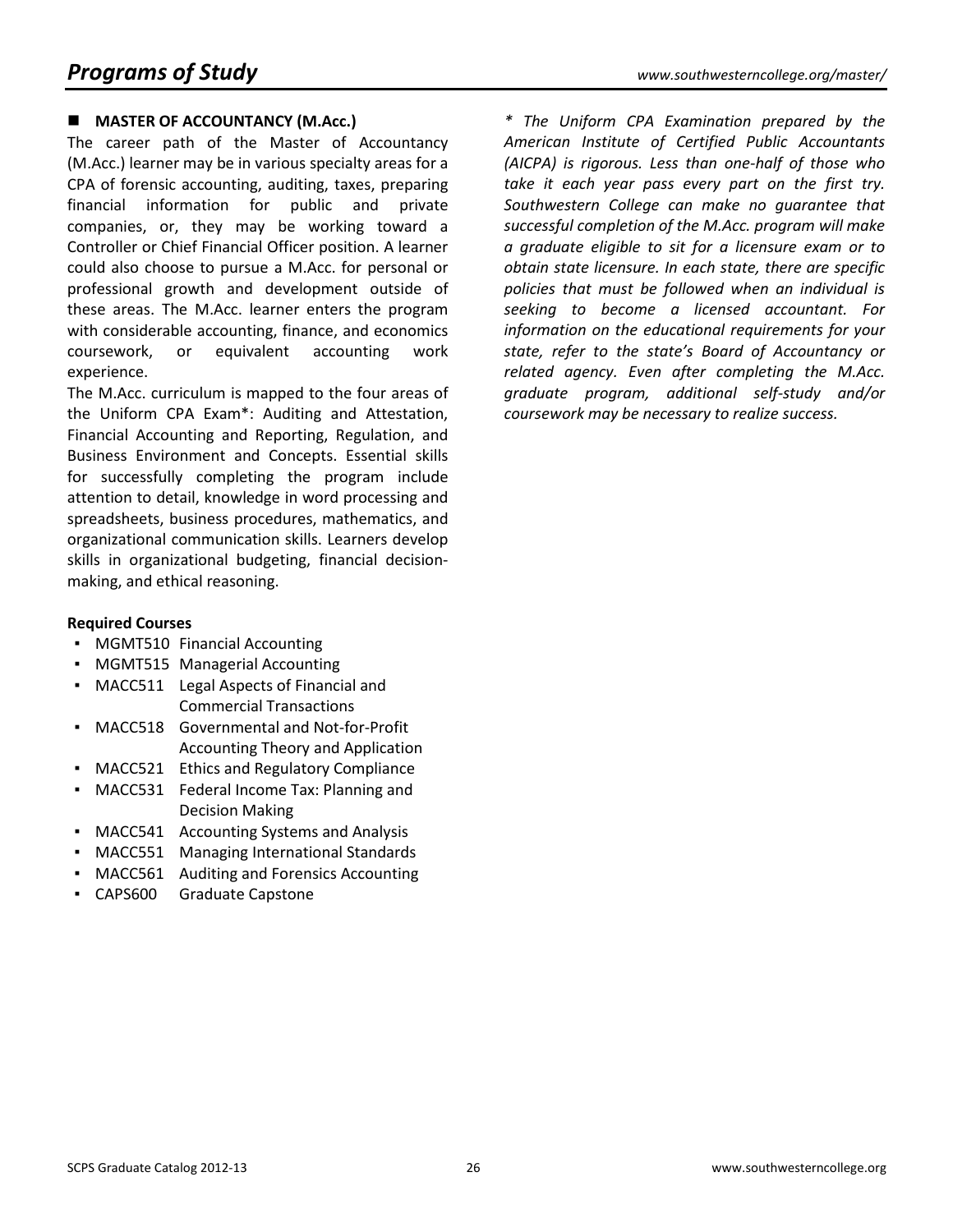## MASTER OF ACCOUNTANCY (M.Acc.)

The career path of the Master of Accountancy (M.Acc.) learner may be in various specialty areas for a CPA of forensic accounting, auditing, taxes, preparing financial information for public and private companies, or, they may be working toward a Controller or Chief Financial Officer position. A learner could also choose to pursue a M.Acc. for personal or professional growth and development outside of these areas. The M.Acc. learner enters the program with considerable accounting, finance, and economics coursework, or equivalent accounting work experience.

The M.Acc. curriculum is mapped to the four areas of the Uniform CPA Exam*: Auditing and Attestation, Financial Accounting and Reporting, Regulation, and Business Environment and Concepts. Essential skills for successfully completing the program include attention to detail, knowledge in word processing and spreadsheets, business procedures, mathematics, and organizational communication skills. Learners develop skills in organizational budgeting, financial decision-making, and ethical reasoning.

**Required Courses**

- MGMT510 Financial Accounting
- MGMT515 Managerial Accounting
- MACC511 Legal Aspects of Financial and Commercial Transactions
- MACC518 Governmental and Not-for-Profit Accounting Theory and Application
- MACC521 Ethics and Regulatory Compliance
- MACC531 Federal Income Tax: Planning and Decision Making
- MACC541 Accounting Systems and Analysis
- MACC551 Managing International Standards
- MACC561 Auditing and Forensics Accounting
- CAPS600 Graduate Capstone

*\* The Uniform CPA Examination prepared by the American Institute of Certified Public Accountants (AICPA) is rigorous. Less than one-half of those who take it each year pass every part on the first try. Southwestern College can make no guarantee that successful completion of the M.Acc. program will make a graduate eligible to sit for a licensure exam or to obtain state licensure. In each state, there are specific policies that must be followed when an individual is seeking to become a licensed accountant. For information on the educational requirements for your state, refer to the state's Board of Accountancy or related agency. Even after completing the M.Acc. graduate program, additional self-study and/or coursework may be necessary to realize success.*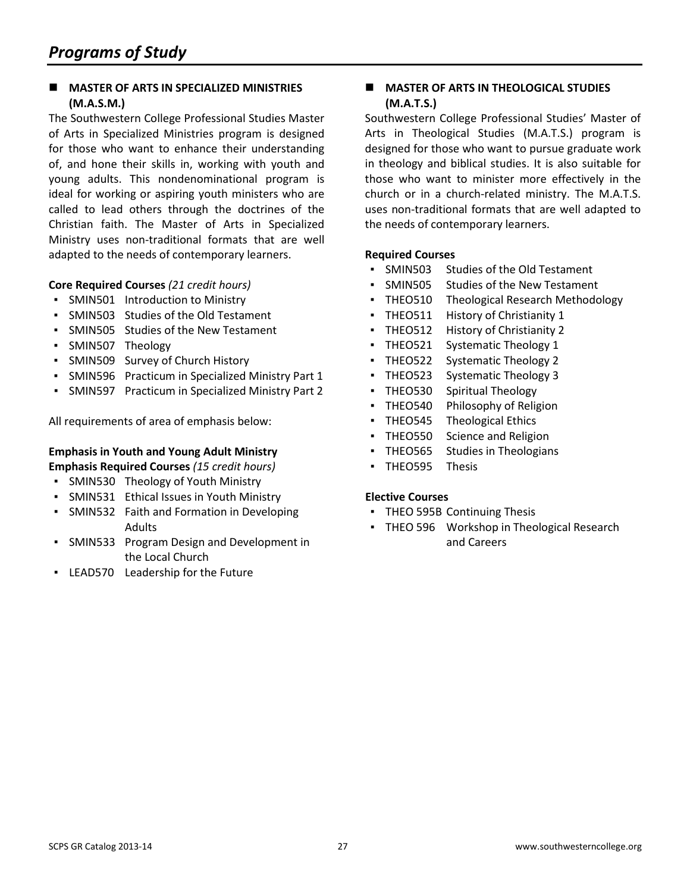# Programs of Study

## MASTER OF ARTS IN SPECIALIZED MINISTRIES (M.A.S.M.)

The Southwestern College Professional Studies Master of Arts in Specialized Ministries program is designed for those who want to enhance their understanding of, and hone their skills in, working with youth and young adults. This nondenominational program is ideal for working or aspiring youth ministers who are called to lead others through the doctrines of the Christian faith. The Master of Arts in Specialized Ministry uses non-traditional formats that are well adapted to the needs of contemporary learners.

**Core Required Courses** *(21 credit hours)*

- SMIN501 Introduction to Ministry
- SMIN503 Studies of the Old Testament
- SMIN505 Studies of the New Testament
- SMIN507 Theology
- SMIN509 Survey of Church History
- SMIN596 Practicum in Specialized Ministry Part 1
- SMIN597 Practicum in Specialized Ministry Part 2

All requirements of area of emphasis below:

**Emphasis in Youth and Young Adult Ministry**
**Emphasis Required Courses** *(15 credit hours)*

- SMIN530 Theology of Youth Ministry
- SMIN531 Ethical Issues in Youth Ministry
- SMIN532 Faith and Formation in Developing Adults
- SMIN533 Program Design and Development in the Local Church
- LEAD570 Leadership for the Future

## MASTER OF ARTS IN THEOLOGICAL STUDIES (M.A.T.S.)

Southwestern College Professional Studies' Master of Arts in Theological Studies (M.A.T.S.) program is designed for those who want to pursue graduate work in theology and biblical studies. It is also suitable for those who want to minister more effectively in the church or in a church-related ministry. The M.A.T.S. uses non-traditional formats that are well adapted to the needs of contemporary learners.

**Required Courses**

- SMIN503 Studies of the Old Testament
- SMIN505 Studies of the New Testament
- THEO510 Theological Research Methodology
- THEO511 History of Christianity 1
- THEO512 History of Christianity 2
- THEO521 Systematic Theology 1
- THEO522 Systematic Theology 2
- THEO523 Systematic Theology 3
- THEO530 Spiritual Theology
- THEO540 Philosophy of Religion
- THEO545 Theological Ethics
- THEO550 Science and Religion
- THEO565 Studies in Theologians
- THEO595 Thesis

**Elective Courses**

- THEO 595B Continuing Thesis
- THEO 596 Workshop in Theological Research and Careers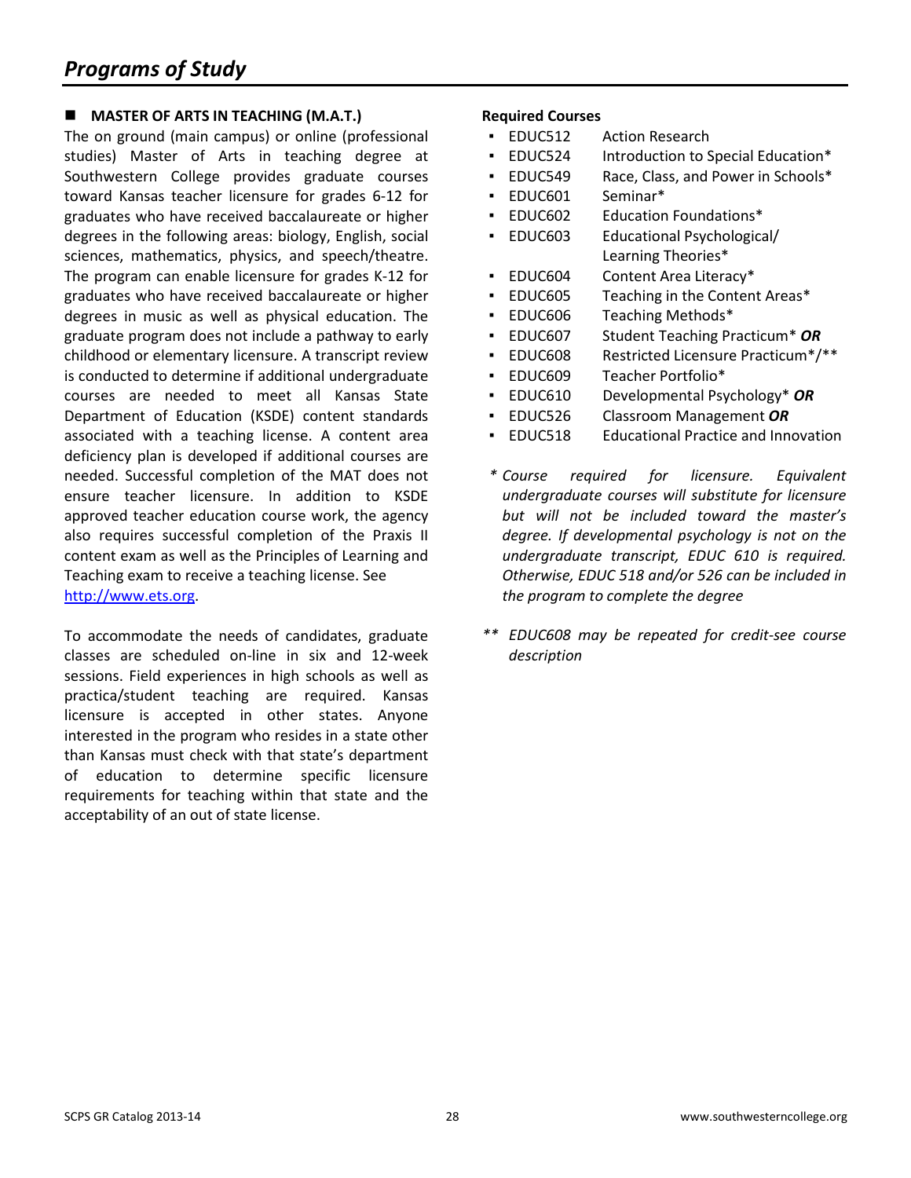# Programs of Study

## MASTER OF ARTS IN TEACHING (M.A.T.)

The on ground (main campus) or online (professional studies) Master of Arts in teaching degree at Southwestern College provides graduate courses toward Kansas teacher licensure for grades 6-12 for graduates who have received baccalaureate or higher degrees in the following areas: biology, English, social sciences, mathematics, physics, and speech/theatre. The program can enable licensure for grades K-12 for graduates who have received baccalaureate or higher degrees in music as well as physical education. The graduate program does not include a pathway to early childhood or elementary licensure. A transcript review is conducted to determine if additional undergraduate courses are needed to meet all Kansas State Department of Education (KSDE) content standards associated with a teaching license. A content area deficiency plan is developed if additional courses are needed. Successful completion of the MAT does not ensure teacher licensure. In addition to KSDE approved teacher education course work, the agency also requires successful completion of the Praxis II content exam as well as the Principles of Learning and Teaching exam to receive a teaching license. See http://www.ets.org.

To accommodate the needs of candidates, graduate classes are scheduled on-line in six and 12-week sessions. Field experiences in high schools as well as practica/student teaching are required. Kansas licensure is accepted in other states. Anyone interested in the program who resides in a state other than Kansas must check with that state's department of education to determine specific licensure requirements for teaching within that state and the acceptability of an out of state license.

**Required Courses**

- EDUC512 Action Research
- EDUC524 Introduction to Special Education*
- EDUC549 Race, Class, and Power in Schools*
- EDUC601 Seminar*
- EDUC602 Education Foundations*
- EDUC603 Educational Psychological/ Learning Theories*
- EDUC604 Content Area Literacy*
- EDUC605 Teaching in the Content Areas*
- EDUC606 Teaching Methods*
- EDUC607 Student Teaching Practicum* ***OR***
- EDUC608 Restricted Licensure Practicum*/**
- EDUC609 Teacher Portfolio*
- EDUC610 Developmental Psychology* ***OR***
- EDUC526 Classroom Management ***OR***
- EDUC518 Educational Practice and Innovation

*\* Course required for licensure. Equivalent undergraduate courses will substitute for licensure but will not be included toward the master's degree. If developmental psychology is not on the undergraduate transcript, EDUC 610 is required. Otherwise, EDUC 518 and/or 526 can be included in the program to complete the degree*

*\*\* EDUC608 may be repeated for credit-see course description*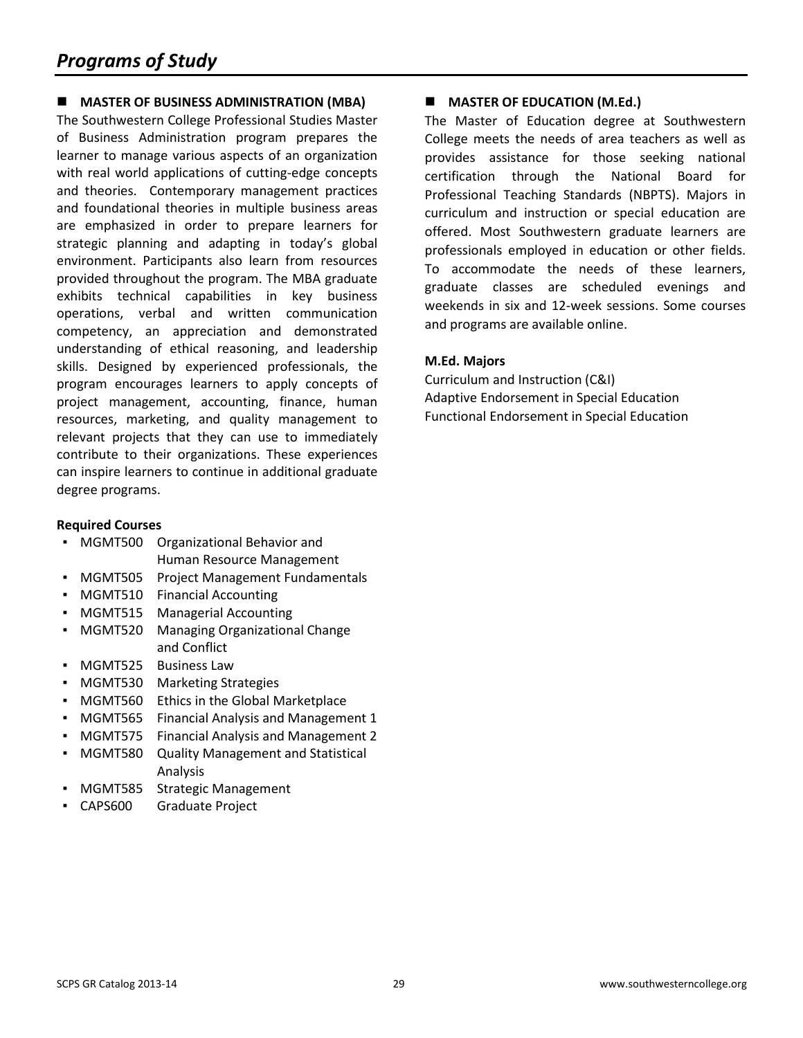# *Programs of Study*

## ■ MASTER OF BUSINESS ADMINISTRATION (MBA)

The Southwestern College Professional Studies Master of Business Administration program prepares the learner to manage various aspects of an organization with real world applications of cutting-edge concepts and theories. Contemporary management practices and foundational theories in multiple business areas are emphasized in order to prepare learners for strategic planning and adapting in today's global environment. Participants also learn from resources provided throughout the program. The MBA graduate exhibits technical capabilities in key business operations, verbal and written communication competency, an appreciation and demonstrated understanding of ethical reasoning, and leadership skills. Designed by experienced professionals, the program encourages learners to apply concepts of project management, accounting, finance, human resources, marketing, and quality management to relevant projects that they can use to immediately contribute to their organizations. These experiences can inspire learners to continue in additional graduate degree programs.

**Required Courses**

- MGMT500 Organizational Behavior and Human Resource Management
- MGMT505 Project Management Fundamentals
- MGMT510 Financial Accounting
- MGMT515 Managerial Accounting
- MGMT520 Managing Organizational Change and Conflict
- MGMT525 Business Law
- MGMT530 Marketing Strategies
- MGMT560 Ethics in the Global Marketplace
- MGMT565 Financial Analysis and Management 1
- MGMT575 Financial Analysis and Management 2
- MGMT580 Quality Management and Statistical Analysis
- MGMT585 Strategic Management
- CAPS600 Graduate Project

## ■ MASTER OF EDUCATION (M.Ed.)

The Master of Education degree at Southwestern College meets the needs of area teachers as well as provides assistance for those seeking national certification through the National Board for Professional Teaching Standards (NBPTS). Majors in curriculum and instruction or special education are offered. Most Southwestern graduate learners are professionals employed in education or other fields. To accommodate the needs of these learners, graduate classes are scheduled evenings and weekends in six and 12-week sessions. Some courses and programs are available online.

**M.Ed. Majors**

Curriculum and Instruction (C&I)
Adaptive Endorsement in Special Education
Functional Endorsement in Special Education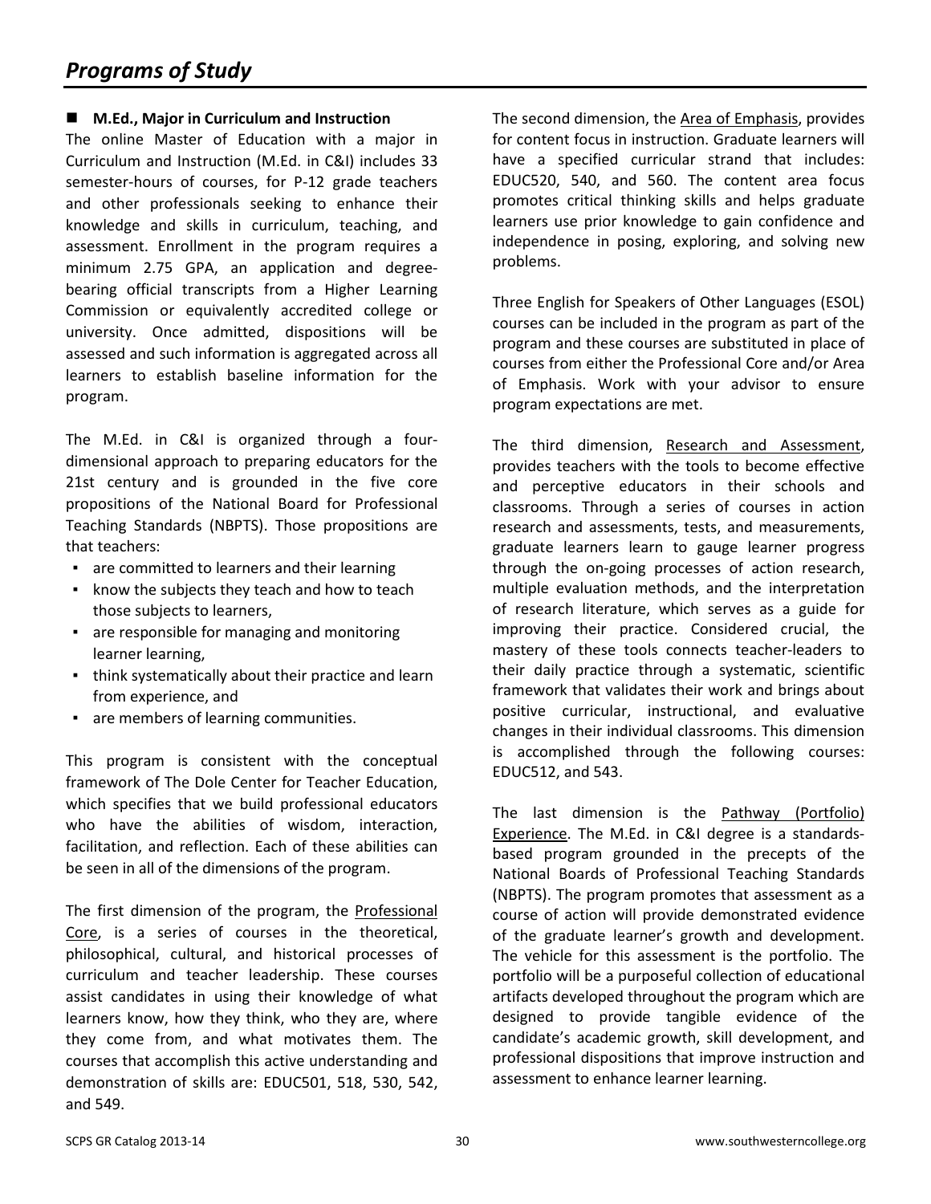## Programs of Study

### M.Ed., Major in Curriculum and Instruction

The online Master of Education with a major in Curriculum and Instruction (M.Ed. in C&I) includes 33 semester-hours of courses, for P-12 grade teachers and other professionals seeking to enhance their knowledge and skills in curriculum, teaching, and assessment. Enrollment in the program requires a minimum 2.75 GPA, an application and degree-bearing official transcripts from a Higher Learning Commission or equivalently accredited college or university. Once admitted, dispositions will be assessed and such information is aggregated across all learners to establish baseline information for the program.

The M.Ed. in C&I is organized through a four-dimensional approach to preparing educators for the 21st century and is grounded in the five core propositions of the National Board for Professional Teaching Standards (NBPTS). Those propositions are that teachers:

- are committed to learners and their learning
- know the subjects they teach and how to teach those subjects to learners,
- are responsible for managing and monitoring learner learning,
- think systematically about their practice and learn from experience, and
- are members of learning communities.

This program is consistent with the conceptual framework of The Dole Center for Teacher Education, which specifies that we build professional educators who have the abilities of wisdom, interaction, facilitation, and reflection. Each of these abilities can be seen in all of the dimensions of the program.

The first dimension of the program, the Professional Core, is a series of courses in the theoretical, philosophical, cultural, and historical processes of curriculum and teacher leadership. These courses assist candidates in using their knowledge of what learners know, how they think, who they are, where they come from, and what motivates them. The courses that accomplish this active understanding and demonstration of skills are: EDUC501, 518, 530, 542, and 549.

The second dimension, the Area of Emphasis, provides for content focus in instruction. Graduate learners will have a specified curricular strand that includes: EDUC520, 540, and 560. The content area focus promotes critical thinking skills and helps graduate learners use prior knowledge to gain confidence and independence in posing, exploring, and solving new problems.

Three English for Speakers of Other Languages (ESOL) courses can be included in the program as part of the program and these courses are substituted in place of courses from either the Professional Core and/or Area of Emphasis. Work with your advisor to ensure program expectations are met.

The third dimension, Research and Assessment, provides teachers with the tools to become effective and perceptive educators in their schools and classrooms. Through a series of courses in action research and assessments, tests, and measurements, graduate learners learn to gauge learner progress through the on-going processes of action research, multiple evaluation methods, and the interpretation of research literature, which serves as a guide for improving their practice. Considered crucial, the mastery of these tools connects teacher-leaders to their daily practice through a systematic, scientific framework that validates their work and brings about positive curricular, instructional, and evaluative changes in their individual classrooms. This dimension is accomplished through the following courses: EDUC512, and 543.

The last dimension is the Pathway (Portfolio) Experience. The M.Ed. in C&I degree is a standards-based program grounded in the precepts of the National Boards of Professional Teaching Standards (NBPTS). The program promotes that assessment as a course of action will provide demonstrated evidence of the graduate learner's growth and development. The vehicle for this assessment is the portfolio. The portfolio will be a purposeful collection of educational artifacts developed throughout the program which are designed to provide tangible evidence of the candidate's academic growth, skill development, and professional dispositions that improve instruction and assessment to enhance learner learning.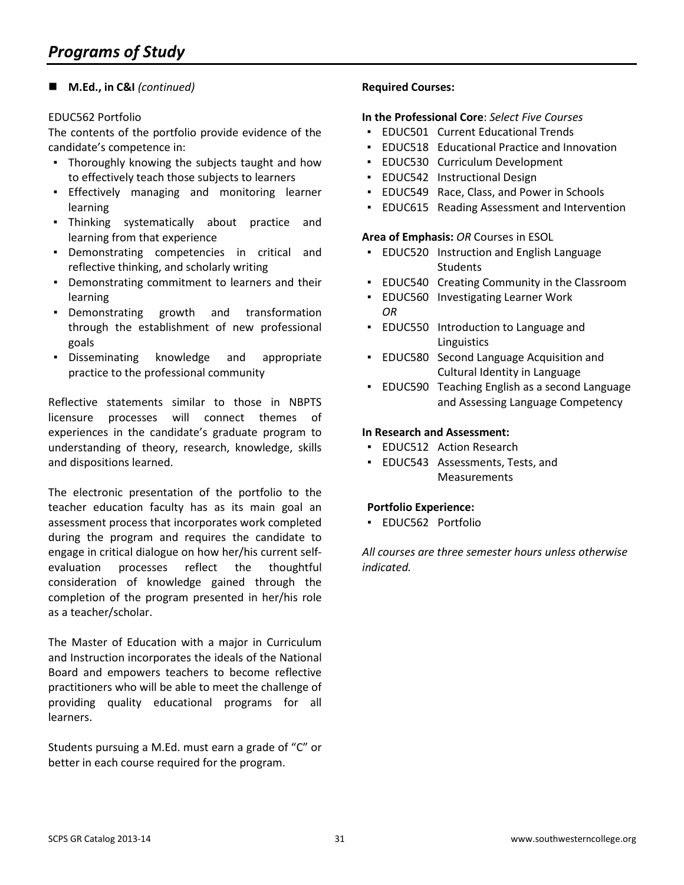# *Programs of Study*

- **M.Ed., in C&I** *(continued)*

EDUC562 Portfolio

The contents of the portfolio provide evidence of the candidate's competence in:

- Thoroughly knowing the subjects taught and how to effectively teach those subjects to learners
- Effectively managing and monitoring learner learning
- Thinking systematically about practice and learning from that experience
- Demonstrating competencies in critical and reflective thinking, and scholarly writing
- Demonstrating commitment to learners and their learning
- Demonstrating growth and transformation through the establishment of new professional goals
- Disseminating knowledge and appropriate practice to the professional community

Reflective statements similar to those in NBPTS licensure processes will connect themes of experiences in the candidate's graduate program to understanding of theory, research, knowledge, skills and dispositions learned.

The electronic presentation of the portfolio to the teacher education faculty has as its main goal an assessment process that incorporates work completed during the program and requires the candidate to engage in critical dialogue on how her/his current self-evaluation processes reflect the thoughtful consideration of knowledge gained through the completion of the program presented in her/his role as a teacher/scholar.

The Master of Education with a major in Curriculum and Instruction incorporates the ideals of the National Board and empowers teachers to become reflective practitioners who will be able to meet the challenge of providing quality educational programs for all learners.

Students pursuing a M.Ed. must earn a grade of "C" or better in each course required for the program.

**Required Courses:**

**In the Professional Core**: *Select Five Courses*

- EDUC501 Current Educational Trends
- EDUC518 Educational Practice and Innovation
- EDUC530 Curriculum Development
- EDUC542 Instructional Design
- EDUC549 Race, Class, and Power in Schools
- EDUC615 Reading Assessment and Intervention

**Area of Emphasis:** *OR* Courses in ESOL

- EDUC520 Instruction and English Language Students
- EDUC540 Creating Community in the Classroom
- EDUC560 Investigating Learner Work

*OR*

- EDUC550 Introduction to Language and Linguistics
- EDUC580 Second Language Acquisition and Cultural Identity in Language
- EDUC590 Teaching English as a second Language and Assessing Language Competency

**In Research and Assessment:**

- EDUC512 Action Research
- EDUC543 Assessments, Tests, and Measurements

**Portfolio Experience:**

- EDUC562 Portfolio

*All courses are three semester hours unless otherwise indicated.*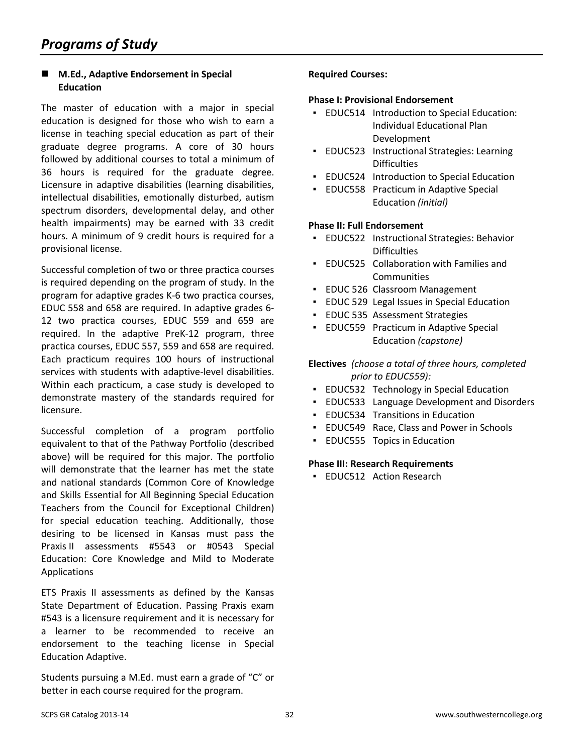# Programs of Study

## M.Ed., Adaptive Endorsement in Special Education

The master of education with a major in special education is designed for those who wish to earn a license in teaching special education as part of their graduate degree programs. A core of 30 hours followed by additional courses to total a minimum of 36 hours is required for the graduate degree. Licensure in adaptive disabilities (learning disabilities, intellectual disabilities, emotionally disturbed, autism spectrum disorders, developmental delay, and other health impairments) may be earned with 33 credit hours. A minimum of 9 credit hours is required for a provisional license.

Successful completion of two or three practica courses is required depending on the program of study. In the program for adaptive grades K-6 two practica courses, EDUC 558 and 658 are required. In adaptive grades 6-12 two practica courses, EDUC 559 and 659 are required. In the adaptive PreK-12 program, three practica courses, EDUC 557, 559 and 658 are required. Each practicum requires 100 hours of instructional services with students with adaptive-level disabilities. Within each practicum, a case study is developed to demonstrate mastery of the standards required for licensure.

Successful completion of a program portfolio equivalent to that of the Pathway Portfolio (described above) will be required for this major. The portfolio will demonstrate that the learner has met the state and national standards (Common Core of Knowledge and Skills Essential for All Beginning Special Education Teachers from the Council for Exceptional Children) for special education teaching. Additionally, those desiring to be licensed in Kansas must pass the Praxis II assessments #5543 or #0543 Special Education: Core Knowledge and Mild to Moderate Applications

ETS Praxis II assessments as defined by the Kansas State Department of Education. Passing Praxis exam #543 is a licensure requirement and it is necessary for a learner to be recommended to receive an endorsement to the teaching license in Special Education Adaptive.

Students pursuing a M.Ed. must earn a grade of "C" or better in each course required for the program.

**Required Courses:**

**Phase I: Provisional Endorsement**

- EDUC514 Introduction to Special Education: Individual Educational Plan Development
- EDUC523 Instructional Strategies: Learning Difficulties
- EDUC524 Introduction to Special Education
- EDUC558 Practicum in Adaptive Special Education *(initial)*

**Phase II: Full Endorsement**

- EDUC522 Instructional Strategies: Behavior Difficulties
- EDUC525 Collaboration with Families and Communities
- EDUC 526 Classroom Management
- EDUC 529 Legal Issues in Special Education
- EDUC 535 Assessment Strategies
- EDUC559 Practicum in Adaptive Special Education *(capstone)*

**Electives** *(choose a total of three hours, completed prior to EDUC559):*

- EDUC532 Technology in Special Education
- EDUC533 Language Development and Disorders
- EDUC534 Transitions in Education
- EDUC549 Race, Class and Power in Schools
- EDUC555 Topics in Education

**Phase III: Research Requirements**

- EDUC512 Action Research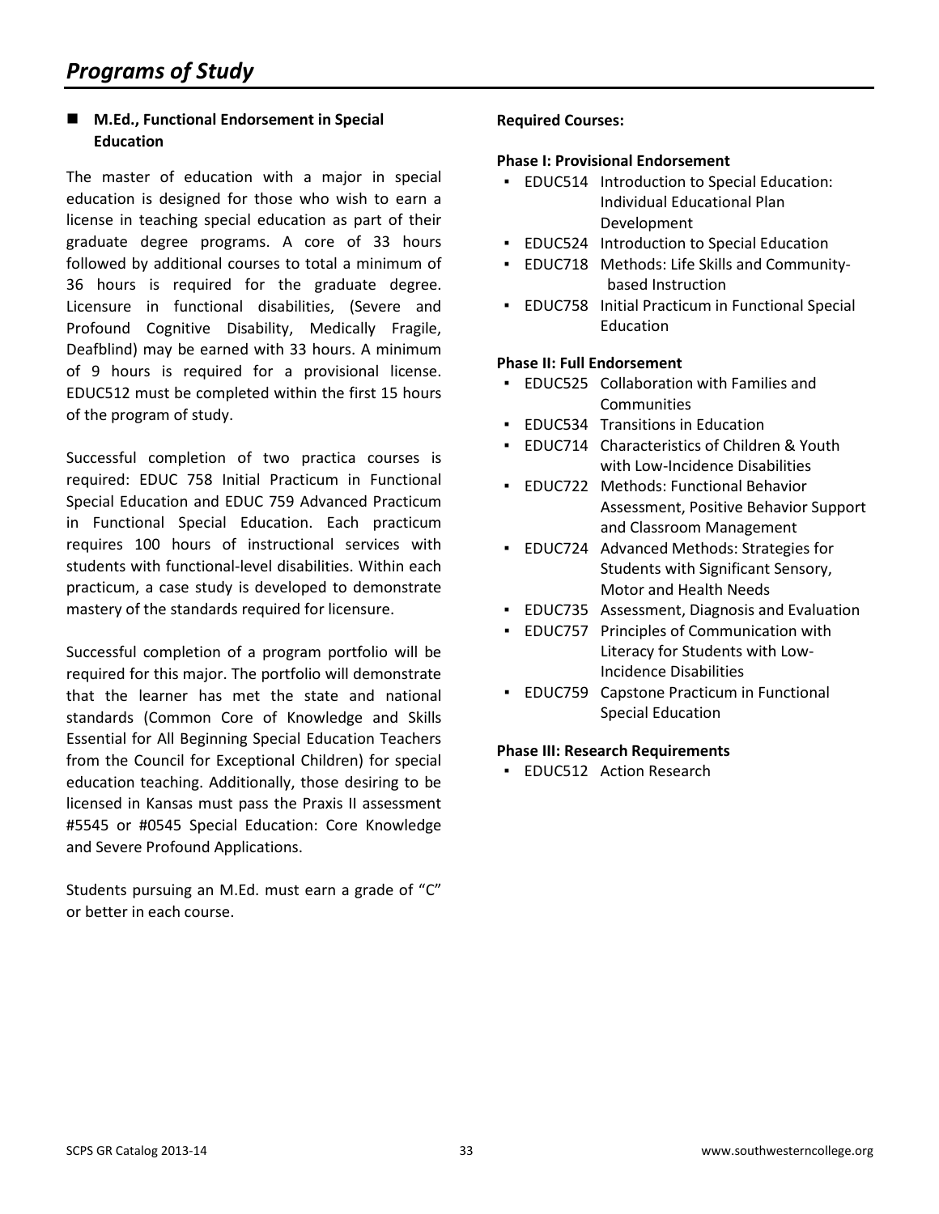# Programs of Study

## M.Ed., Functional Endorsement in Special Education

The master of education with a major in special education is designed for those who wish to earn a license in teaching special education as part of their graduate degree programs. A core of 33 hours followed by additional courses to total a minimum of 36 hours is required for the graduate degree. Licensure in functional disabilities, (Severe and Profound Cognitive Disability, Medically Fragile, Deafblind) may be earned with 33 hours. A minimum of 9 hours is required for a provisional license. EDUC512 must be completed within the first 15 hours of the program of study.

Successful completion of two practica courses is required: EDUC 758 Initial Practicum in Functional Special Education and EDUC 759 Advanced Practicum in Functional Special Education. Each practicum requires 100 hours of instructional services with students with functional-level disabilities. Within each practicum, a case study is developed to demonstrate mastery of the standards required for licensure.

Successful completion of a program portfolio will be required for this major. The portfolio will demonstrate that the learner has met the state and national standards (Common Core of Knowledge and Skills Essential for All Beginning Special Education Teachers from the Council for Exceptional Children) for special education teaching. Additionally, those desiring to be licensed in Kansas must pass the Praxis II assessment #5545 or #0545 Special Education: Core Knowledge and Severe Profound Applications.

Students pursuing an M.Ed. must earn a grade of "C" or better in each course.

**Required Courses:**

**Phase I: Provisional Endorsement**

- EDUC514 Introduction to Special Education: Individual Educational Plan Development
- EDUC524 Introduction to Special Education
- EDUC718 Methods: Life Skills and Community-based Instruction
- EDUC758 Initial Practicum in Functional Special Education

**Phase II: Full Endorsement**

- EDUC525 Collaboration with Families and Communities
- EDUC534 Transitions in Education
- EDUC714 Characteristics of Children & Youth with Low-Incidence Disabilities
- EDUC722 Methods: Functional Behavior Assessment, Positive Behavior Support and Classroom Management
- EDUC724 Advanced Methods: Strategies for Students with Significant Sensory, Motor and Health Needs
- EDUC735 Assessment, Diagnosis and Evaluation
- EDUC757 Principles of Communication with Literacy for Students with Low-Incidence Disabilities
- EDUC759 Capstone Practicum in Functional Special Education

**Phase III: Research Requirements**

- EDUC512 Action Research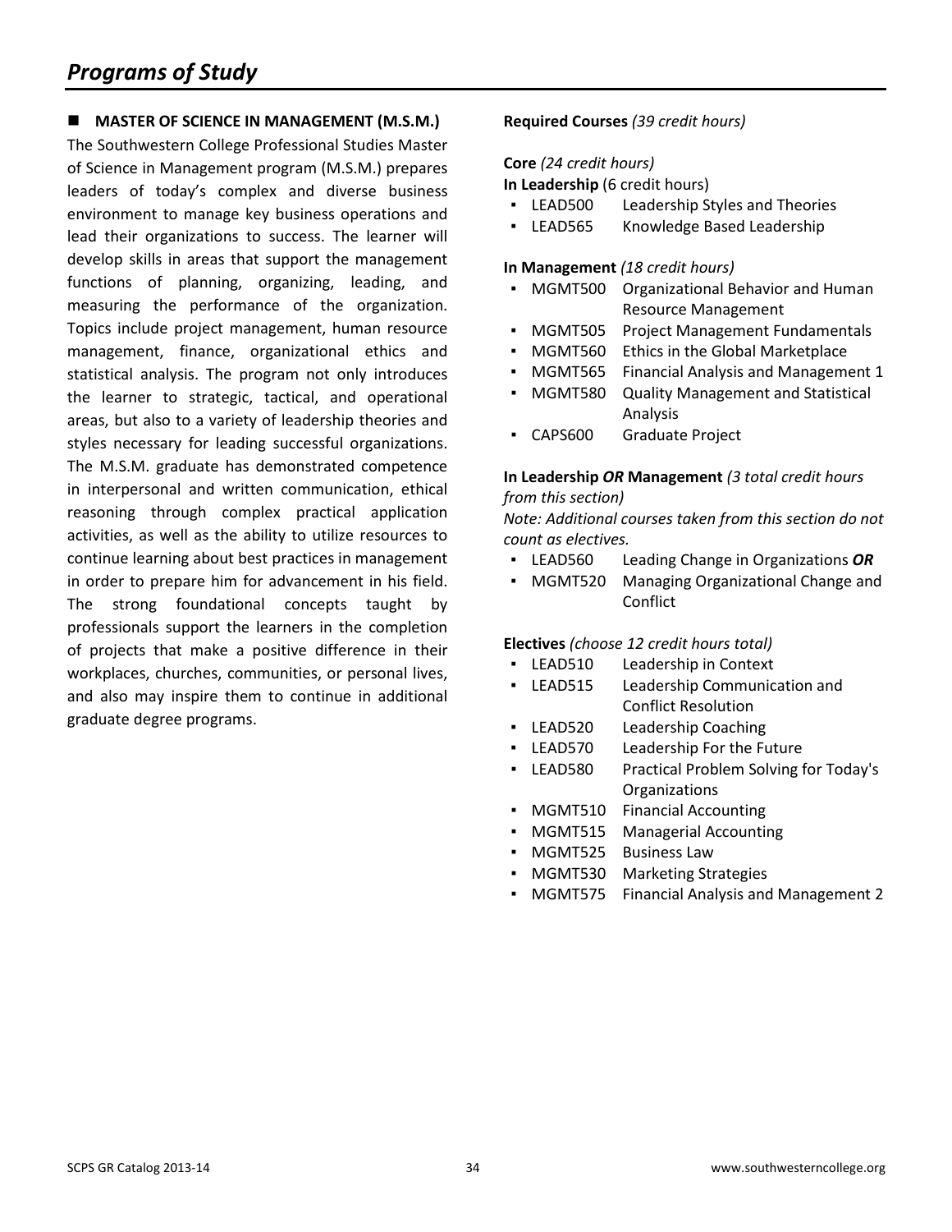## Programs of Study

### MASTER OF SCIENCE IN MANAGEMENT (M.S.M.)

The Southwestern College Professional Studies Master of Science in Management program (M.S.M.) prepares leaders of today's complex and diverse business environment to manage key business operations and lead their organizations to success. The learner will develop skills in areas that support the management functions of planning, organizing, leading, and measuring the performance of the organization. Topics include project management, human resource management, finance, organizational ethics and statistical analysis. The program not only introduces the learner to strategic, tactical, and operational areas, but also to a variety of leadership theories and styles necessary for leading successful organizations. The M.S.M. graduate has demonstrated competence in interpersonal and written communication, ethical reasoning through complex practical application activities, as well as the ability to utilize resources to continue learning about best practices in management in order to prepare him for advancement in his field. The strong foundational concepts taught by professionals support the learners in the completion of projects that make a positive difference in their workplaces, churches, communities, or personal lives, and also may inspire them to continue in additional graduate degree programs.

**Required Courses** *(39 credit hours)*

**Core** *(24 credit hours)*

**In Leadership** (6 credit hours)

- LEAD500 Leadership Styles and Theories
- LEAD565 Knowledge Based Leadership

**In Management** *(18 credit hours)*

- MGMT500 Organizational Behavior and Human Resource Management
- MGMT505 Project Management Fundamentals
- MGMT560 Ethics in the Global Marketplace
- MGMT565 Financial Analysis and Management 1
- MGMT580 Quality Management and Statistical Analysis
- CAPS600 Graduate Project

**In Leadership *OR* Management** *(3 total credit hours from this section)*

*Note: Additional courses taken from this section do not count as electives.*

- LEAD560 Leading Change in Organizations ***OR***
- MGMT520 Managing Organizational Change and Conflict

**Electives** *(choose 12 credit hours total)*

- LEAD510 Leadership in Context
- LEAD515 Leadership Communication and Conflict Resolution
- LEAD520 Leadership Coaching
- LEAD570 Leadership For the Future
- LEAD580 Practical Problem Solving for Today's Organizations
- MGMT510 Financial Accounting
- MGMT515 Managerial Accounting
- MGMT525 Business Law
- MGMT530 Marketing Strategies
- MGMT575 Financial Analysis and Management 2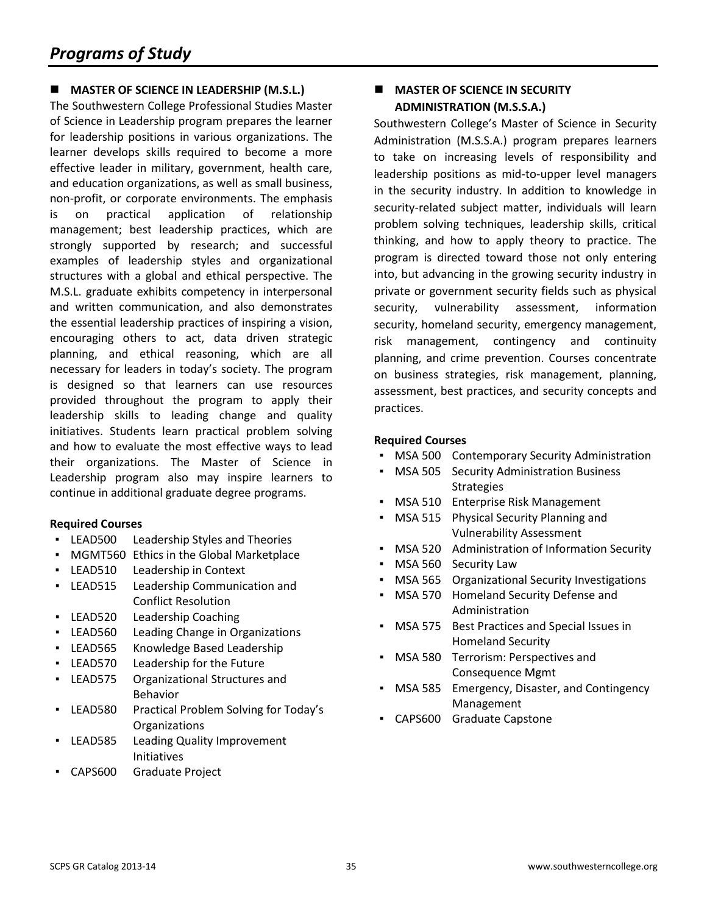# *Programs of Study*

## MASTER OF SCIENCE IN LEADERSHIP (M.S.L.)

The Southwestern College Professional Studies Master of Science in Leadership program prepares the learner for leadership positions in various organizations. The learner develops skills required to become a more effective leader in military, government, health care, and education organizations, as well as small business, non-profit, or corporate environments. The emphasis is on practical application of relationship management; best leadership practices, which are strongly supported by research; and successful examples of leadership styles and organizational structures with a global and ethical perspective. The M.S.L. graduate exhibits competency in interpersonal and written communication, and also demonstrates the essential leadership practices of inspiring a vision, encouraging others to act, data driven strategic planning, and ethical reasoning, which are all necessary for leaders in today's society. The program is designed so that learners can use resources provided throughout the program to apply their leadership skills to leading change and quality initiatives. Students learn practical problem solving and how to evaluate the most effective ways to lead their organizations. The Master of Science in Leadership program also may inspire learners to continue in additional graduate degree programs.

**Required Courses**

- LEAD500 Leadership Styles and Theories
- MGMT560 Ethics in the Global Marketplace
- LEAD510 Leadership in Context
- LEAD515 Leadership Communication and Conflict Resolution
- LEAD520 Leadership Coaching
- LEAD560 Leading Change in Organizations
- LEAD565 Knowledge Based Leadership
- LEAD570 Leadership for the Future
- LEAD575 Organizational Structures and Behavior
- LEAD580 Practical Problem Solving for Today's Organizations
- LEAD585 Leading Quality Improvement Initiatives
- CAPS600 Graduate Project

## MASTER OF SCIENCE IN SECURITY ADMINISTRATION (M.S.S.A.)

Southwestern College's Master of Science in Security Administration (M.S.S.A.) program prepares learners to take on increasing levels of responsibility and leadership positions as mid-to-upper level managers in the security industry. In addition to knowledge in security-related subject matter, individuals will learn problem solving techniques, leadership skills, critical thinking, and how to apply theory to practice. The program is directed toward those not only entering into, but advancing in the growing security industry in private or government security fields such as physical security, vulnerability assessment, information security, homeland security, emergency management, risk management, contingency and continuity planning, and crime prevention. Courses concentrate on business strategies, risk management, planning, assessment, best practices, and security concepts and practices.

**Required Courses**

- MSA 500 Contemporary Security Administration
- MSA 505 Security Administration Business Strategies
- MSA 510 Enterprise Risk Management
- MSA 515 Physical Security Planning and Vulnerability Assessment
- MSA 520 Administration of Information Security
- MSA 560 Security Law
- MSA 565 Organizational Security Investigations
- MSA 570 Homeland Security Defense and Administration
- MSA 575 Best Practices and Special Issues in Homeland Security
- MSA 580 Terrorism: Perspectives and Consequence Mgmt
- MSA 585 Emergency, Disaster, and Contingency Management
- CAPS600 Graduate Capstone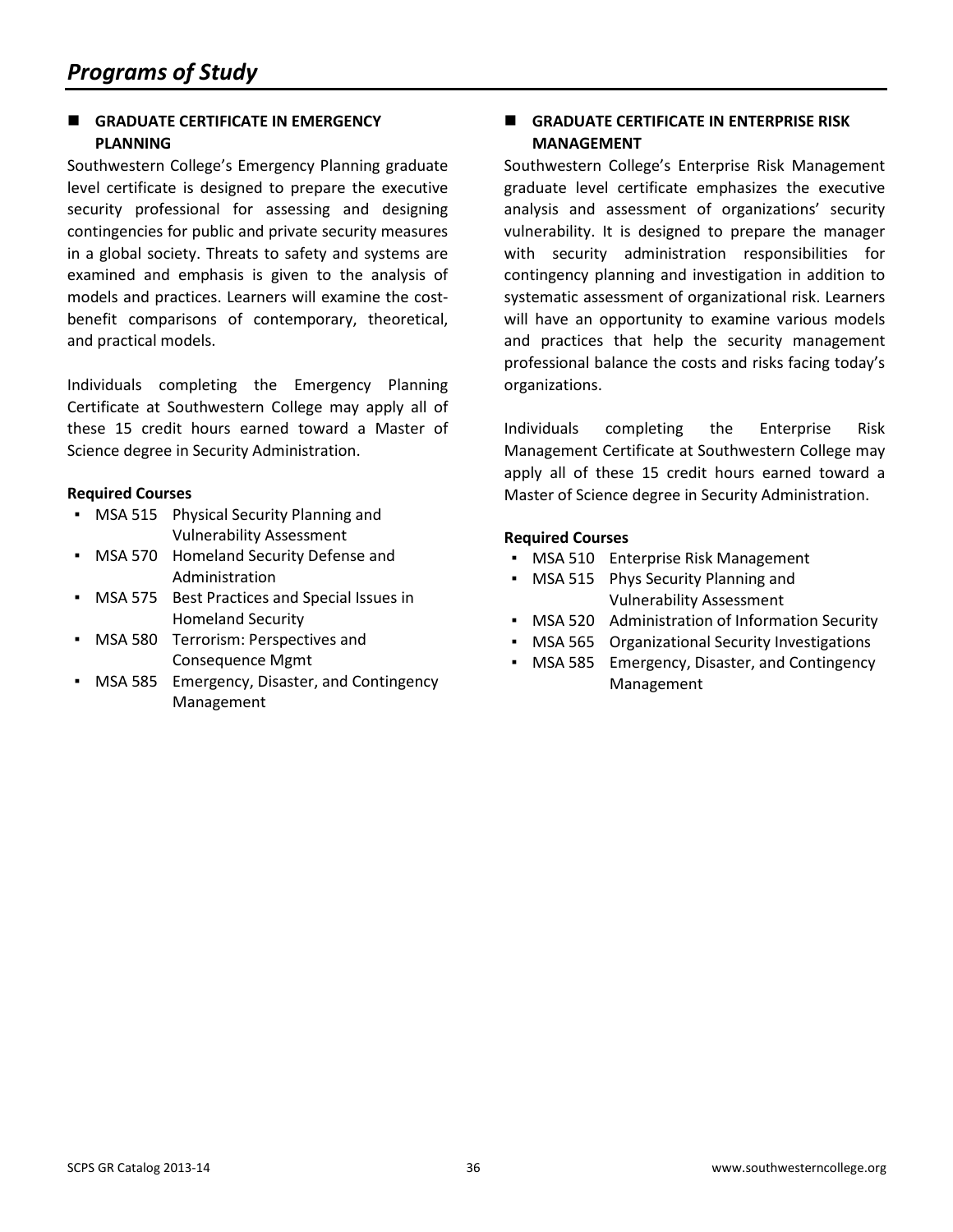# *Programs of Study*

## GRADUATE CERTIFICATE IN EMERGENCY PLANNING

Southwestern College's Emergency Planning graduate level certificate is designed to prepare the executive security professional for assessing and designing contingencies for public and private security measures in a global society. Threats to safety and systems are examined and emphasis is given to the analysis of models and practices. Learners will examine the cost-benefit comparisons of contemporary, theoretical, and practical models.

Individuals completing the Emergency Planning Certificate at Southwestern College may apply all of these 15 credit hours earned toward a Master of Science degree in Security Administration.

**Required Courses**

- MSA 515 Physical Security Planning and Vulnerability Assessment
- MSA 570 Homeland Security Defense and Administration
- MSA 575 Best Practices and Special Issues in Homeland Security
- MSA 580 Terrorism: Perspectives and Consequence Mgmt
- MSA 585 Emergency, Disaster, and Contingency Management

## GRADUATE CERTIFICATE IN ENTERPRISE RISK MANAGEMENT

Southwestern College's Enterprise Risk Management graduate level certificate emphasizes the executive analysis and assessment of organizations' security vulnerability. It is designed to prepare the manager with security administration responsibilities for contingency planning and investigation in addition to systematic assessment of organizational risk. Learners will have an opportunity to examine various models and practices that help the security management professional balance the costs and risks facing today's organizations.

Individuals completing the Enterprise Risk Management Certificate at Southwestern College may apply all of these 15 credit hours earned toward a Master of Science degree in Security Administration.

**Required Courses**

- MSA 510 Enterprise Risk Management
- MSA 515 Phys Security Planning and Vulnerability Assessment
- MSA 520 Administration of Information Security
- MSA 565 Organizational Security Investigations
- MSA 585 Emergency, Disaster, and Contingency Management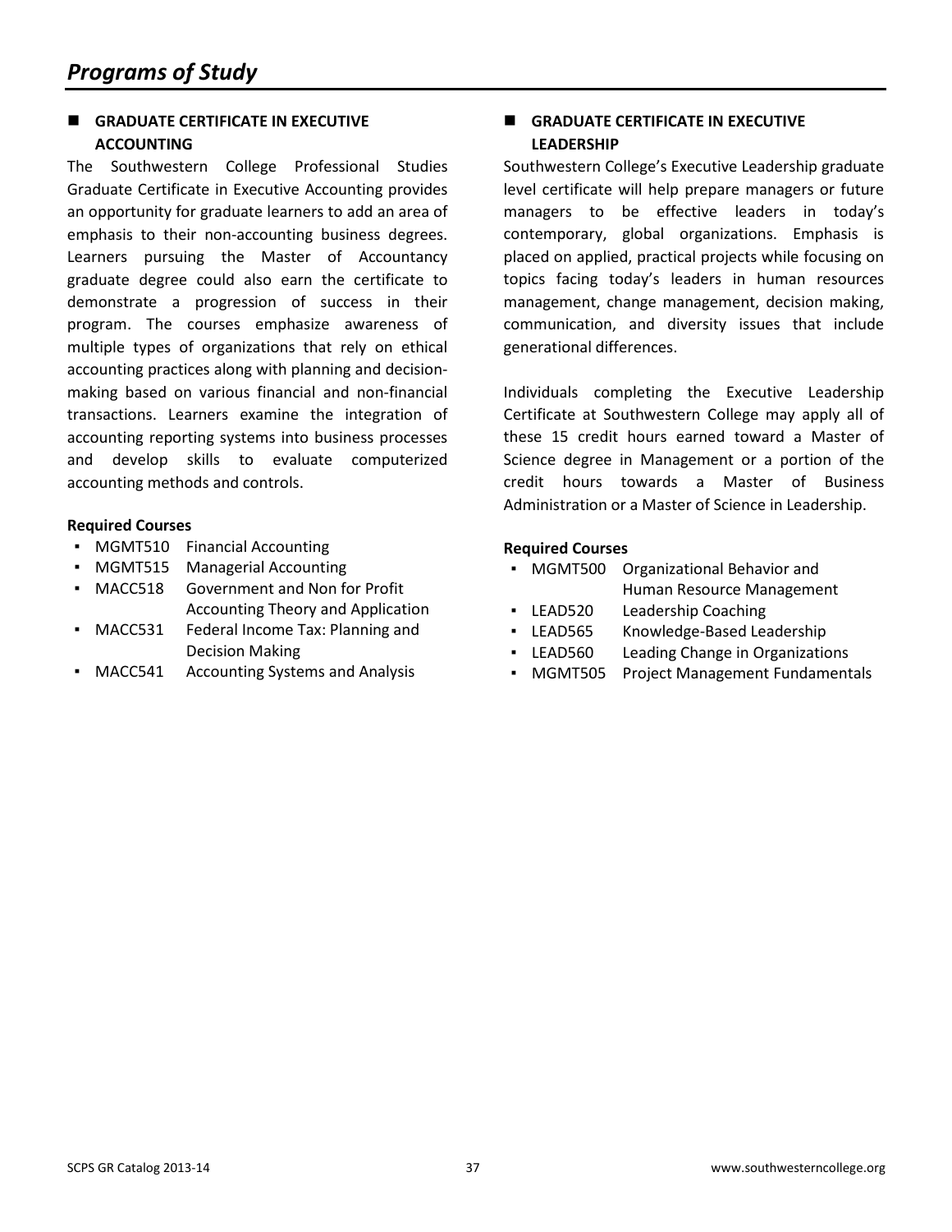# Programs of Study

## GRADUATE CERTIFICATE IN EXECUTIVE ACCOUNTING

The Southwestern College Professional Studies Graduate Certificate in Executive Accounting provides an opportunity for graduate learners to add an area of emphasis to their non-accounting business degrees. Learners pursuing the Master of Accountancy graduate degree could also earn the certificate to demonstrate a progression of success in their program. The courses emphasize awareness of multiple types of organizations that rely on ethical accounting practices along with planning and decision-making based on various financial and non-financial transactions. Learners examine the integration of accounting reporting systems into business processes and develop skills to evaluate computerized accounting methods and controls.

**Required Courses**

- MGMT510 Financial Accounting
- MGMT515 Managerial Accounting
- MACC518 Government and Non for Profit Accounting Theory and Application
- MACC531 Federal Income Tax: Planning and Decision Making
- MACC541 Accounting Systems and Analysis

## GRADUATE CERTIFICATE IN EXECUTIVE LEADERSHIP

Southwestern College's Executive Leadership graduate level certificate will help prepare managers or future managers to be effective leaders in today's contemporary, global organizations. Emphasis is placed on applied, practical projects while focusing on topics facing today's leaders in human resources management, change management, decision making, communication, and diversity issues that include generational differences.

Individuals completing the Executive Leadership Certificate at Southwestern College may apply all of these 15 credit hours earned toward a Master of Science degree in Management or a portion of the credit hours towards a Master of Business Administration or a Master of Science in Leadership.

**Required Courses**

- MGMT500 Organizational Behavior and Human Resource Management
- LEAD520 Leadership Coaching
- LEAD565 Knowledge-Based Leadership
- LEAD560 Leading Change in Organizations
- MGMT505 Project Management Fundamentals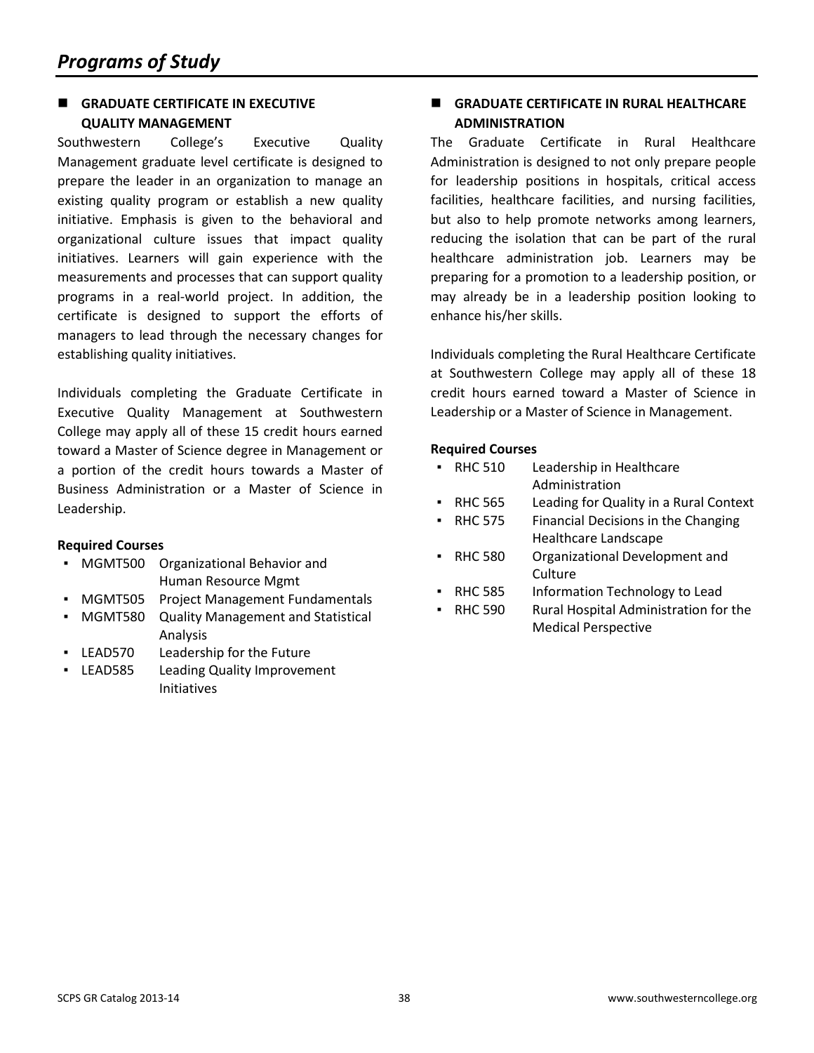# *Programs of Study*

## GRADUATE CERTIFICATE IN EXECUTIVE QUALITY MANAGEMENT

Southwestern College's Executive Quality Management graduate level certificate is designed to prepare the leader in an organization to manage an existing quality program or establish a new quality initiative. Emphasis is given to the behavioral and organizational culture issues that impact quality initiatives. Learners will gain experience with the measurements and processes that can support quality programs in a real-world project. In addition, the certificate is designed to support the efforts of managers to lead through the necessary changes for establishing quality initiatives.

Individuals completing the Graduate Certificate in Executive Quality Management at Southwestern College may apply all of these 15 credit hours earned toward a Master of Science degree in Management or a portion of the credit hours towards a Master of Business Administration or a Master of Science in Leadership.

**Required Courses**

- MGMT500 Organizational Behavior and Human Resource Mgmt
- MGMT505 Project Management Fundamentals
- MGMT580 Quality Management and Statistical Analysis
- LEAD570 Leadership for the Future
- LEAD585 Leading Quality Improvement Initiatives

## GRADUATE CERTIFICATE IN RURAL HEALTHCARE ADMINISTRATION

The Graduate Certificate in Rural Healthcare Administration is designed to not only prepare people for leadership positions in hospitals, critical access facilities, healthcare facilities, and nursing facilities, but also to help promote networks among learners, reducing the isolation that can be part of the rural healthcare administration job. Learners may be preparing for a promotion to a leadership position, or may already be in a leadership position looking to enhance his/her skills.

Individuals completing the Rural Healthcare Certificate at Southwestern College may apply all of these 18 credit hours earned toward a Master of Science in Leadership or a Master of Science in Management.

**Required Courses**

- RHC 510 Leadership in Healthcare Administration
- RHC 565 Leading for Quality in a Rural Context
- RHC 575 Financial Decisions in the Changing Healthcare Landscape
- RHC 580 Organizational Development and Culture
- RHC 585 Information Technology to Lead
- RHC 590 Rural Hospital Administration for the Medical Perspective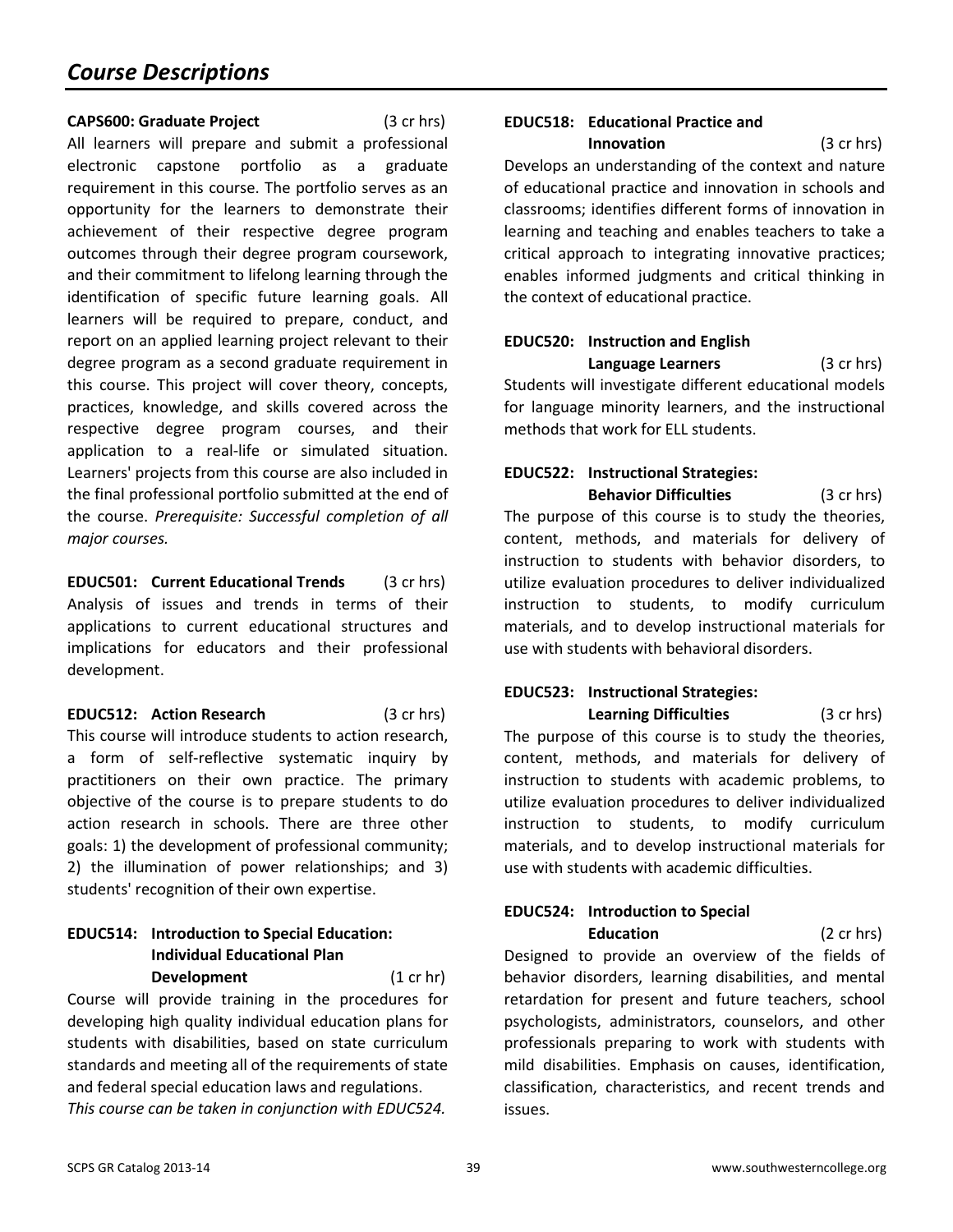# Course Descriptions

**CAPS600: Graduate Project** (3 cr hrs)

All learners will prepare and submit a professional electronic capstone portfolio as a graduate requirement in this course. The portfolio serves as an opportunity for the learners to demonstrate their achievement of their respective degree program outcomes through their degree program coursework, and their commitment to lifelong learning through the identification of specific future learning goals. All learners will be required to prepare, conduct, and report on an applied learning project relevant to their degree program as a second graduate requirement in this course. This project will cover theory, concepts, practices, knowledge, and skills covered across the respective degree program courses, and their application to a real-life or simulated situation. Learners' projects from this course are also included in the final professional portfolio submitted at the end of the course. *Prerequisite: Successful completion of all major courses.*

**EDUC501: Current Educational Trends** (3 cr hrs)

Analysis of issues and trends in terms of their applications to current educational structures and implications for educators and their professional development.

**EDUC512: Action Research** (3 cr hrs)

This course will introduce students to action research, a form of self-reflective systematic inquiry by practitioners on their own practice. The primary objective of the course is to prepare students to do action research in schools. There are three other goals: 1) the development of professional community; 2) the illumination of power relationships; and 3) students' recognition of their own expertise.

**EDUC514: Introduction to Special Education: Individual Educational Plan Development** (1 cr hr)

Course will provide training in the procedures for developing high quality individual education plans for students with disabilities, based on state curriculum standards and meeting all of the requirements of state and federal special education laws and regulations.
*This course can be taken in conjunction with EDUC524.*

**EDUC518: Educational Practice and Innovation** (3 cr hrs)

Develops an understanding of the context and nature of educational practice and innovation in schools and classrooms; identifies different forms of innovation in learning and teaching and enables teachers to take a critical approach to integrating innovative practices; enables informed judgments and critical thinking in the context of educational practice.

**EDUC520: Instruction and English Language Learners** (3 cr hrs)

Students will investigate different educational models for language minority learners, and the instructional methods that work for ELL students.

**EDUC522: Instructional Strategies: Behavior Difficulties** (3 cr hrs)

The purpose of this course is to study the theories, content, methods, and materials for delivery of instruction to students with behavior disorders, to utilize evaluation procedures to deliver individualized instruction to students, to modify curriculum materials, and to develop instructional materials for use with students with behavioral disorders.

**EDUC523: Instructional Strategies: Learning Difficulties** (3 cr hrs)

The purpose of this course is to study the theories, content, methods, and materials for delivery of instruction to students with academic problems, to utilize evaluation procedures to deliver individualized instruction to students, to modify curriculum materials, and to develop instructional materials for use with students with academic difficulties.

**EDUC524: Introduction to Special Education** (2 cr hrs)

Designed to provide an overview of the fields of behavior disorders, learning disabilities, and mental retardation for present and future teachers, school psychologists, administrators, counselors, and other professionals preparing to work with students with mild disabilities. Emphasis on causes, identification, classification, characteristics, and recent trends and issues.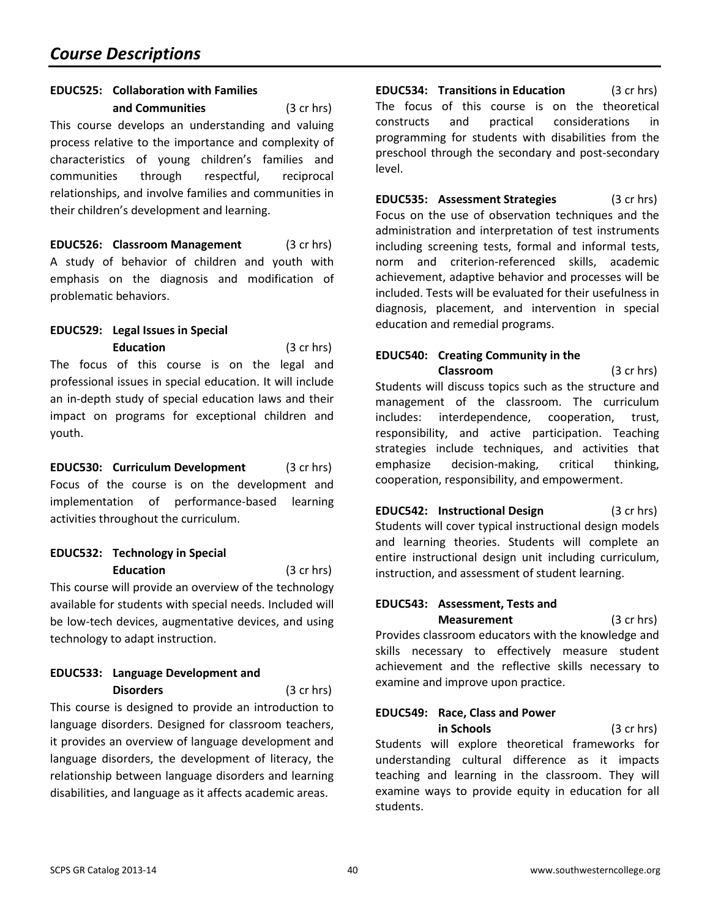## Course Descriptions

**EDUC525: Collaboration with Families and Communities** (3 cr hrs)
This course develops an understanding and valuing process relative to the importance and complexity of characteristics of young children's families and communities through respectful, reciprocal relationships, and involve families and communities in their children's development and learning.

**EDUC526: Classroom Management** (3 cr hrs)
A study of behavior of children and youth with emphasis on the diagnosis and modification of problematic behaviors.

**EDUC529: Legal Issues in Special Education** (3 cr hrs)
The focus of this course is on the legal and professional issues in special education. It will include an in-depth study of special education laws and their impact on programs for exceptional children and youth.

**EDUC530: Curriculum Development** (3 cr hrs)
Focus of the course is on the development and implementation of performance-based learning activities throughout the curriculum.

**EDUC532: Technology in Special Education** (3 cr hrs)
This course will provide an overview of the technology available for students with special needs. Included will be low-tech devices, augmentative devices, and using technology to adapt instruction.

**EDUC533: Language Development and Disorders** (3 cr hrs)
This course is designed to provide an introduction to language disorders. Designed for classroom teachers, it provides an overview of language development and language disorders, the development of literacy, the relationship between language disorders and learning disabilities, and language as it affects academic areas.

**EDUC534: Transitions in Education** (3 cr hrs)
The focus of this course is on the theoretical constructs and practical considerations in programming for students with disabilities from the preschool through the secondary and post-secondary level.

**EDUC535: Assessment Strategies** (3 cr hrs)
Focus on the use of observation techniques and the administration and interpretation of test instruments including screening tests, formal and informal tests, norm and criterion-referenced skills, academic achievement, adaptive behavior and processes will be included. Tests will be evaluated for their usefulness in diagnosis, placement, and intervention in special education and remedial programs.

**EDUC540: Creating Community in the Classroom** (3 cr hrs)
Students will discuss topics such as the structure and management of the classroom. The curriculum includes: interdependence, cooperation, trust, responsibility, and active participation. Teaching strategies include techniques, and activities that emphasize decision-making, critical thinking, cooperation, responsibility, and empowerment.

**EDUC542: Instructional Design** (3 cr hrs)
Students will cover typical instructional design models and learning theories. Students will complete an entire instructional design unit including curriculum, instruction, and assessment of student learning.

**EDUC543: Assessment, Tests and Measurement** (3 cr hrs)
Provides classroom educators with the knowledge and skills necessary to effectively measure student achievement and the reflective skills necessary to examine and improve upon practice.

**EDUC549: Race, Class and Power in Schools** (3 cr hrs)
Students will explore theoretical frameworks for understanding cultural difference as it impacts teaching and learning in the classroom. They will examine ways to provide equity in education for all students.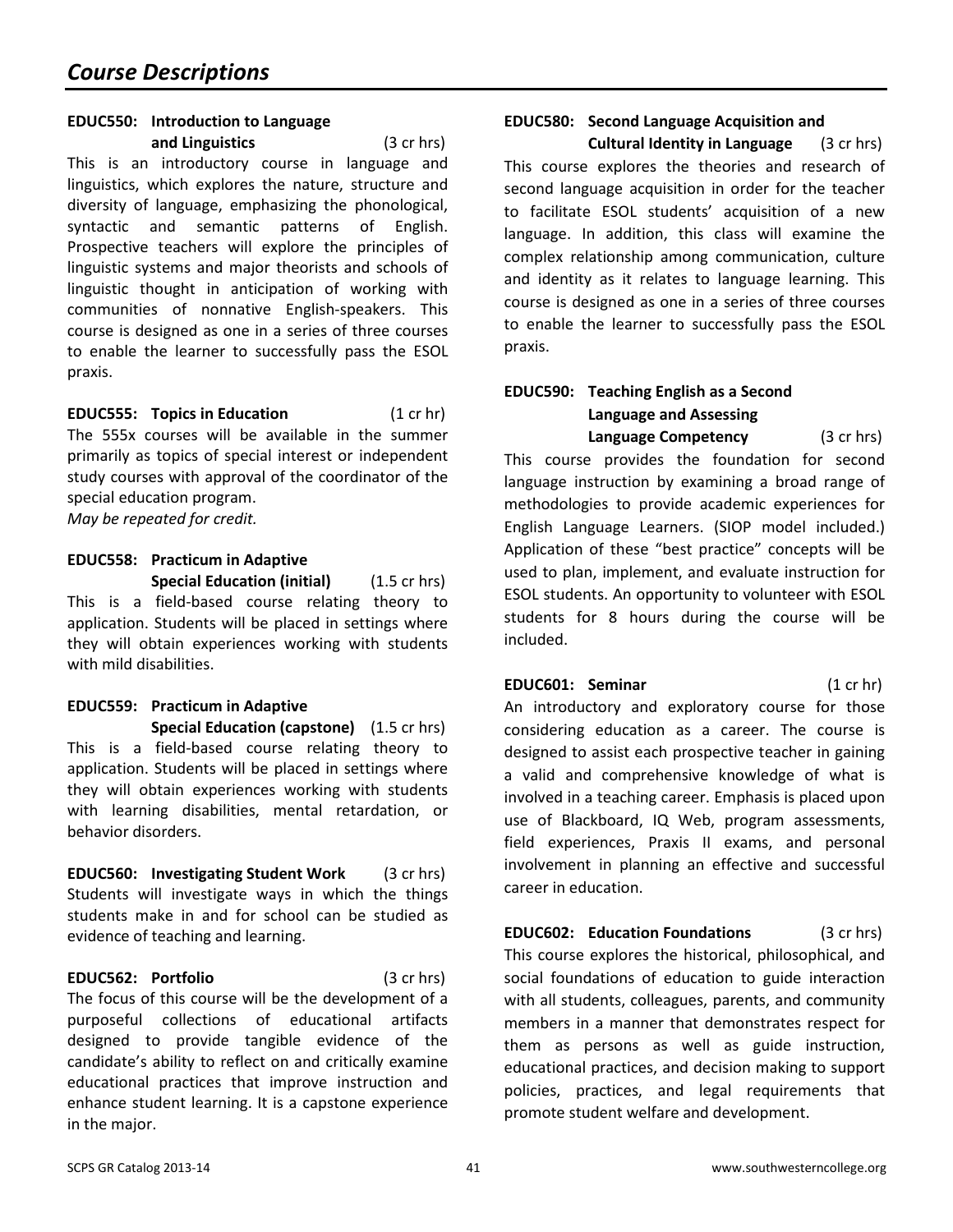# Course Descriptions

**EDUC550: Introduction to Language and Linguistics** (3 cr hrs)

This is an introductory course in language and linguistics, which explores the nature, structure and diversity of language, emphasizing the phonological, syntactic and semantic patterns of English. Prospective teachers will explore the principles of linguistic systems and major theorists and schools of linguistic thought in anticipation of working with communities of nonnative English-speakers. This course is designed as one in a series of three courses to enable the learner to successfully pass the ESOL praxis.

**EDUC555: Topics in Education** (1 cr hr)

The 555x courses will be available in the summer primarily as topics of special interest or independent study courses with approval of the coordinator of the special education program.

*May be repeated for credit.*

**EDUC558: Practicum in Adaptive Special Education (initial)** (1.5 cr hrs)

This is a field-based course relating theory to application. Students will be placed in settings where they will obtain experiences working with students with mild disabilities.

**EDUC559: Practicum in Adaptive Special Education (capstone)** (1.5 cr hrs)

This is a field-based course relating theory to application. Students will be placed in settings where they will obtain experiences working with students with learning disabilities, mental retardation, or behavior disorders.

**EDUC560: Investigating Student Work** (3 cr hrs)

Students will investigate ways in which the things students make in and for school can be studied as evidence of teaching and learning.

**EDUC562: Portfolio** (3 cr hrs)

The focus of this course will be the development of a purposeful collections of educational artifacts designed to provide tangible evidence of the candidate's ability to reflect on and critically examine educational practices that improve instruction and enhance student learning. It is a capstone experience in the major.

**EDUC580: Second Language Acquisition and Cultural Identity in Language** (3 cr hrs)

This course explores the theories and research of second language acquisition in order for the teacher to facilitate ESOL students' acquisition of a new language. In addition, this class will examine the complex relationship among communication, culture and identity as it relates to language learning. This course is designed as one in a series of three courses to enable the learner to successfully pass the ESOL praxis.

**EDUC590: Teaching English as a Second Language and Assessing Language Competency** (3 cr hrs)

This course provides the foundation for second language instruction by examining a broad range of methodologies to provide academic experiences for English Language Learners. (SIOP model included.) Application of these "best practice" concepts will be used to plan, implement, and evaluate instruction for ESOL students. An opportunity to volunteer with ESOL students for 8 hours during the course will be included.

**EDUC601: Seminar** (1 cr hr)

An introductory and exploratory course for those considering education as a career. The course is designed to assist each prospective teacher in gaining a valid and comprehensive knowledge of what is involved in a teaching career. Emphasis is placed upon use of Blackboard, IQ Web, program assessments, field experiences, Praxis II exams, and personal involvement in planning an effective and successful career in education.

**EDUC602: Education Foundations** (3 cr hrs)

This course explores the historical, philosophical, and social foundations of education to guide interaction with all students, colleagues, parents, and community members in a manner that demonstrates respect for them as persons as well as guide instruction, educational practices, and decision making to support policies, practices, and legal requirements that promote student welfare and development.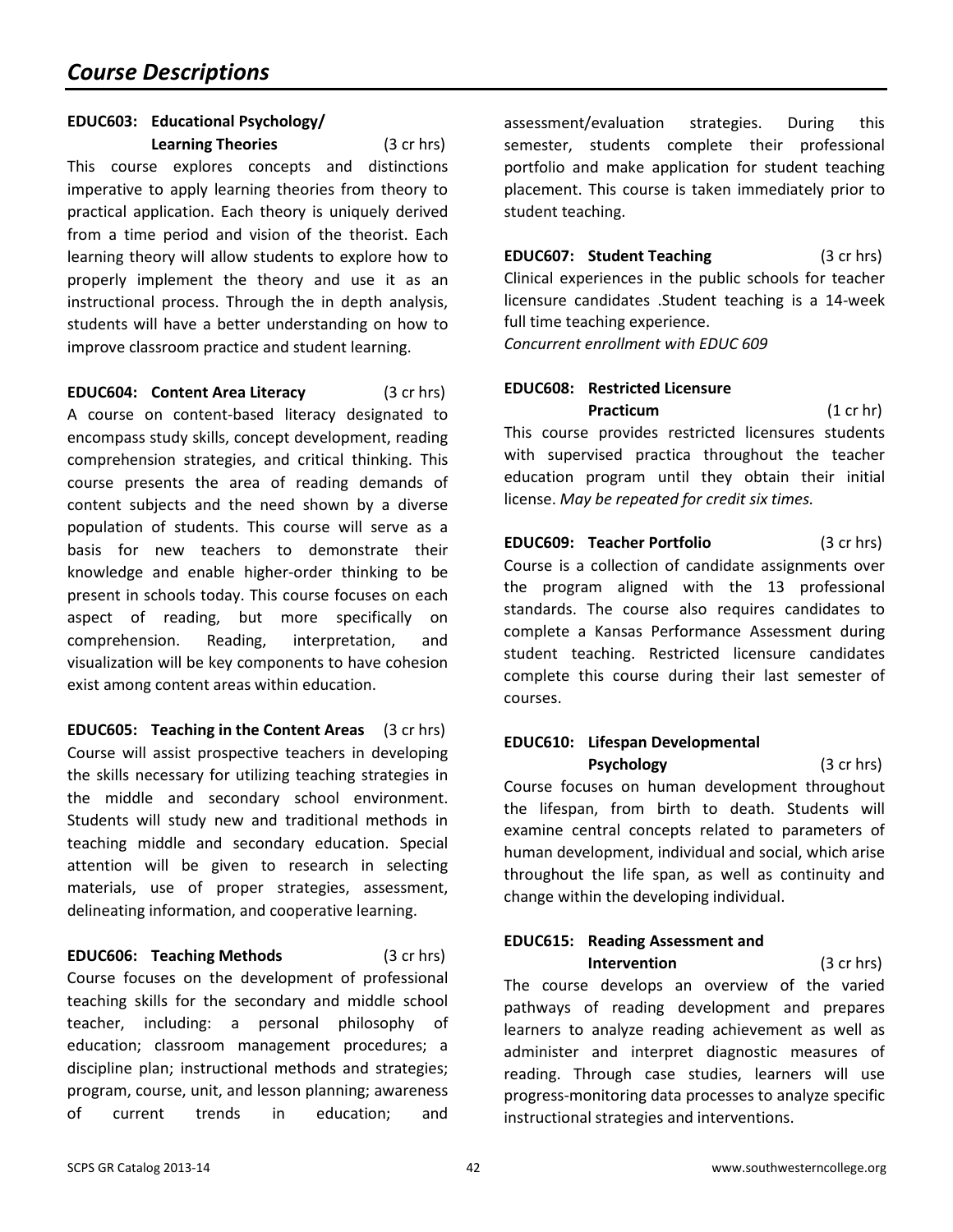## Course Descriptions

**EDUC603: Educational Psychology/ Learning Theories** (3 cr hrs)
This course explores concepts and distinctions imperative to apply learning theories from theory to practical application. Each theory is uniquely derived from a time period and vision of the theorist. Each learning theory will allow students to explore how to properly implement the theory and use it as an instructional process. Through the in depth analysis, students will have a better understanding on how to improve classroom practice and student learning.

**EDUC604: Content Area Literacy** (3 cr hrs)
A course on content-based literacy designated to encompass study skills, concept development, reading comprehension strategies, and critical thinking. This course presents the area of reading demands of content subjects and the need shown by a diverse population of students. This course will serve as a basis for new teachers to demonstrate their knowledge and enable higher-order thinking to be present in schools today. This course focuses on each aspect of reading, but more specifically on comprehension. Reading, interpretation, and visualization will be key components to have cohesion exist among content areas within education.

**EDUC605: Teaching in the Content Areas** (3 cr hrs)
Course will assist prospective teachers in developing the skills necessary for utilizing teaching strategies in the middle and secondary school environment. Students will study new and traditional methods in teaching middle and secondary education. Special attention will be given to research in selecting materials, use of proper strategies, assessment, delineating information, and cooperative learning.

**EDUC606: Teaching Methods** (3 cr hrs)
Course focuses on the development of professional teaching skills for the secondary and middle school teacher, including: a personal philosophy of education; classroom management procedures; a discipline plan; instructional methods and strategies; program, course, unit, and lesson planning; awareness of current trends in education; and assessment/evaluation strategies. During this semester, students complete their professional portfolio and make application for student teaching placement. This course is taken immediately prior to student teaching.

**EDUC607: Student Teaching** (3 cr hrs)
Clinical experiences in the public schools for teacher licensure candidates .Student teaching is a 14-week full time teaching experience.
*Concurrent enrollment with EDUC 609*

**EDUC608: Restricted Licensure Practicum** (1 cr hr)
This course provides restricted licensures students with supervised practica throughout the teacher education program until they obtain their initial license. *May be repeated for credit six times.*

**EDUC609: Teacher Portfolio** (3 cr hrs)
Course is a collection of candidate assignments over the program aligned with the 13 professional standards. The course also requires candidates to complete a Kansas Performance Assessment during student teaching. Restricted licensure candidates complete this course during their last semester of courses.

**EDUC610: Lifespan Developmental Psychology** (3 cr hrs)
Course focuses on human development throughout the lifespan, from birth to death. Students will examine central concepts related to parameters of human development, individual and social, which arise throughout the life span, as well as continuity and change within the developing individual.

**EDUC615: Reading Assessment and Intervention** (3 cr hrs)
The course develops an overview of the varied pathways of reading development and prepares learners to analyze reading achievement as well as administer and interpret diagnostic measures of reading. Through case studies, learners will use progress-monitoring data processes to analyze specific instructional strategies and interventions.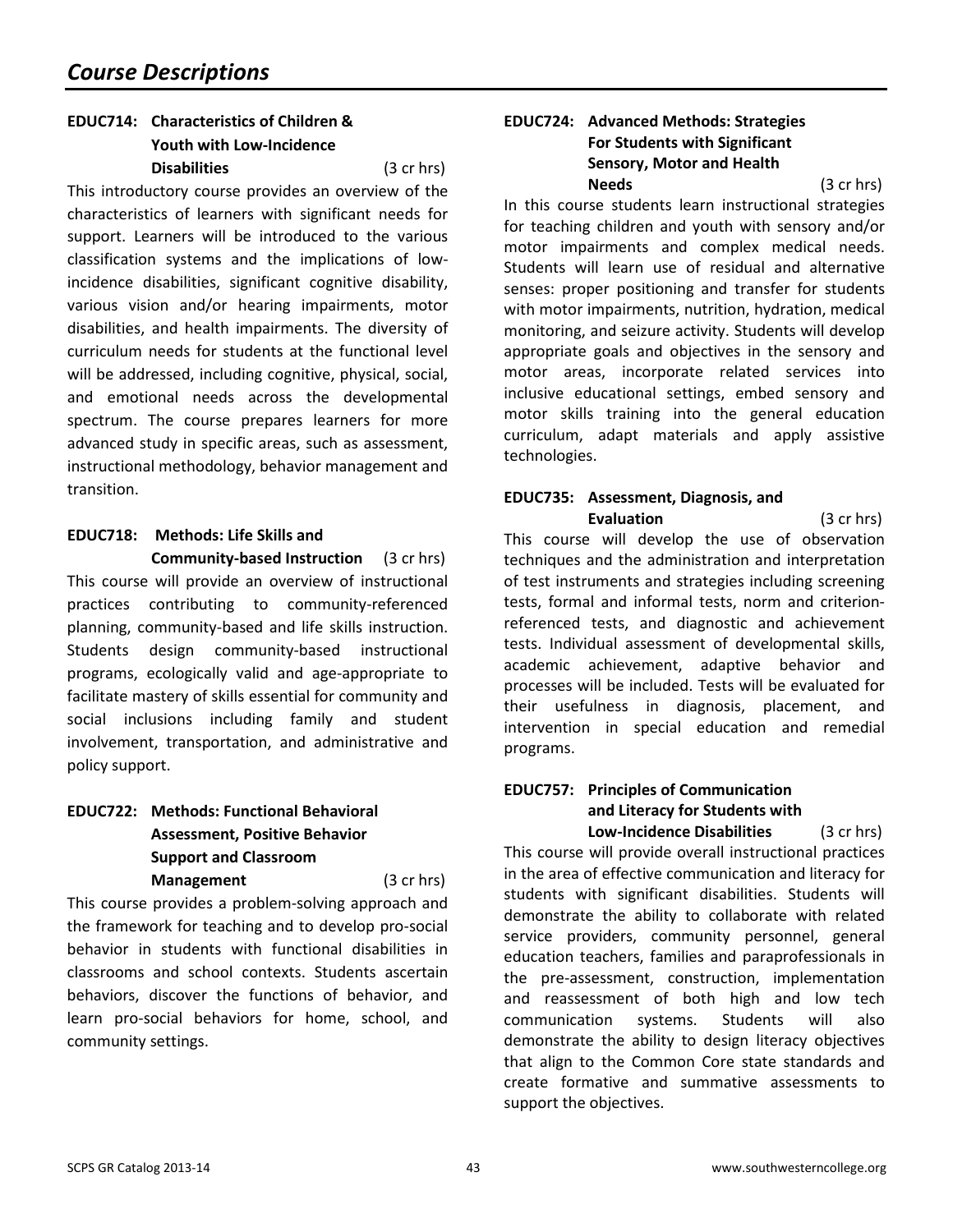## Course Descriptions

### EDUC714: Characteristics of Children & Youth with Low-Incidence Disabilities (3 cr hrs)

This introductory course provides an overview of the characteristics of learners with significant needs for support. Learners will be introduced to the various classification systems and the implications of low-incidence disabilities, significant cognitive disability, various vision and/or hearing impairments, motor disabilities, and health impairments. The diversity of curriculum needs for students at the functional level will be addressed, including cognitive, physical, social, and emotional needs across the developmental spectrum. The course prepares learners for more advanced study in specific areas, such as assessment, instructional methodology, behavior management and transition.

### EDUC718: Methods: Life Skills and Community-based Instruction (3 cr hrs)

This course will provide an overview of instructional practices contributing to community-referenced planning, community-based and life skills instruction. Students design community-based instructional programs, ecologically valid and age-appropriate to facilitate mastery of skills essential for community and social inclusions including family and student involvement, transportation, and administrative and policy support.

### EDUC722: Methods: Functional Behavioral Assessment, Positive Behavior Support and Classroom Management (3 cr hrs)

This course provides a problem-solving approach and the framework for teaching and to develop pro-social behavior in students with functional disabilities in classrooms and school contexts. Students ascertain behaviors, discover the functions of behavior, and learn pro-social behaviors for home, school, and community settings.

### EDUC724: Advanced Methods: Strategies For Students with Significant Sensory, Motor and Health Needs (3 cr hrs)

In this course students learn instructional strategies for teaching children and youth with sensory and/or motor impairments and complex medical needs. Students will learn use of residual and alternative senses: proper positioning and transfer for students with motor impairments, nutrition, hydration, medical monitoring, and seizure activity. Students will develop appropriate goals and objectives in the sensory and motor areas, incorporate related services into inclusive educational settings, embed sensory and motor skills training into the general education curriculum, adapt materials and apply assistive technologies.

### EDUC735: Assessment, Diagnosis, and Evaluation (3 cr hrs)

This course will develop the use of observation techniques and the administration and interpretation of test instruments and strategies including screening tests, formal and informal tests, norm and criterion-referenced tests, and diagnostic and achievement tests. Individual assessment of developmental skills, academic achievement, adaptive behavior and processes will be included. Tests will be evaluated for their usefulness in diagnosis, placement, and intervention in special education and remedial programs.

### EDUC757: Principles of Communication and Literacy for Students with Low-Incidence Disabilities (3 cr hrs)

This course will provide overall instructional practices in the area of effective communication and literacy for students with significant disabilities. Students will demonstrate the ability to collaborate with related service providers, community personnel, general education teachers, families and paraprofessionals in the pre-assessment, construction, implementation and reassessment of both high and low tech communication systems. Students will also demonstrate the ability to design literacy objectives that align to the Common Core state standards and create formative and summative assessments to support the objectives.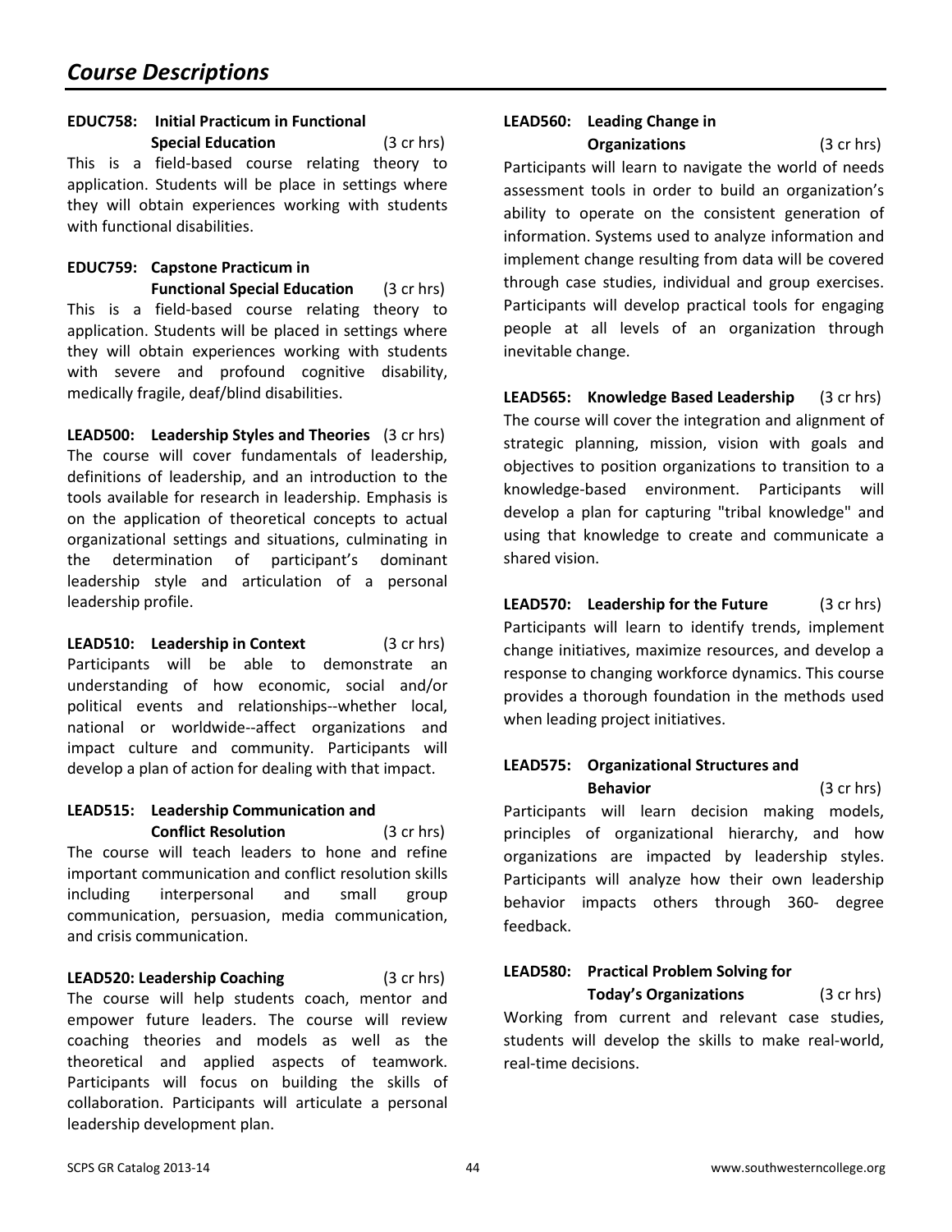# Course Descriptions

**EDUC758: Initial Practicum in Functional Special Education** (3 cr hrs)
This is a field-based course relating theory to application. Students will be place in settings where they will obtain experiences working with students with functional disabilities.

**EDUC759: Capstone Practicum in Functional Special Education** (3 cr hrs)
This is a field-based course relating theory to application. Students will be placed in settings where they will obtain experiences working with students with severe and profound cognitive disability, medically fragile, deaf/blind disabilities.

**LEAD500: Leadership Styles and Theories** (3 cr hrs)
The course will cover fundamentals of leadership, definitions of leadership, and an introduction to the tools available for research in leadership. Emphasis is on the application of theoretical concepts to actual organizational settings and situations, culminating in the determination of participant's dominant leadership style and articulation of a personal leadership profile.

**LEAD510: Leadership in Context** (3 cr hrs)
Participants will be able to demonstrate an understanding of how economic, social and/or political events and relationships--whether local, national or worldwide--affect organizations and impact culture and community. Participants will develop a plan of action for dealing with that impact.

**LEAD515: Leadership Communication and Conflict Resolution** (3 cr hrs)
The course will teach leaders to hone and refine important communication and conflict resolution skills including interpersonal and small group communication, persuasion, media communication, and crisis communication.

**LEAD520: Leadership Coaching** (3 cr hrs)
The course will help students coach, mentor and empower future leaders. The course will review coaching theories and models as well as the theoretical and applied aspects of teamwork. Participants will focus on building the skills of collaboration. Participants will articulate a personal leadership development plan.

**LEAD560: Leading Change in Organizations** (3 cr hrs)
Participants will learn to navigate the world of needs assessment tools in order to build an organization's ability to operate on the consistent generation of information. Systems used to analyze information and implement change resulting from data will be covered through case studies, individual and group exercises. Participants will develop practical tools for engaging people at all levels of an organization through inevitable change.

**LEAD565: Knowledge Based Leadership** (3 cr hrs)
The course will cover the integration and alignment of strategic planning, mission, vision with goals and objectives to position organizations to transition to a knowledge-based environment. Participants will develop a plan for capturing "tribal knowledge" and using that knowledge to create and communicate a shared vision.

**LEAD570: Leadership for the Future** (3 cr hrs)
Participants will learn to identify trends, implement change initiatives, maximize resources, and develop a response to changing workforce dynamics. This course provides a thorough foundation in the methods used when leading project initiatives.

**LEAD575: Organizational Structures and Behavior** (3 cr hrs)
Participants will learn decision making models, principles of organizational hierarchy, and how organizations are impacted by leadership styles. Participants will analyze how their own leadership behavior impacts others through 360- degree feedback.

**LEAD580: Practical Problem Solving for Today's Organizations** (3 cr hrs)
Working from current and relevant case studies, students will develop the skills to make real-world, real-time decisions.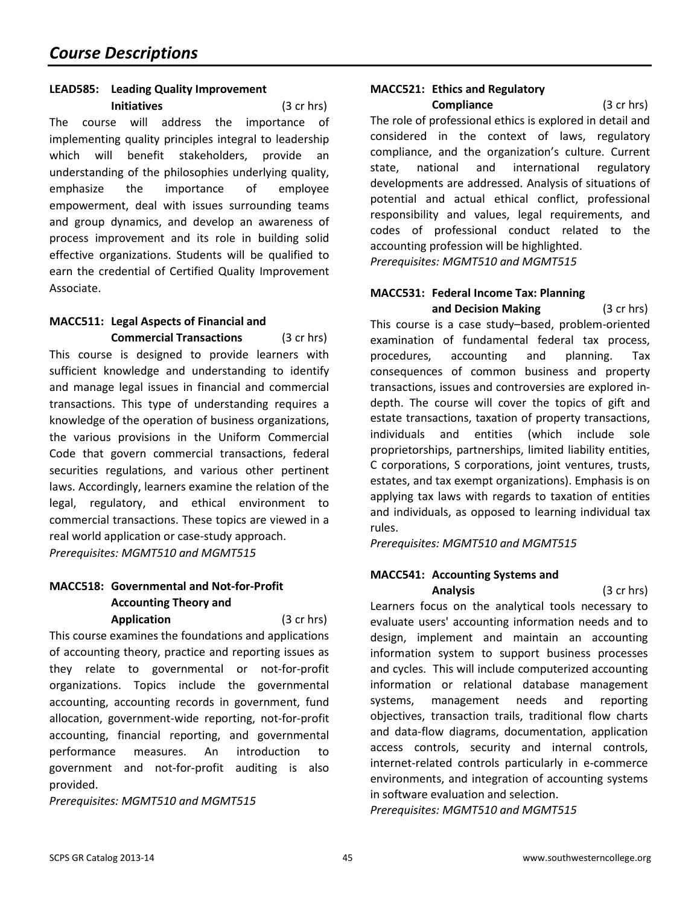## Course Descriptions

**LEAD585: Leading Quality Improvement Initiatives** (3 cr hrs)

The course will address the importance of implementing quality principles integral to leadership which will benefit stakeholders, provide an understanding of the philosophies underlying quality, emphasize the importance of employee empowerment, deal with issues surrounding teams and group dynamics, and develop an awareness of process improvement and its role in building solid effective organizations. Students will be qualified to earn the credential of Certified Quality Improvement Associate.

**MACC511: Legal Aspects of Financial and Commercial Transactions** (3 cr hrs)

This course is designed to provide learners with sufficient knowledge and understanding to identify and manage legal issues in financial and commercial transactions. This type of understanding requires a knowledge of the operation of business organizations, the various provisions in the Uniform Commercial Code that govern commercial transactions, federal securities regulations, and various other pertinent laws. Accordingly, learners examine the relation of the legal, regulatory, and ethical environment to commercial transactions. These topics are viewed in a real world application or case-study approach.

*Prerequisites: MGMT510 and MGMT515*

**MACC518: Governmental and Not-for-Profit Accounting Theory and Application** (3 cr hrs)

This course examines the foundations and applications of accounting theory, practice and reporting issues as they relate to governmental or not-for-profit organizations. Topics include the governmental accounting, accounting records in government, fund allocation, government-wide reporting, not-for-profit accounting, financial reporting, and governmental performance measures. An introduction to government and not-for-profit auditing is also provided.

*Prerequisites: MGMT510 and MGMT515*

**MACC521: Ethics and Regulatory Compliance** (3 cr hrs)

The role of professional ethics is explored in detail and considered in the context of laws, regulatory compliance, and the organization's culture. Current state, national and international regulatory developments are addressed. Analysis of situations of potential and actual ethical conflict, professional responsibility and values, legal requirements, and codes of professional conduct related to the accounting profession will be highlighted.

*Prerequisites: MGMT510 and MGMT515*

**MACC531: Federal Income Tax: Planning and Decision Making** (3 cr hrs)

This course is a case study–based, problem-oriented examination of fundamental federal tax process, procedures, accounting and planning. Tax consequences of common business and property transactions, issues and controversies are explored in-depth. The course will cover the topics of gift and estate transactions, taxation of property transactions, individuals and entities (which include sole proprietorships, partnerships, limited liability entities, C corporations, S corporations, joint ventures, trusts, estates, and tax exempt organizations). Emphasis is on applying tax laws with regards to taxation of entities and individuals, as opposed to learning individual tax rules.

*Prerequisites: MGMT510 and MGMT515*

**MACC541: Accounting Systems and Analysis** (3 cr hrs)

Learners focus on the analytical tools necessary to evaluate users' accounting information needs and to design, implement and maintain an accounting information system to support business processes and cycles. This will include computerized accounting information or relational database management systems, management needs and reporting objectives, transaction trails, traditional flow charts and data-flow diagrams, documentation, application access controls, security and internal controls, internet-related controls particularly in e-commerce environments, and integration of accounting systems in software evaluation and selection.

*Prerequisites: MGMT510 and MGMT515*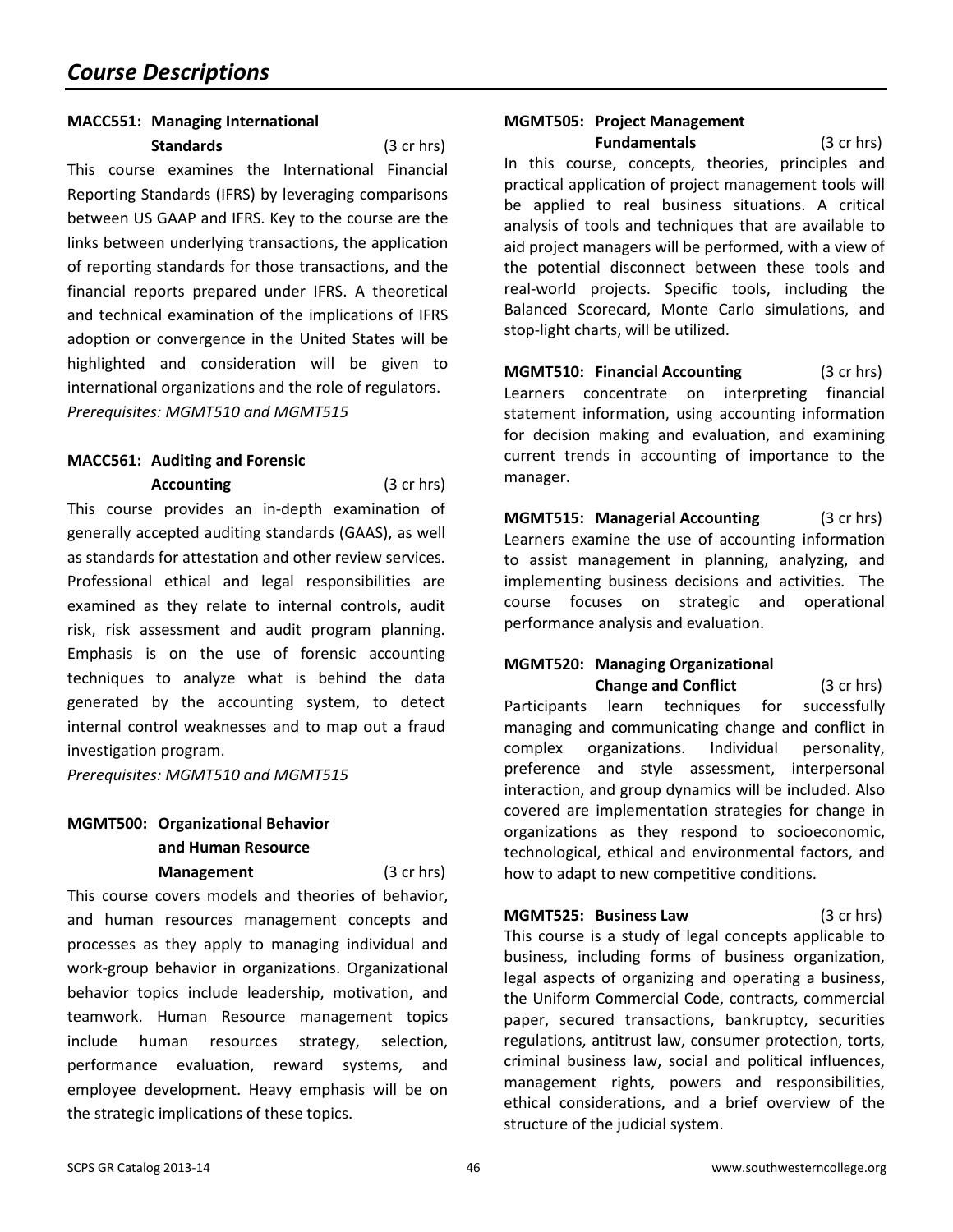## Course Descriptions

**MACC551: Managing International Standards** (3 cr hrs)

This course examines the International Financial Reporting Standards (IFRS) by leveraging comparisons between US GAAP and IFRS. Key to the course are the links between underlying transactions, the application of reporting standards for those transactions, and the financial reports prepared under IFRS. A theoretical and technical examination of the implications of IFRS adoption or convergence in the United States will be highlighted and consideration will be given to international organizations and the role of regulators.

*Prerequisites: MGMT510 and MGMT515*

**MACC561: Auditing and Forensic Accounting** (3 cr hrs)

This course provides an in-depth examination of generally accepted auditing standards (GAAS), as well as standards for attestation and other review services. Professional ethical and legal responsibilities are examined as they relate to internal controls, audit risk, risk assessment and audit program planning. Emphasis is on the use of forensic accounting techniques to analyze what is behind the data generated by the accounting system, to detect internal control weaknesses and to map out a fraud investigation program.

*Prerequisites: MGMT510 and MGMT515*

**MGMT500: Organizational Behavior and Human Resource Management** (3 cr hrs)

This course covers models and theories of behavior, and human resources management concepts and processes as they apply to managing individual and work-group behavior in organizations. Organizational behavior topics include leadership, motivation, and teamwork. Human Resource management topics include human resources strategy, selection, performance evaluation, reward systems, and employee development. Heavy emphasis will be on the strategic implications of these topics.

**MGMT505: Project Management Fundamentals** (3 cr hrs)

In this course, concepts, theories, principles and practical application of project management tools will be applied to real business situations. A critical analysis of tools and techniques that are available to aid project managers will be performed, with a view of the potential disconnect between these tools and real-world projects. Specific tools, including the Balanced Scorecard, Monte Carlo simulations, and stop-light charts, will be utilized.

**MGMT510: Financial Accounting** (3 cr hrs)

Learners concentrate on interpreting financial statement information, using accounting information for decision making and evaluation, and examining current trends in accounting of importance to the manager.

**MGMT515: Managerial Accounting** (3 cr hrs)

Learners examine the use of accounting information to assist management in planning, analyzing, and implementing business decisions and activities. The course focuses on strategic and operational performance analysis and evaluation.

**MGMT520: Managing Organizational Change and Conflict** (3 cr hrs)

Participants learn techniques for successfully managing and communicating change and conflict in complex organizations. Individual personality, preference and style assessment, interpersonal interaction, and group dynamics will be included. Also covered are implementation strategies for change in organizations as they respond to socioeconomic, technological, ethical and environmental factors, and how to adapt to new competitive conditions.

**MGMT525: Business Law** (3 cr hrs)

This course is a study of legal concepts applicable to business, including forms of business organization, legal aspects of organizing and operating a business, the Uniform Commercial Code, contracts, commercial paper, secured transactions, bankruptcy, securities regulations, antitrust law, consumer protection, torts, criminal business law, social and political influences, management rights, powers and responsibilities, ethical considerations, and a brief overview of the structure of the judicial system.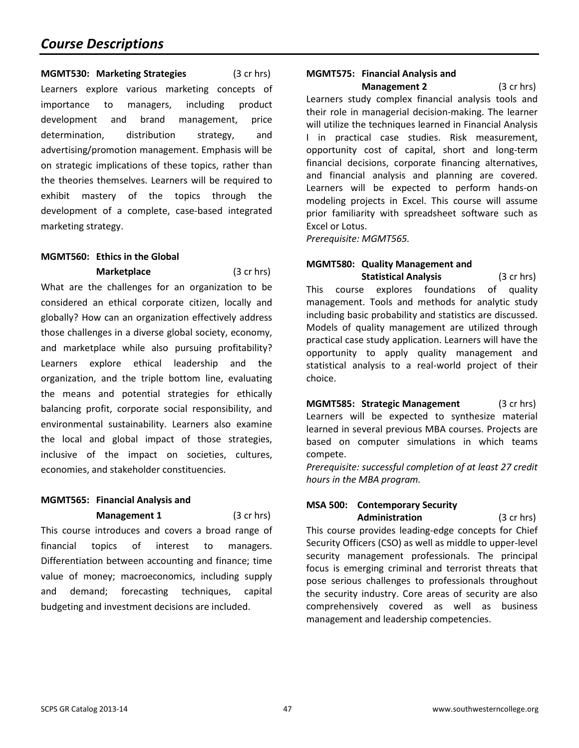## Course Descriptions

**MGMT530: Marketing Strategies** (3 cr hrs)

Learners explore various marketing concepts of importance to managers, including product development and brand management, price determination, distribution strategy, and advertising/promotion management. Emphasis will be on strategic implications of these topics, rather than the theories themselves. Learners will be required to exhibit mastery of the topics through the development of a complete, case-based integrated marketing strategy.

**MGMT560: Ethics in the Global Marketplace** (3 cr hrs)

What are the challenges for an organization to be considered an ethical corporate citizen, locally and globally? How can an organization effectively address those challenges in a diverse global society, economy, and marketplace while also pursuing profitability? Learners explore ethical leadership and the organization, and the triple bottom line, evaluating the means and potential strategies for ethically balancing profit, corporate social responsibility, and environmental sustainability. Learners also examine the local and global impact of those strategies, inclusive of the impact on societies, cultures, economies, and stakeholder constituencies.

**MGMT565: Financial Analysis and Management 1** (3 cr hrs)

This course introduces and covers a broad range of financial topics of interest to managers. Differentiation between accounting and finance; time value of money; macroeconomics, including supply and demand; forecasting techniques, capital budgeting and investment decisions are included.

**MGMT575: Financial Analysis and Management 2** (3 cr hrs)

Learners study complex financial analysis tools and their role in managerial decision-making. The learner will utilize the techniques learned in Financial Analysis I in practical case studies. Risk measurement, opportunity cost of capital, short and long-term financial decisions, corporate financing alternatives, and financial analysis and planning are covered. Learners will be expected to perform hands-on modeling projects in Excel. This course will assume prior familiarity with spreadsheet software such as Excel or Lotus.

*Prerequisite: MGMT565.*

**MGMT580: Quality Management and Statistical Analysis** (3 cr hrs)

This course explores foundations of quality management. Tools and methods for analytic study including basic probability and statistics are discussed. Models of quality management are utilized through practical case study application. Learners will have the opportunity to apply quality management and statistical analysis to a real-world project of their choice.

**MGMT585: Strategic Management** (3 cr hrs)

Learners will be expected to synthesize material learned in several previous MBA courses. Projects are based on computer simulations in which teams compete.

*Prerequisite: successful completion of at least 27 credit hours in the MBA program.*

**MSA 500: Contemporary Security Administration** (3 cr hrs)

This course provides leading-edge concepts for Chief Security Officers (CSO) as well as middle to upper-level security management professionals. The principal focus is emerging criminal and terrorist threats that pose serious challenges to professionals throughout the security industry. Core areas of security are also comprehensively covered as well as business management and leadership competencies.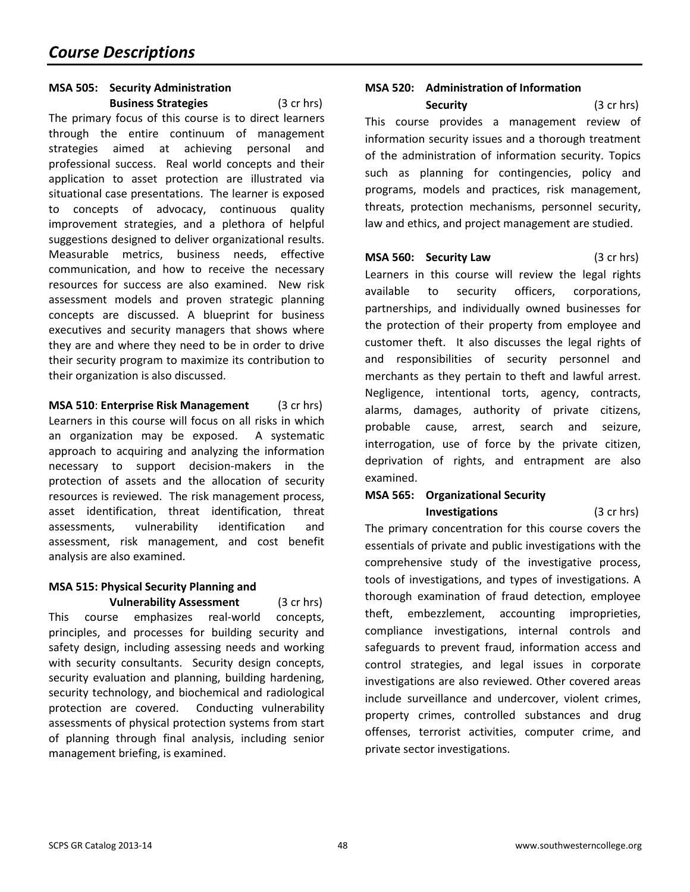## *Course Descriptions*

**MSA 505: Security Administration Business Strategies** (3 cr hrs)

The primary focus of this course is to direct learners through the entire continuum of management strategies aimed at achieving personal and professional success. Real world concepts and their application to asset protection are illustrated via situational case presentations. The learner is exposed to concepts of advocacy, continuous quality improvement strategies, and a plethora of helpful suggestions designed to deliver organizational results. Measurable metrics, business needs, effective communication, and how to receive the necessary resources for success are also examined. New risk assessment models and proven strategic planning concepts are discussed. A blueprint for business executives and security managers that shows where they are and where they need to be in order to drive their security program to maximize its contribution to their organization is also discussed.

**MSA 510**: **Enterprise Risk Management** (3 cr hrs)

Learners in this course will focus on all risks in which an organization may be exposed. A systematic approach to acquiring and analyzing the information necessary to support decision-makers in the protection of assets and the allocation of security resources is reviewed. The risk management process, asset identification, threat identification, threat assessments, vulnerability identification and assessment, risk management, and cost benefit analysis are also examined.

**MSA 515: Physical Security Planning and Vulnerability Assessment** (3 cr hrs)

This course emphasizes real-world concepts, principles, and processes for building security and safety design, including assessing needs and working with security consultants. Security design concepts, security evaluation and planning, building hardening, security technology, and biochemical and radiological protection are covered. Conducting vulnerability assessments of physical protection systems from start of planning through final analysis, including senior management briefing, is examined.

**MSA 520: Administration of Information Security** (3 cr hrs)

This course provides a management review of information security issues and a thorough treatment of the administration of information security. Topics such as planning for contingencies, policy and programs, models and practices, risk management, threats, protection mechanisms, personnel security, law and ethics, and project management are studied.

**MSA 560: Security Law** (3 cr hrs)

Learners in this course will review the legal rights available to security officers, corporations, partnerships, and individually owned businesses for the protection of their property from employee and customer theft. It also discusses the legal rights of and responsibilities of security personnel and merchants as they pertain to theft and lawful arrest. Negligence, intentional torts, agency, contracts, alarms, damages, authority of private citizens, probable cause, arrest, search and seizure, interrogation, use of force by the private citizen, deprivation of rights, and entrapment are also examined.

**MSA 565: Organizational Security Investigations** (3 cr hrs)

The primary concentration for this course covers the essentials of private and public investigations with the comprehensive study of the investigative process, tools of investigations, and types of investigations. A thorough examination of fraud detection, employee theft, embezzlement, accounting improprieties, compliance investigations, internal controls and safeguards to prevent fraud, information access and control strategies, and legal issues in corporate investigations are also reviewed. Other covered areas include surveillance and undercover, violent crimes, property crimes, controlled substances and drug offenses, terrorist activities, computer crime, and private sector investigations.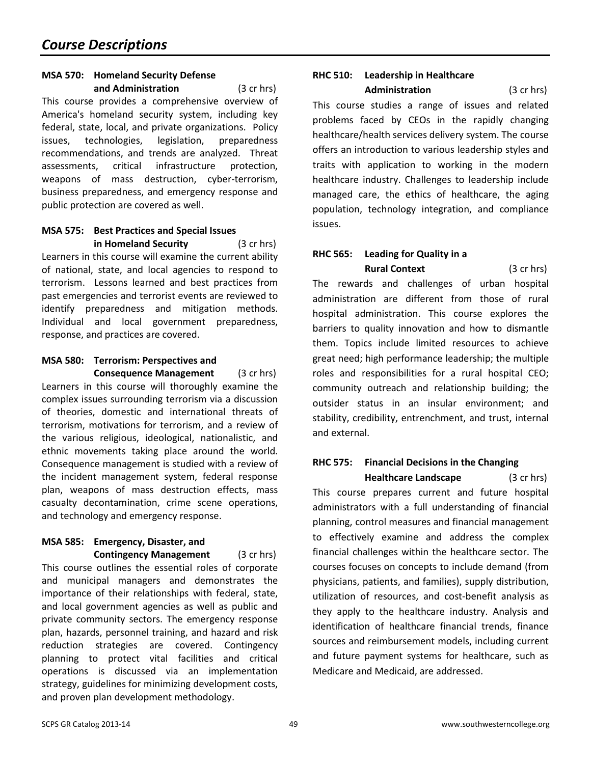## Course Descriptions

**MSA 570: Homeland Security Defense and Administration** (3 cr hrs)

This course provides a comprehensive overview of America's homeland security system, including key federal, state, local, and private organizations. Policy issues, technologies, legislation, preparedness recommendations, and trends are analyzed. Threat assessments, critical infrastructure protection, weapons of mass destruction, cyber-terrorism, business preparedness, and emergency response and public protection are covered as well.

**MSA 575: Best Practices and Special Issues in Homeland Security** (3 cr hrs)

Learners in this course will examine the current ability of national, state, and local agencies to respond to terrorism. Lessons learned and best practices from past emergencies and terrorist events are reviewed to identify preparedness and mitigation methods. Individual and local government preparedness, response, and practices are covered.

**MSA 580: Terrorism: Perspectives and Consequence Management** (3 cr hrs)

Learners in this course will thoroughly examine the complex issues surrounding terrorism via a discussion of theories, domestic and international threats of terrorism, motivations for terrorism, and a review of the various religious, ideological, nationalistic, and ethnic movements taking place around the world. Consequence management is studied with a review of the incident management system, federal response plan, weapons of mass destruction effects, mass casualty decontamination, crime scene operations, and technology and emergency response.

**MSA 585: Emergency, Disaster, and Contingency Management** (3 cr hrs)

This course outlines the essential roles of corporate and municipal managers and demonstrates the importance of their relationships with federal, state, and local government agencies as well as public and private community sectors. The emergency response plan, hazards, personnel training, and hazard and risk reduction strategies are covered. Contingency planning to protect vital facilities and critical operations is discussed via an implementation strategy, guidelines for minimizing development costs, and proven plan development methodology.

**RHC 510: Leadership in Healthcare Administration** (3 cr hrs)

This course studies a range of issues and related problems faced by CEOs in the rapidly changing healthcare/health services delivery system. The course offers an introduction to various leadership styles and traits with application to working in the modern healthcare industry. Challenges to leadership include managed care, the ethics of healthcare, the aging population, technology integration, and compliance issues.

**RHC 565: Leading for Quality in a Rural Context** (3 cr hrs)

The rewards and challenges of urban hospital administration are different from those of rural hospital administration. This course explores the barriers to quality innovation and how to dismantle them. Topics include limited resources to achieve great need; high performance leadership; the multiple roles and responsibilities for a rural hospital CEO; community outreach and relationship building; the outsider status in an insular environment; and stability, credibility, entrenchment, and trust, internal and external.

**RHC 575: Financial Decisions in the Changing Healthcare Landscape** (3 cr hrs)

This course prepares current and future hospital administrators with a full understanding of financial planning, control measures and financial management to effectively examine and address the complex financial challenges within the healthcare sector. The courses focuses on concepts to include demand (from physicians, patients, and families), supply distribution, utilization of resources, and cost-benefit analysis as they apply to the healthcare industry. Analysis and identification of healthcare financial trends, finance sources and reimbursement models, including current and future payment systems for healthcare, such as Medicare and Medicaid, are addressed.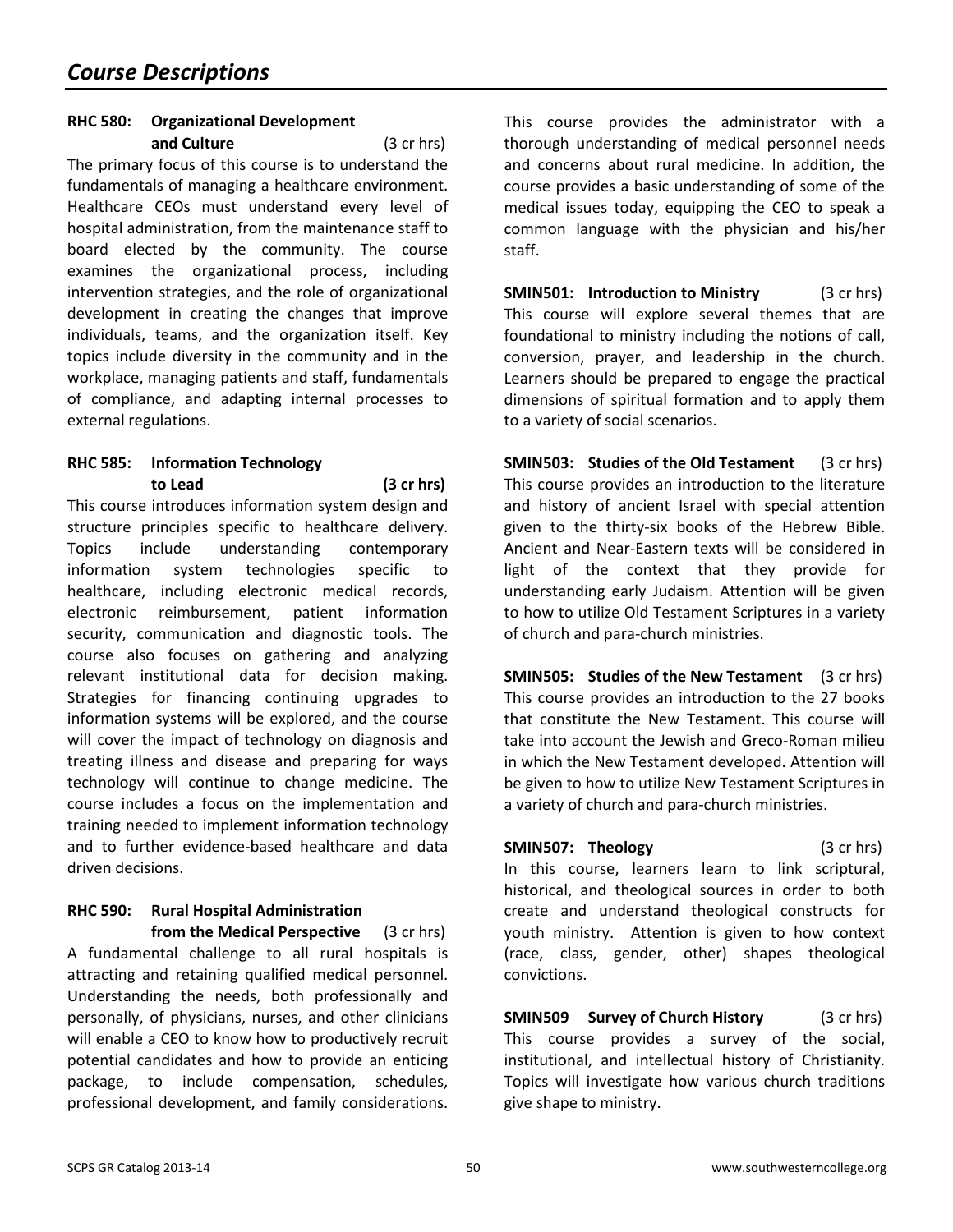# Course Descriptions

**RHC 580: Organizational Development and Culture** (3 cr hrs)
The primary focus of this course is to understand the fundamentals of managing a healthcare environment. Healthcare CEOs must understand every level of hospital administration, from the maintenance staff to board elected by the community. The course examines the organizational process, including intervention strategies, and the role of organizational development in creating the changes that improve individuals, teams, and the organization itself. Key topics include diversity in the community and in the workplace, managing patients and staff, fundamentals of compliance, and adapting internal processes to external regulations.

**RHC 585: Information Technology to Lead** **(3 cr hrs)**
This course introduces information system design and structure principles specific to healthcare delivery. Topics include understanding contemporary information system technologies specific to healthcare, including electronic medical records, electronic reimbursement, patient information security, communication and diagnostic tools. The course also focuses on gathering and analyzing relevant institutional data for decision making. Strategies for financing continuing upgrades to information systems will be explored, and the course will cover the impact of technology on diagnosis and treating illness and disease and preparing for ways technology will continue to change medicine. The course includes a focus on the implementation and training needed to implement information technology and to further evidence-based healthcare and data driven decisions.

**RHC 590: Rural Hospital Administration from the Medical Perspective** (3 cr hrs)
A fundamental challenge to all rural hospitals is attracting and retaining qualified medical personnel. Understanding the needs, both professionally and personally, of physicians, nurses, and other clinicians will enable a CEO to know how to productively recruit potential candidates and how to provide an enticing package, to include compensation, schedules, professional development, and family considerations. This course provides the administrator with a thorough understanding of medical personnel needs and concerns about rural medicine. In addition, the course provides a basic understanding of some of the medical issues today, equipping the CEO to speak a common language with the physician and his/her staff.

**SMIN501: Introduction to Ministry** (3 cr hrs)
This course will explore several themes that are foundational to ministry including the notions of call, conversion, prayer, and leadership in the church. Learners should be prepared to engage the practical dimensions of spiritual formation and to apply them to a variety of social scenarios.

**SMIN503: Studies of the Old Testament** (3 cr hrs)
This course provides an introduction to the literature and history of ancient Israel with special attention given to the thirty-six books of the Hebrew Bible. Ancient and Near-Eastern texts will be considered in light of the context that they provide for understanding early Judaism. Attention will be given to how to utilize Old Testament Scriptures in a variety of church and para-church ministries.

**SMIN505: Studies of the New Testament** (3 cr hrs)
This course provides an introduction to the 27 books that constitute the New Testament. This course will take into account the Jewish and Greco-Roman milieu in which the New Testament developed. Attention will be given to how to utilize New Testament Scriptures in a variety of church and para-church ministries.

**SMIN507: Theology** (3 cr hrs)
In this course, learners learn to link scriptural, historical, and theological sources in order to both create and understand theological constructs for youth ministry. Attention is given to how context (race, class, gender, other) shapes theological convictions.

**SMIN509 Survey of Church History** (3 cr hrs)
This course provides a survey of the social, institutional, and intellectual history of Christianity. Topics will investigate how various church traditions give shape to ministry.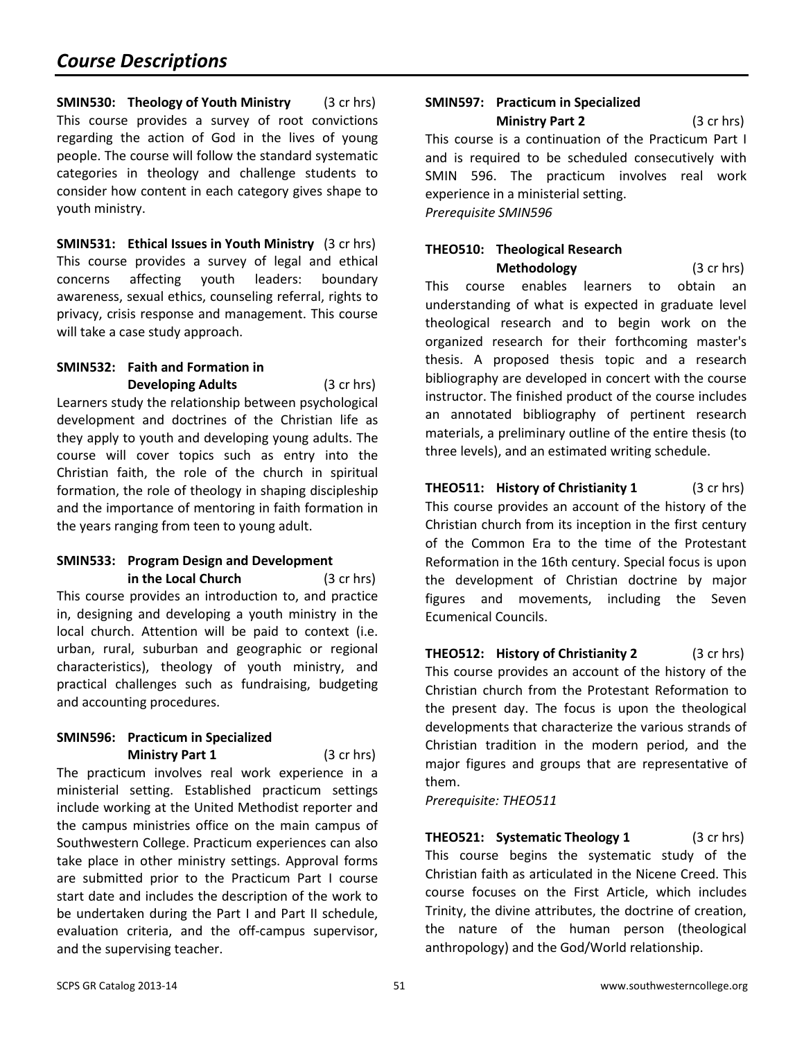## Course Descriptions

**SMIN530: Theology of Youth Ministry** (3 cr hrs)
This course provides a survey of root convictions regarding the action of God in the lives of young people. The course will follow the standard systematic categories in theology and challenge students to consider how content in each category gives shape to youth ministry.

**SMIN531: Ethical Issues in Youth Ministry** (3 cr hrs)
This course provides a survey of legal and ethical concerns affecting youth leaders: boundary awareness, sexual ethics, counseling referral, rights to privacy, crisis response and management. This course will take a case study approach.

**SMIN532: Faith and Formation in Developing Adults** (3 cr hrs)
Learners study the relationship between psychological development and doctrines of the Christian life as they apply to youth and developing young adults. The course will cover topics such as entry into the Christian faith, the role of the church in spiritual formation, the role of theology in shaping discipleship and the importance of mentoring in faith formation in the years ranging from teen to young adult.

**SMIN533: Program Design and Development in the Local Church** (3 cr hrs)
This course provides an introduction to, and practice in, designing and developing a youth ministry in the local church. Attention will be paid to context (i.e. urban, rural, suburban and geographic or regional characteristics), theology of youth ministry, and practical challenges such as fundraising, budgeting and accounting procedures.

**SMIN596: Practicum in Specialized Ministry Part 1** (3 cr hrs)
The practicum involves real work experience in a ministerial setting. Established practicum settings include working at the United Methodist reporter and the campus ministries office on the main campus of Southwestern College. Practicum experiences can also take place in other ministry settings. Approval forms are submitted prior to the Practicum Part I course start date and includes the description of the work to be undertaken during the Part I and Part II schedule, evaluation criteria, and the off-campus supervisor, and the supervising teacher.

**SMIN597: Practicum in Specialized Ministry Part 2** (3 cr hrs)
This course is a continuation of the Practicum Part I and is required to be scheduled consecutively with SMIN 596. The practicum involves real work experience in a ministerial setting.
*Prerequisite SMIN596*

**THEO510: Theological Research Methodology** (3 cr hrs)
This course enables learners to obtain an understanding of what is expected in graduate level theological research and to begin work on the organized research for their forthcoming master's thesis. A proposed thesis topic and a research bibliography are developed in concert with the course instructor. The finished product of the course includes an annotated bibliography of pertinent research materials, a preliminary outline of the entire thesis (to three levels), and an estimated writing schedule.

**THEO511: History of Christianity 1** (3 cr hrs)
This course provides an account of the history of the Christian church from its inception in the first century of the Common Era to the time of the Protestant Reformation in the 16th century. Special focus is upon the development of Christian doctrine by major figures and movements, including the Seven Ecumenical Councils.

**THEO512: History of Christianity 2** (3 cr hrs)
This course provides an account of the history of the Christian church from the Protestant Reformation to the present day. The focus is upon the theological developments that characterize the various strands of Christian tradition in the modern period, and the major figures and groups that are representative of them.
*Prerequisite: THEO511*

**THEO521: Systematic Theology 1** (3 cr hrs)
This course begins the systematic study of the Christian faith as articulated in the Nicene Creed. This course focuses on the First Article, which includes Trinity, the divine attributes, the doctrine of creation, the nature of the human person (theological anthropology) and the God/World relationship.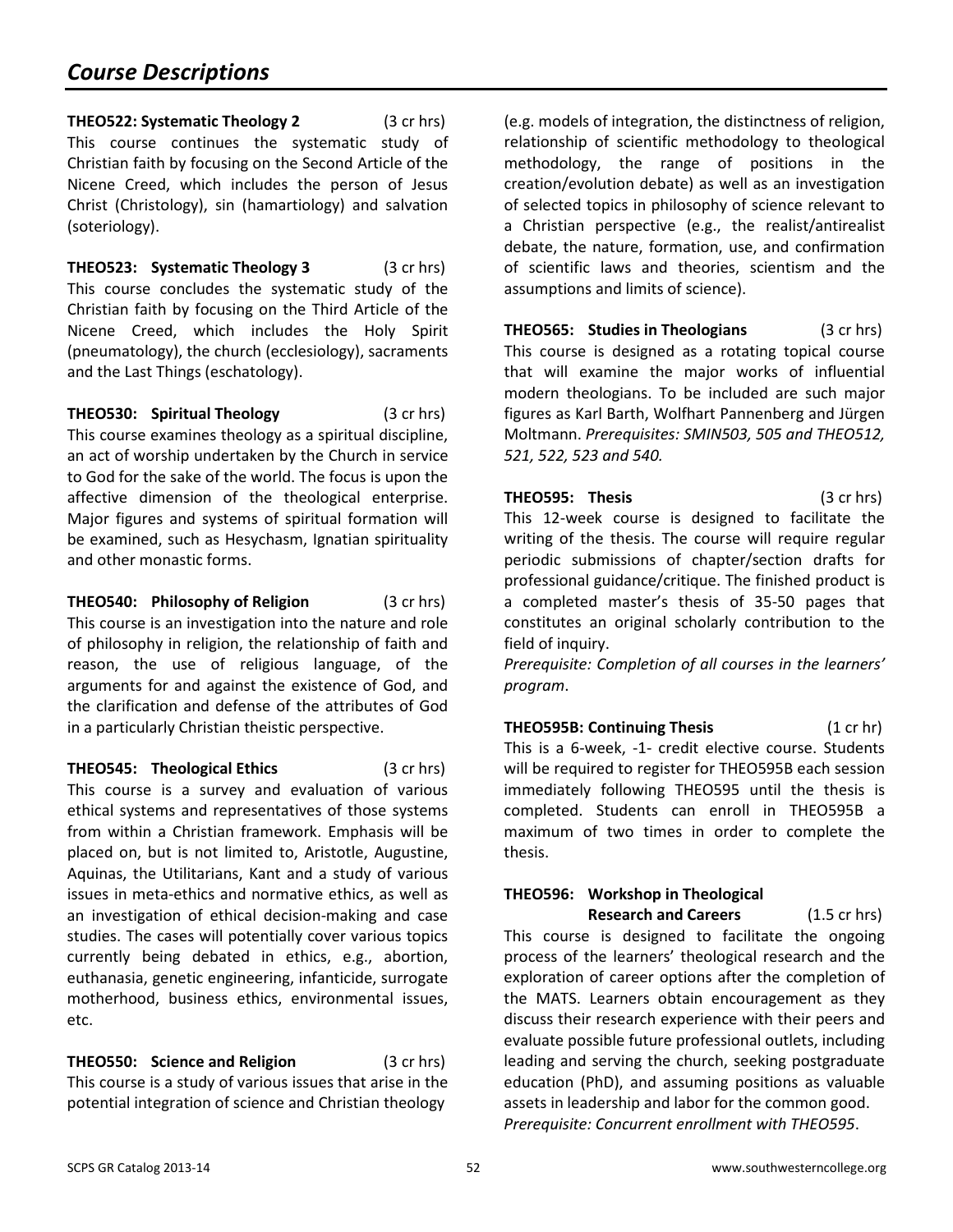# Course Descriptions

**THEO522: Systematic Theology 2** (3 cr hrs)
This course continues the systematic study of Christian faith by focusing on the Second Article of the Nicene Creed, which includes the person of Jesus Christ (Christology), sin (hamartiology) and salvation (soteriology).

**THEO523: Systematic Theology 3** (3 cr hrs)
This course concludes the systematic study of the Christian faith by focusing on the Third Article of the Nicene Creed, which includes the Holy Spirit (pneumatology), the church (ecclesiology), sacraments and the Last Things (eschatology).

**THEO530: Spiritual Theology** (3 cr hrs)
This course examines theology as a spiritual discipline, an act of worship undertaken by the Church in service to God for the sake of the world. The focus is upon the affective dimension of the theological enterprise. Major figures and systems of spiritual formation will be examined, such as Hesychasm, Ignatian spirituality and other monastic forms.

**THEO540: Philosophy of Religion** (3 cr hrs)
This course is an investigation into the nature and role of philosophy in religion, the relationship of faith and reason, the use of religious language, of the arguments for and against the existence of God, and the clarification and defense of the attributes of God in a particularly Christian theistic perspective.

**THEO545: Theological Ethics** (3 cr hrs)
This course is a survey and evaluation of various ethical systems and representatives of those systems from within a Christian framework. Emphasis will be placed on, but is not limited to, Aristotle, Augustine, Aquinas, the Utilitarians, Kant and a study of various issues in meta-ethics and normative ethics, as well as an investigation of ethical decision-making and case studies. The cases will potentially cover various topics currently being debated in ethics, e.g., abortion, euthanasia, genetic engineering, infanticide, surrogate motherhood, business ethics, environmental issues, etc.

**THEO550: Science and Religion** (3 cr hrs)
This course is a study of various issues that arise in the potential integration of science and Christian theology (e.g. models of integration, the distinctness of religion, relationship of scientific methodology to theological methodology, the range of positions in the creation/evolution debate) as well as an investigation of selected topics in philosophy of science relevant to a Christian perspective (e.g., the realist/antirealist debate, the nature, formation, use, and confirmation of scientific laws and theories, scientism and the assumptions and limits of science).

**THEO565: Studies in Theologians** (3 cr hrs)
This course is designed as a rotating topical course that will examine the major works of influential modern theologians. To be included are such major figures as Karl Barth, Wolfhart Pannenberg and Jürgen Moltmann. *Prerequisites: SMIN503, 505 and THEO512, 521, 522, 523 and 540.*

**THEO595: Thesis** (3 cr hrs)
This 12-week course is designed to facilitate the writing of the thesis. The course will require regular periodic submissions of chapter/section drafts for professional guidance/critique. The finished product is a completed master's thesis of 35-50 pages that constitutes an original scholarly contribution to the field of inquiry.
*Prerequisite: Completion of all courses in the learners' program*.

**THEO595B: Continuing Thesis** (1 cr hr)
This is a 6-week, -1- credit elective course. Students will be required to register for THEO595B each session immediately following THEO595 until the thesis is completed. Students can enroll in THEO595B a maximum of two times in order to complete the thesis.

**THEO596: Workshop in Theological Research and Careers** (1.5 cr hrs)
This course is designed to facilitate the ongoing process of the learners' theological research and the exploration of career options after the completion of the MATS. Learners obtain encouragement as they discuss their research experience with their peers and evaluate possible future professional outlets, including leading and serving the church, seeking postgraduate education (PhD), and assuming positions as valuable assets in leadership and labor for the common good.
*Prerequisite: Concurrent enrollment with THEO595*.